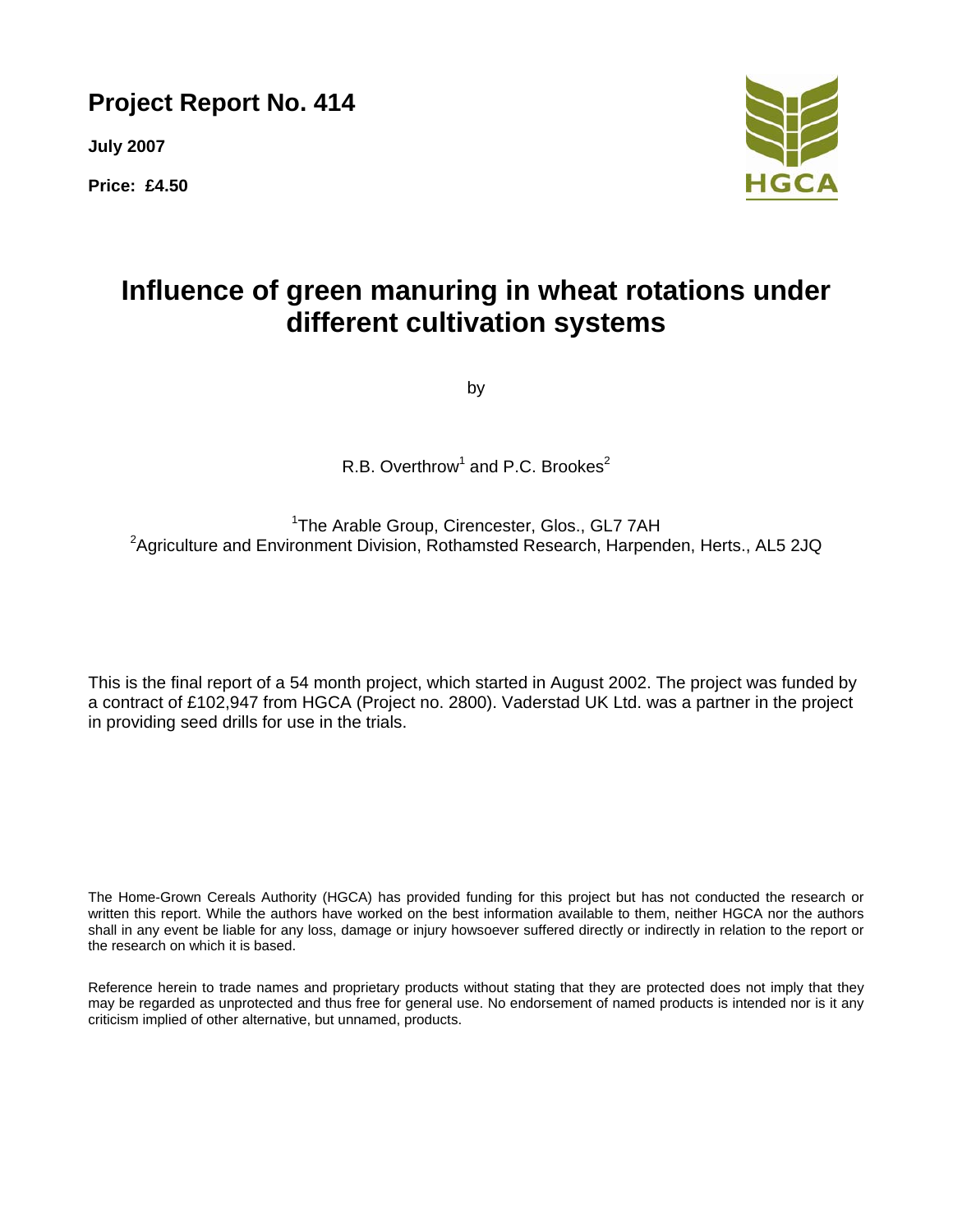**Project Report No. 414**

**July 2007**

**Price: £4.50**

HGCA

# Influence of green manuring in wheat rotations under different cultivation systems

by

R.B. Overthrow[1] and P.C. Brookes[2]

[1]The Arable Group, Cirencester, Glos., GL7 7AH
[2]Agriculture and Environment Division, Rothamsted Research, Harpenden, Herts., AL5 2JQ

This is the final report of a 54 month project, which started in August 2002. The project was funded by a contract of £102,947 from HGCA (Project no. 2800). Vaderstad UK Ltd. was a partner in the project in providing seed drills for use in the trials.

The Home-Grown Cereals Authority (HGCA) has provided funding for this project but has not conducted the research or written this report. While the authors have worked on the best information available to them, neither HGCA nor the authors shall in any event be liable for any loss, damage or injury howsoever suffered directly or indirectly in relation to the report or the research on which it is based.

Reference herein to trade names and proprietary products without stating that they are protected does not imply that they may be regarded as unprotected and thus free for general use. No endorsement of named products is intended nor is it any criticism implied of other alternative, but unnamed, products.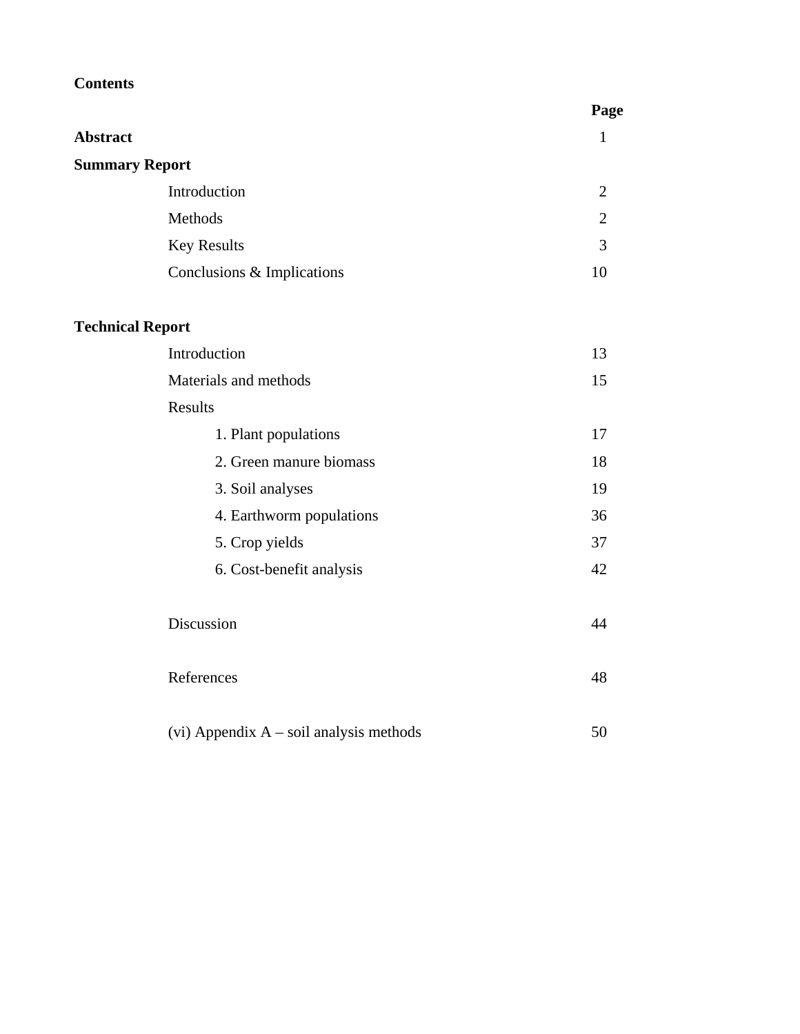**Contents**

| | Page |
|---|---|
| **Abstract** | 1 |
| **Summary Report** | |
| Introduction | 2 |
| Methods | 2 |
| Key Results | 3 |
| Conclusions & Implications | 10 |
| **Technical Report** | |
| Introduction | 13 |
| Materials and methods | 15 |
| Results | |
| 1. Plant populations | 17 |
| 2. Green manure biomass | 18 |
| 3. Soil analyses | 19 |
| 4. Earthworm populations | 36 |
| 5. Crop yields | 37 |
| 6. Cost-benefit analysis | 42 |
| Discussion | 44 |
| References | 48 |
| (vi) Appendix A – soil analysis methods | 50 |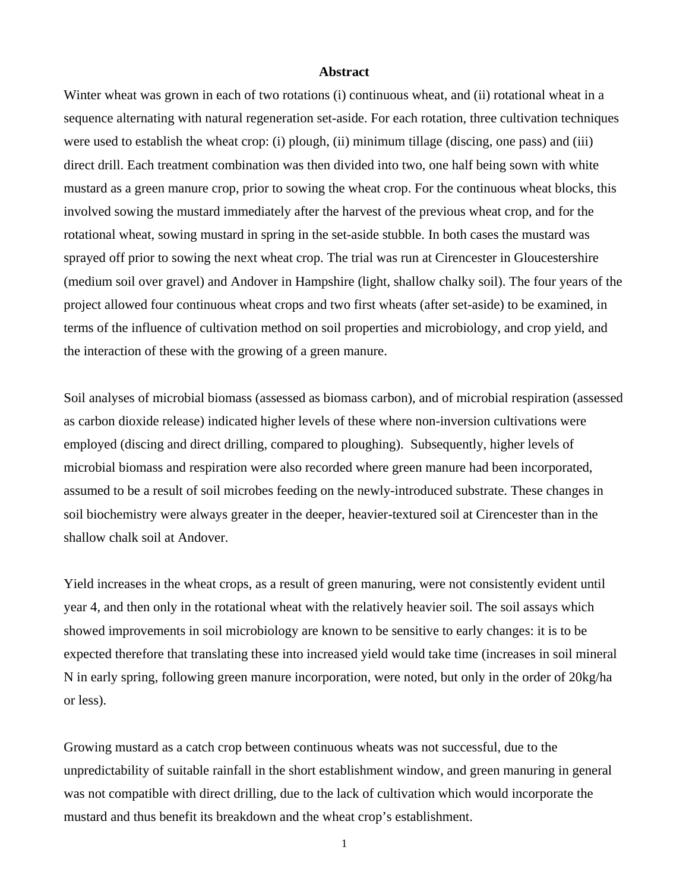## Abstract

Winter wheat was grown in each of two rotations (i) continuous wheat, and (ii) rotational wheat in a sequence alternating with natural regeneration set-aside. For each rotation, three cultivation techniques were used to establish the wheat crop: (i) plough, (ii) minimum tillage (discing, one pass) and (iii) direct drill. Each treatment combination was then divided into two, one half being sown with white mustard as a green manure crop, prior to sowing the wheat crop. For the continuous wheat blocks, this involved sowing the mustard immediately after the harvest of the previous wheat crop, and for the rotational wheat, sowing mustard in spring in the set-aside stubble. In both cases the mustard was sprayed off prior to sowing the next wheat crop. The trial was run at Cirencester in Gloucestershire (medium soil over gravel) and Andover in Hampshire (light, shallow chalky soil). The four years of the project allowed four continuous wheat crops and two first wheats (after set-aside) to be examined, in terms of the influence of cultivation method on soil properties and microbiology, and crop yield, and the interaction of these with the growing of a green manure.

Soil analyses of microbial biomass (assessed as biomass carbon), and of microbial respiration (assessed as carbon dioxide release) indicated higher levels of these where non-inversion cultivations were employed (discing and direct drilling, compared to ploughing). Subsequently, higher levels of microbial biomass and respiration were also recorded where green manure had been incorporated, assumed to be a result of soil microbes feeding on the newly-introduced substrate. These changes in soil biochemistry were always greater in the deeper, heavier-textured soil at Cirencester than in the shallow chalk soil at Andover.

Yield increases in the wheat crops, as a result of green manuring, were not consistently evident until year 4, and then only in the rotational wheat with the relatively heavier soil. The soil assays which showed improvements in soil microbiology are known to be sensitive to early changes: it is to be expected therefore that translating these into increased yield would take time (increases in soil mineral N in early spring, following green manure incorporation, were noted, but only in the order of 20kg/ha or less).

Growing mustard as a catch crop between continuous wheats was not successful, due to the unpredictability of suitable rainfall in the short establishment window, and green manuring in general was not compatible with direct drilling, due to the lack of cultivation which would incorporate the mustard and thus benefit its breakdown and the wheat crop's establishment.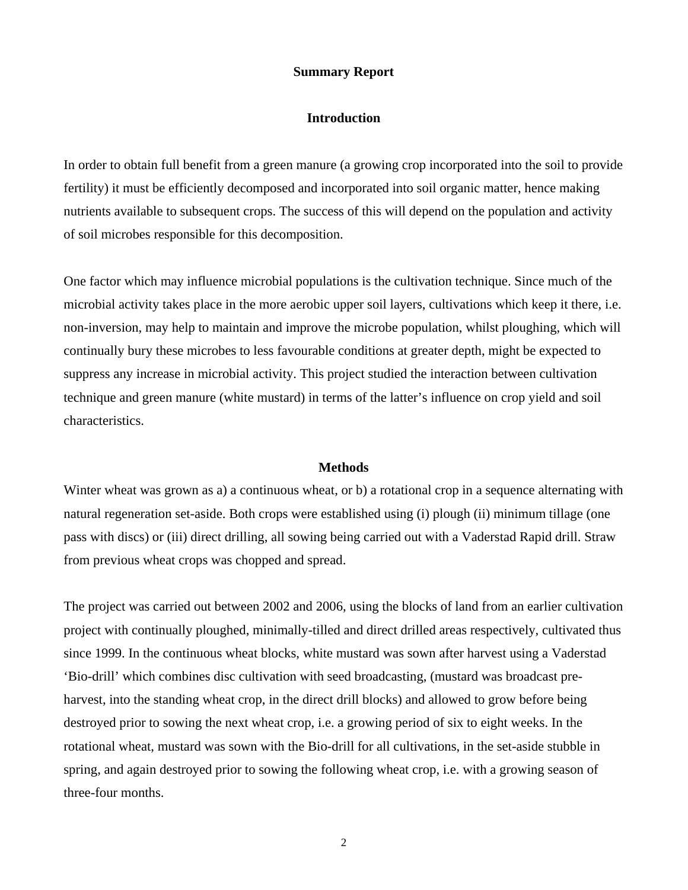## Summary Report

### Introduction

In order to obtain full benefit from a green manure (a growing crop incorporated into the soil to provide fertility) it must be efficiently decomposed and incorporated into soil organic matter, hence making nutrients available to subsequent crops. The success of this will depend on the population and activity of soil microbes responsible for this decomposition.

One factor which may influence microbial populations is the cultivation technique. Since much of the microbial activity takes place in the more aerobic upper soil layers, cultivations which keep it there, i.e. non-inversion, may help to maintain and improve the microbe population, whilst ploughing, which will continually bury these microbes to less favourable conditions at greater depth, might be expected to suppress any increase in microbial activity. This project studied the interaction between cultivation technique and green manure (white mustard) in terms of the latter's influence on crop yield and soil characteristics.

### Methods

Winter wheat was grown as a) a continuous wheat, or b) a rotational crop in a sequence alternating with natural regeneration set-aside. Both crops were established using (i) plough (ii) minimum tillage (one pass with discs) or (iii) direct drilling, all sowing being carried out with a Vaderstad Rapid drill. Straw from previous wheat crops was chopped and spread.

The project was carried out between 2002 and 2006, using the blocks of land from an earlier cultivation project with continually ploughed, minimally-tilled and direct drilled areas respectively, cultivated thus since 1999. In the continuous wheat blocks, white mustard was sown after harvest using a Vaderstad 'Bio-drill' which combines disc cultivation with seed broadcasting, (mustard was broadcast pre-harvest, into the standing wheat crop, in the direct drill blocks) and allowed to grow before being destroyed prior to sowing the next wheat crop, i.e. a growing period of six to eight weeks. In the rotational wheat, mustard was sown with the Bio-drill for all cultivations, in the set-aside stubble in spring, and again destroyed prior to sowing the following wheat crop, i.e. with a growing season of three-four months.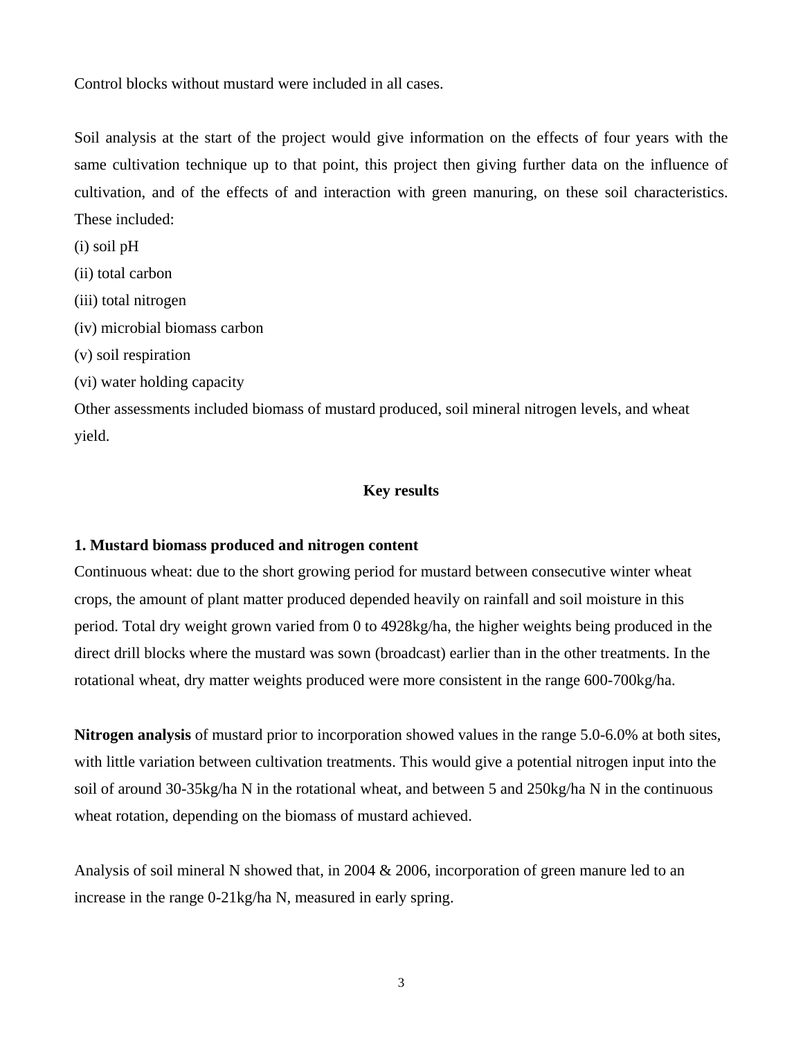Control blocks without mustard were included in all cases.

Soil analysis at the start of the project would give information on the effects of four years with the same cultivation technique up to that point, this project then giving further data on the influence of cultivation, and of the effects of and interaction with green manuring, on these soil characteristics. These included:

(i) soil pH

(ii) total carbon

(iii) total nitrogen

(iv) microbial biomass carbon

(v) soil respiration

(vi) water holding capacity

Other assessments included biomass of mustard produced, soil mineral nitrogen levels, and wheat yield.

## Key results

**1. Mustard biomass produced and nitrogen content**

Continuous wheat: due to the short growing period for mustard between consecutive winter wheat crops, the amount of plant matter produced depended heavily on rainfall and soil moisture in this period. Total dry weight grown varied from 0 to 4928kg/ha, the higher weights being produced in the direct drill blocks where the mustard was sown (broadcast) earlier than in the other treatments. In the rotational wheat, dry matter weights produced were more consistent in the range 600-700kg/ha.

**Nitrogen analysis** of mustard prior to incorporation showed values in the range 5.0-6.0% at both sites, with little variation between cultivation treatments. This would give a potential nitrogen input into the soil of around 30-35kg/ha N in the rotational wheat, and between 5 and 250kg/ha N in the continuous wheat rotation, depending on the biomass of mustard achieved.

Analysis of soil mineral N showed that, in 2004 & 2006, incorporation of green manure led to an increase in the range 0-21kg/ha N, measured in early spring.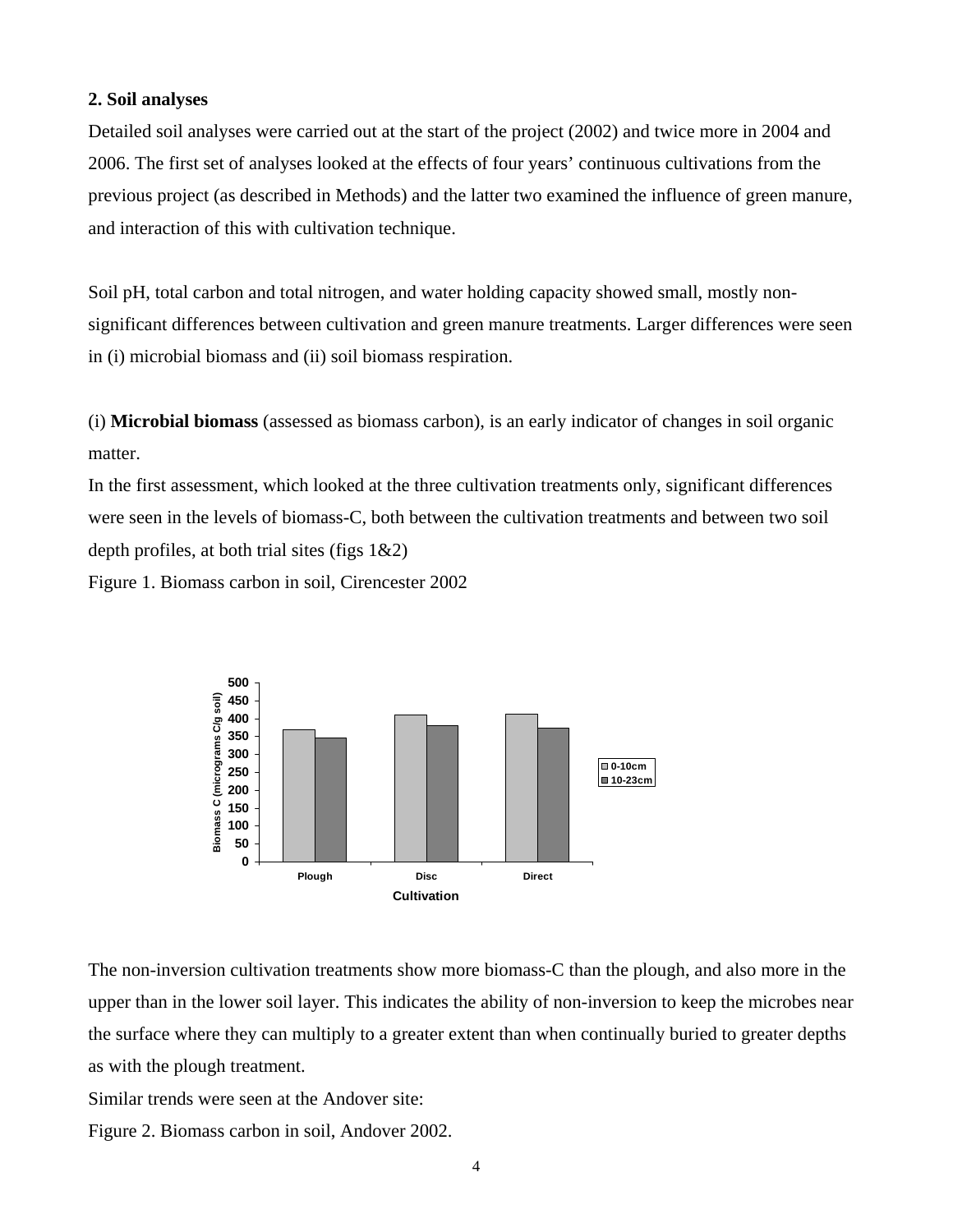**2. Soil analyses**

Detailed soil analyses were carried out at the start of the project (2002) and twice more in 2004 and 2006. The first set of analyses looked at the effects of four years' continuous cultivations from the previous project (as described in Methods) and the latter two examined the influence of green manure, and interaction of this with cultivation technique.

Soil pH, total carbon and total nitrogen, and water holding capacity showed small, mostly non-significant differences between cultivation and green manure treatments. Larger differences were seen in (i) microbial biomass and (ii) soil biomass respiration.

(i) **Microbial biomass** (assessed as biomass carbon), is an early indicator of changes in soil organic matter.

In the first assessment, which looked at the three cultivation treatments only, significant differences were seen in the levels of biomass-C, both between the cultivation treatments and between two soil depth profiles, at both trial sites (figs 1&2)

Figure 1. Biomass carbon in soil, Cirencester 2002

The non-inversion cultivation treatments show more biomass-C than the plough, and also more in the upper than in the lower soil layer. This indicates the ability of non-inversion to keep the microbes near the surface where they can multiply to a greater extent than when continually buried to greater depths as with the plough treatment.

Similar trends were seen at the Andover site:

Figure 2. Biomass carbon in soil, Andover 2002.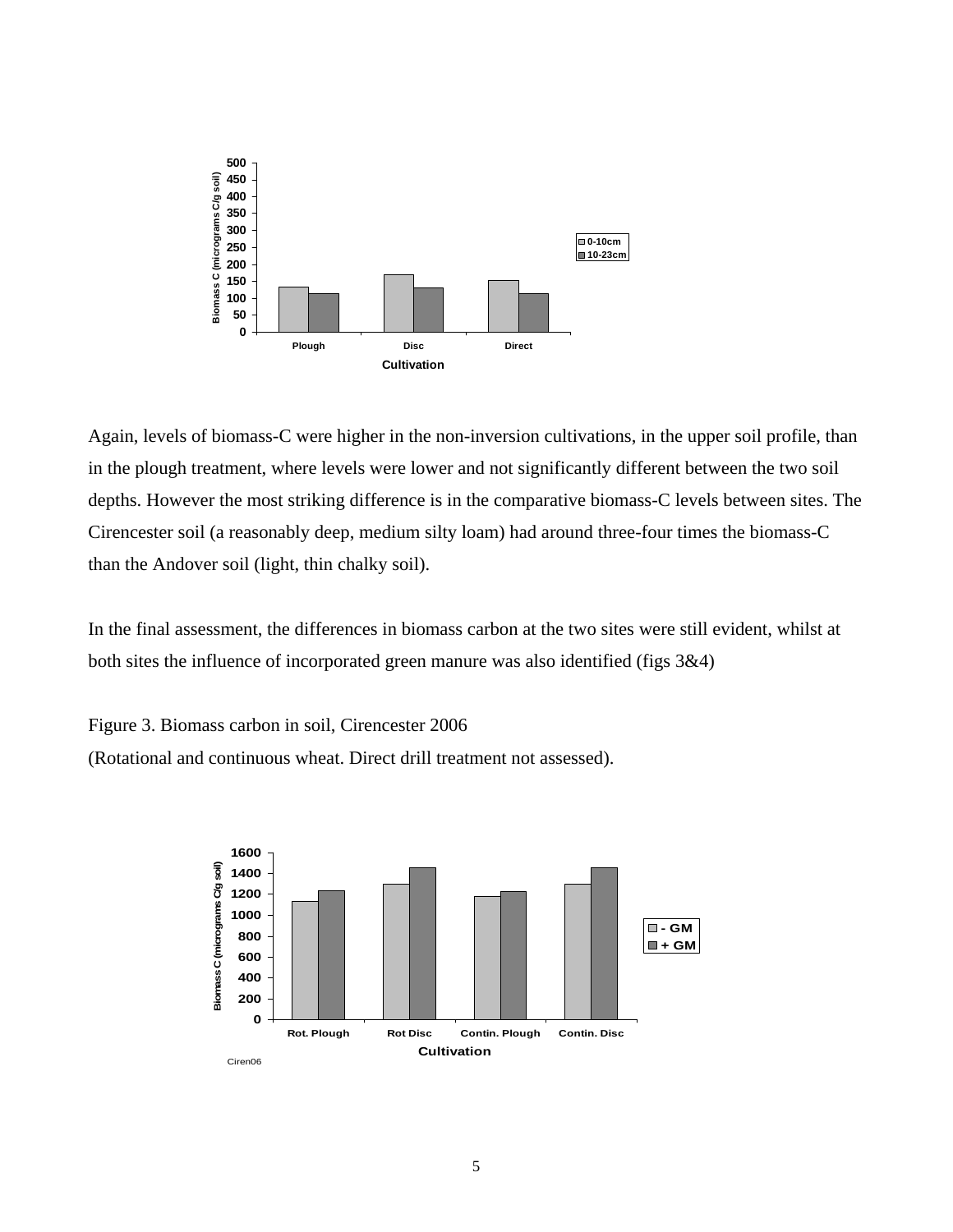Again, levels of biomass-C were higher in the non-inversion cultivations, in the upper soil profile, than in the plough treatment, where levels were lower and not significantly different between the two soil depths. However the most striking difference is in the comparative biomass-C levels between sites. The Cirencester soil (a reasonably deep, medium silty loam) had around three-four times the biomass-C than the Andover soil (light, thin chalky soil).

In the final assessment, the differences in biomass carbon at the two sites were still evident, whilst at both sites the influence of incorporated green manure was also identified (figs 3&4)

Figure 3. Biomass carbon in soil, Cirencester 2006
(Rotational and continuous wheat. Direct drill treatment not assessed).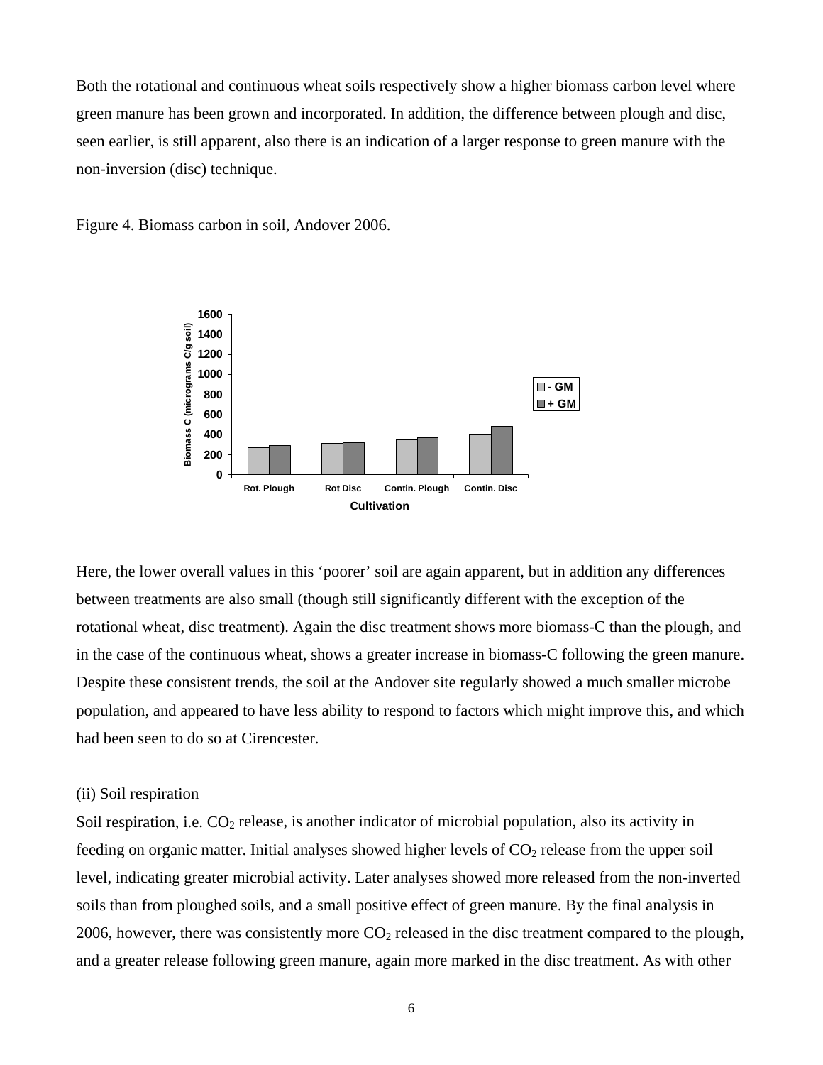Both the rotational and continuous wheat soils respectively show a higher biomass carbon level where green manure has been grown and incorporated. In addition, the difference between plough and disc, seen earlier, is still apparent, also there is an indication of a larger response to green manure with the non-inversion (disc) technique.

Figure 4. Biomass carbon in soil, Andover 2006.

Here, the lower overall values in this 'poorer' soil are again apparent, but in addition any differences between treatments are also small (though still significantly different with the exception of the rotational wheat, disc treatment). Again the disc treatment shows more biomass-C than the plough, and in the case of the continuous wheat, shows a greater increase in biomass-C following the green manure. Despite these consistent trends, the soil at the Andover site regularly showed a much smaller microbe population, and appeared to have less ability to respond to factors which might improve this, and which had been seen to do so at Cirencester.

(ii) Soil respiration

Soil respiration, i.e. $CO_2$ release, is another indicator of microbial population, also its activity in feeding on organic matter. Initial analyses showed higher levels of $CO_2$ release from the upper soil level, indicating greater microbial activity. Later analyses showed more released from the non-inverted soils than from ploughed soils, and a small positive effect of green manure. By the final analysis in 2006, however, there was consistently more $CO_2$ released in the disc treatment compared to the plough, and a greater release following green manure, again more marked in the disc treatment. As with other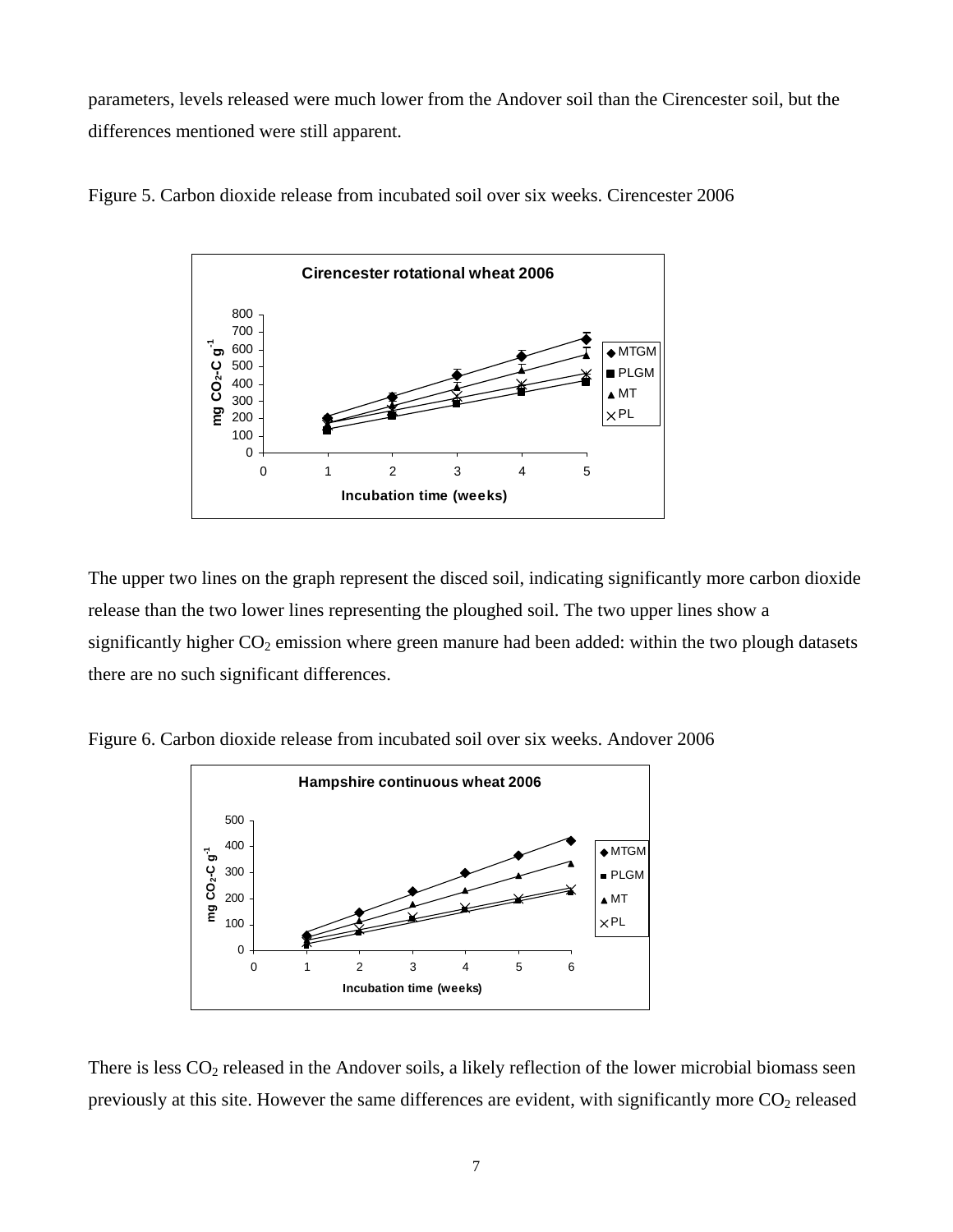parameters, levels released were much lower from the Andover soil than the Cirencester soil, but the differences mentioned were still apparent.

Figure 5. Carbon dioxide release from incubated soil over six weeks. Cirencester 2006

The upper two lines on the graph represent the disced soil, indicating significantly more carbon dioxide release than the two lower lines representing the ploughed soil. The two upper lines show a significantly higher $CO_2$ emission where green manure had been added: within the two plough datasets there are no such significant differences.

Figure 6. Carbon dioxide release from incubated soil over six weeks. Andover 2006

There is less $CO_2$ released in the Andover soils, a likely reflection of the lower microbial biomass seen previously at this site. However the same differences are evident, with significantly more $CO_2$ released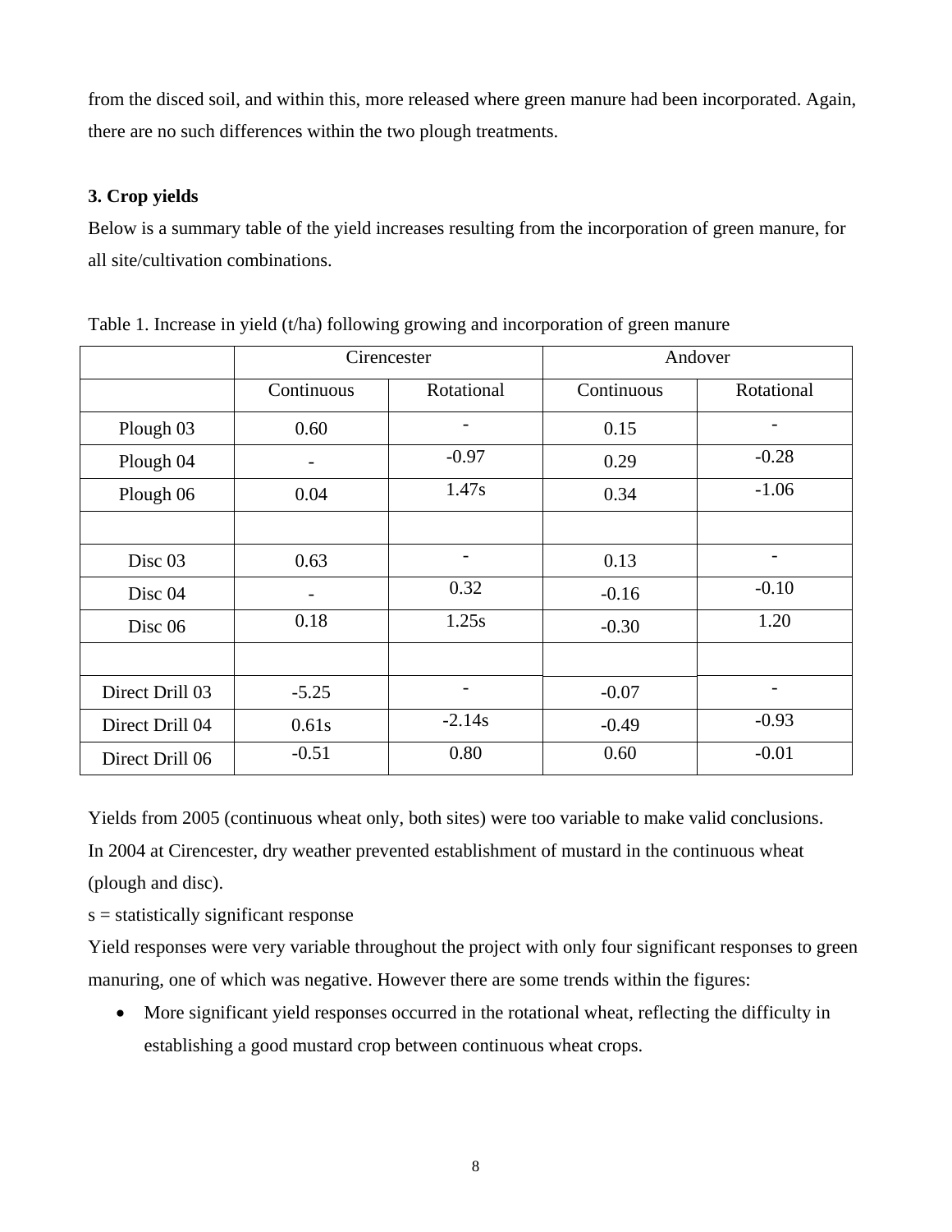from the disced soil, and within this, more released where green manure had been incorporated. Again, there are no such differences within the two plough treatments.

### 3. Crop yields

Below is a summary table of the yield increases resulting from the incorporation of green manure, for all site/cultivation combinations.

Table 1. Increase in yield (t/ha) following growing and incorporation of green manure

| | Cirencester | | Andover | |
|---|---|---|---|---|
| | Continuous | Rotational | Continuous | Rotational |
| Plough 03 | 0.60 | - | 0.15 | - |
| Plough 04 | - | -0.97 | 0.29 | -0.28 |
| Plough 06 | 0.04 | 1.47s | 0.34 | -1.06 |
| | | | | |
| Disc 03 | 0.63 | - | 0.13 | - |
| Disc 04 | - | 0.32 | -0.16 | -0.10 |
| Disc 06 | 0.18 | 1.25s | -0.30 | 1.20 |
| | | | | |
| Direct Drill 03 | -5.25 | - | -0.07 | - |
| Direct Drill 04 | 0.61s | -2.14s | -0.49 | -0.93 |
| Direct Drill 06 | -0.51 | 0.80 | 0.60 | -0.01 |

Yields from 2005 (continuous wheat only, both sites) were too variable to make valid conclusions.
In 2004 at Cirencester, dry weather prevented establishment of mustard in the continuous wheat (plough and disc).
s = statistically significant response
Yield responses were very variable throughout the project with only four significant responses to green manuring, one of which was negative. However there are some trends within the figures:

- More significant yield responses occurred in the rotational wheat, reflecting the difficulty in establishing a good mustard crop between continuous wheat crops.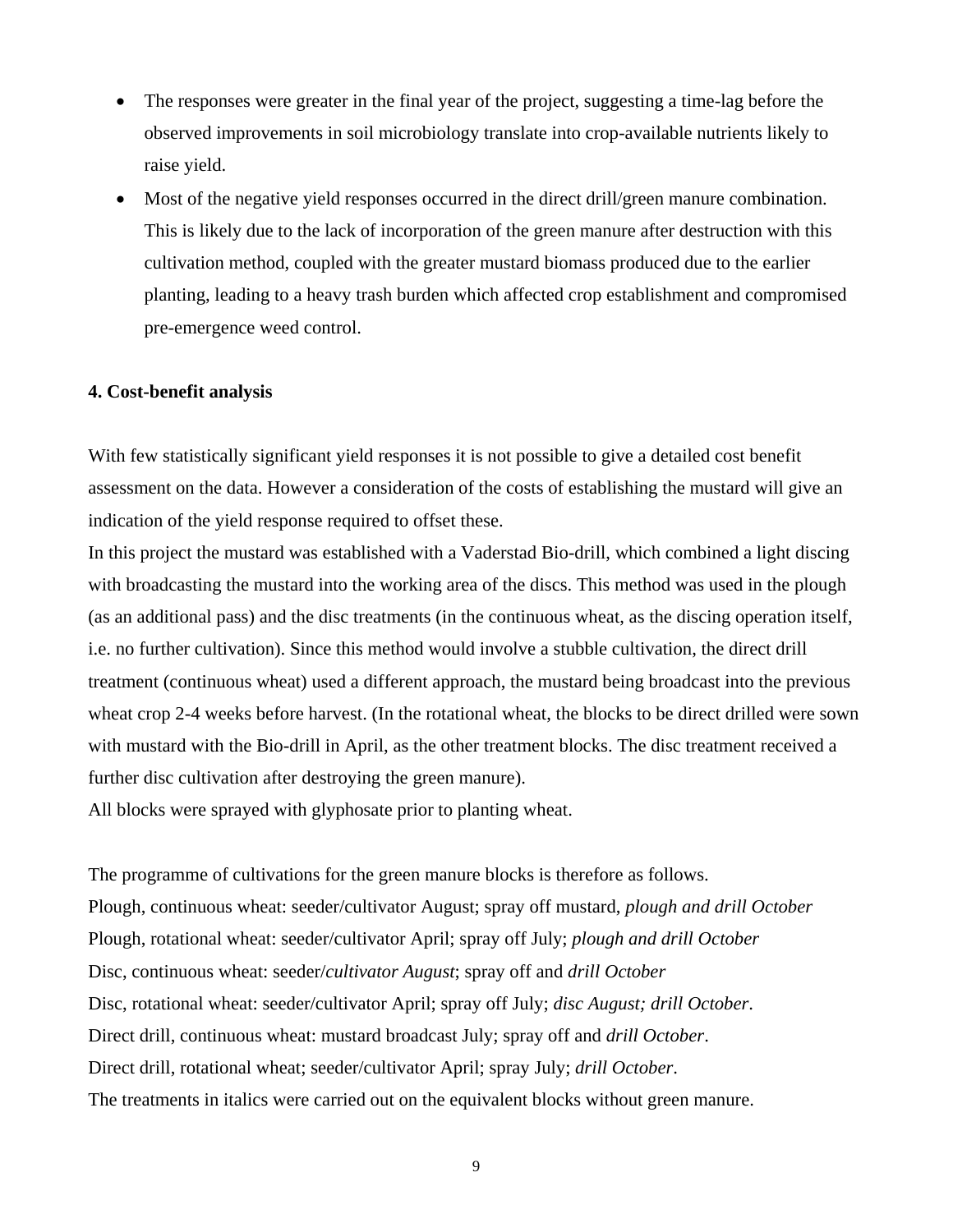- The responses were greater in the final year of the project, suggesting a time-lag before the observed improvements in soil microbiology translate into crop-available nutrients likely to raise yield.
- Most of the negative yield responses occurred in the direct drill/green manure combination. This is likely due to the lack of incorporation of the green manure after destruction with this cultivation method, coupled with the greater mustard biomass produced due to the earlier planting, leading to a heavy trash burden which affected crop establishment and compromised pre-emergence weed control.

**4. Cost-benefit analysis**

With few statistically significant yield responses it is not possible to give a detailed cost benefit assessment on the data. However a consideration of the costs of establishing the mustard will give an indication of the yield response required to offset these.
In this project the mustard was established with a Vaderstad Bio-drill, which combined a light discing with broadcasting the mustard into the working area of the discs. This method was used in the plough (as an additional pass) and the disc treatments (in the continuous wheat, as the discing operation itself, i.e. no further cultivation). Since this method would involve a stubble cultivation, the direct drill treatment (continuous wheat) used a different approach, the mustard being broadcast into the previous wheat crop 2-4 weeks before harvest. (In the rotational wheat, the blocks to be direct drilled were sown with mustard with the Bio-drill in April, as the other treatment blocks. The disc treatment received a further disc cultivation after destroying the green manure).
All blocks were sprayed with glyphosate prior to planting wheat.

The programme of cultivations for the green manure blocks is therefore as follows.
Plough, continuous wheat: seeder/cultivator August; spray off mustard, *plough and drill October*
Plough, rotational wheat: seeder/cultivator April; spray off July; *plough and drill October*
Disc, continuous wheat: seeder/*cultivator August*; spray off and *drill October*
Disc, rotational wheat: seeder/cultivator April; spray off July; *disc August; drill October*.
Direct drill, continuous wheat: mustard broadcast July; spray off and *drill October*.
Direct drill, rotational wheat; seeder/cultivator April; spray July; *drill October*.
The treatments in italics were carried out on the equivalent blocks without green manure.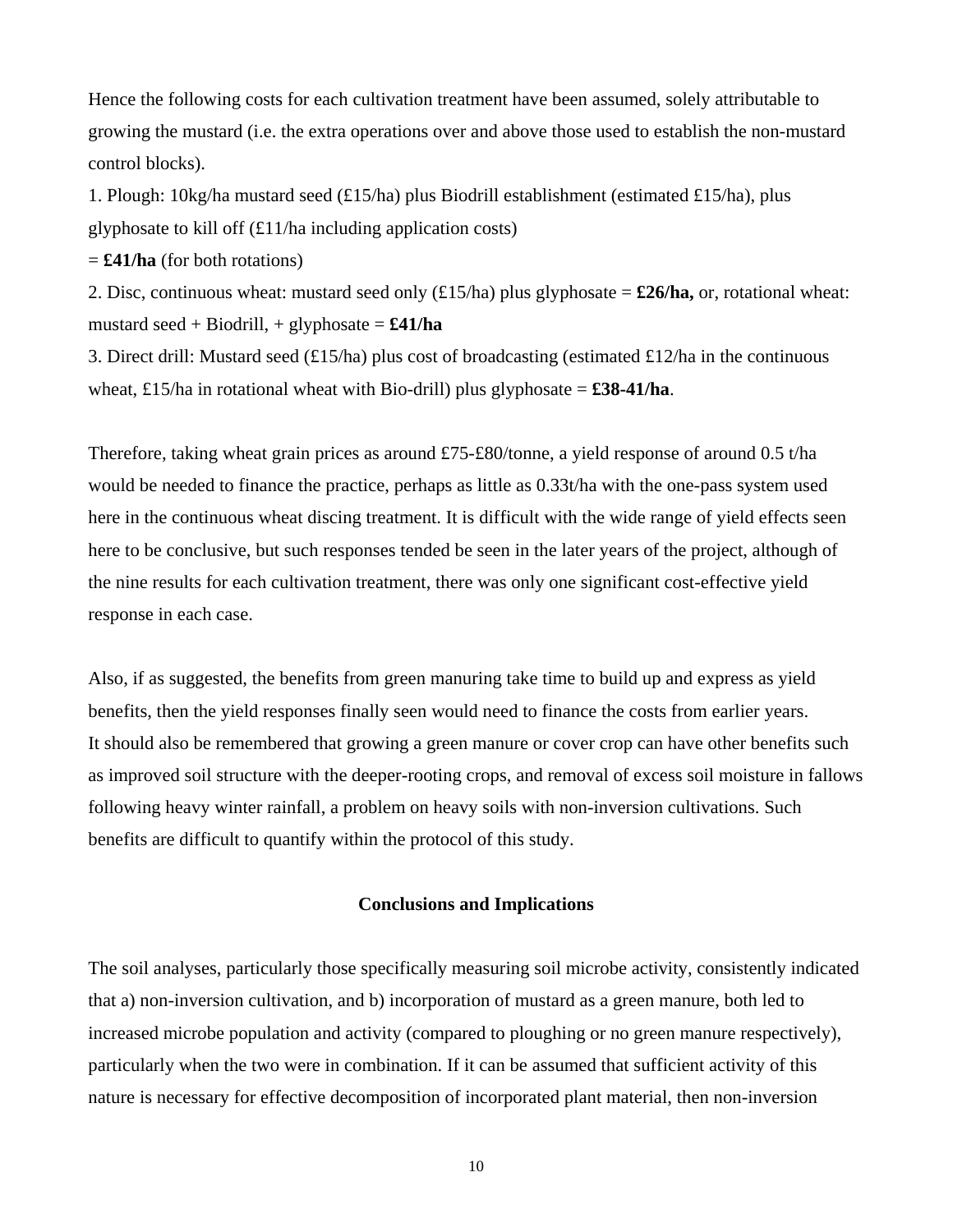Hence the following costs for each cultivation treatment have been assumed, solely attributable to growing the mustard (i.e. the extra operations over and above those used to establish the non-mustard control blocks).

1. Plough: 10kg/ha mustard seed (£15/ha) plus Biodrill establishment (estimated £15/ha), plus glyphosate to kill off (£11/ha including application costs)
= **£41/ha** (for both rotations)
2. Disc, continuous wheat: mustard seed only (£15/ha) plus glyphosate = **£26/ha,** or, rotational wheat: mustard seed + Biodrill, + glyphosate = **£41/ha**
3. Direct drill: Mustard seed (£15/ha) plus cost of broadcasting (estimated £12/ha in the continuous wheat, £15/ha in rotational wheat with Bio-drill) plus glyphosate = **£38-41/ha**.

Therefore, taking wheat grain prices as around £75-£80/tonne, a yield response of around 0.5 t/ha would be needed to finance the practice, perhaps as little as 0.33t/ha with the one-pass system used here in the continuous wheat discing treatment. It is difficult with the wide range of yield effects seen here to be conclusive, but such responses tended be seen in the later years of the project, although of the nine results for each cultivation treatment, there was only one significant cost-effective yield response in each case.

Also, if as suggested, the benefits from green manuring take time to build up and express as yield benefits, then the yield responses finally seen would need to finance the costs from earlier years. It should also be remembered that growing a green manure or cover crop can have other benefits such as improved soil structure with the deeper-rooting crops, and removal of excess soil moisture in fallows following heavy winter rainfall, a problem on heavy soils with non-inversion cultivations. Such benefits are difficult to quantify within the protocol of this study.

## Conclusions and Implications

The soil analyses, particularly those specifically measuring soil microbe activity, consistently indicated that a) non-inversion cultivation, and b) incorporation of mustard as a green manure, both led to increased microbe population and activity (compared to ploughing or no green manure respectively), particularly when the two were in combination. If it can be assumed that sufficient activity of this nature is necessary for effective decomposition of incorporated plant material, then non-inversion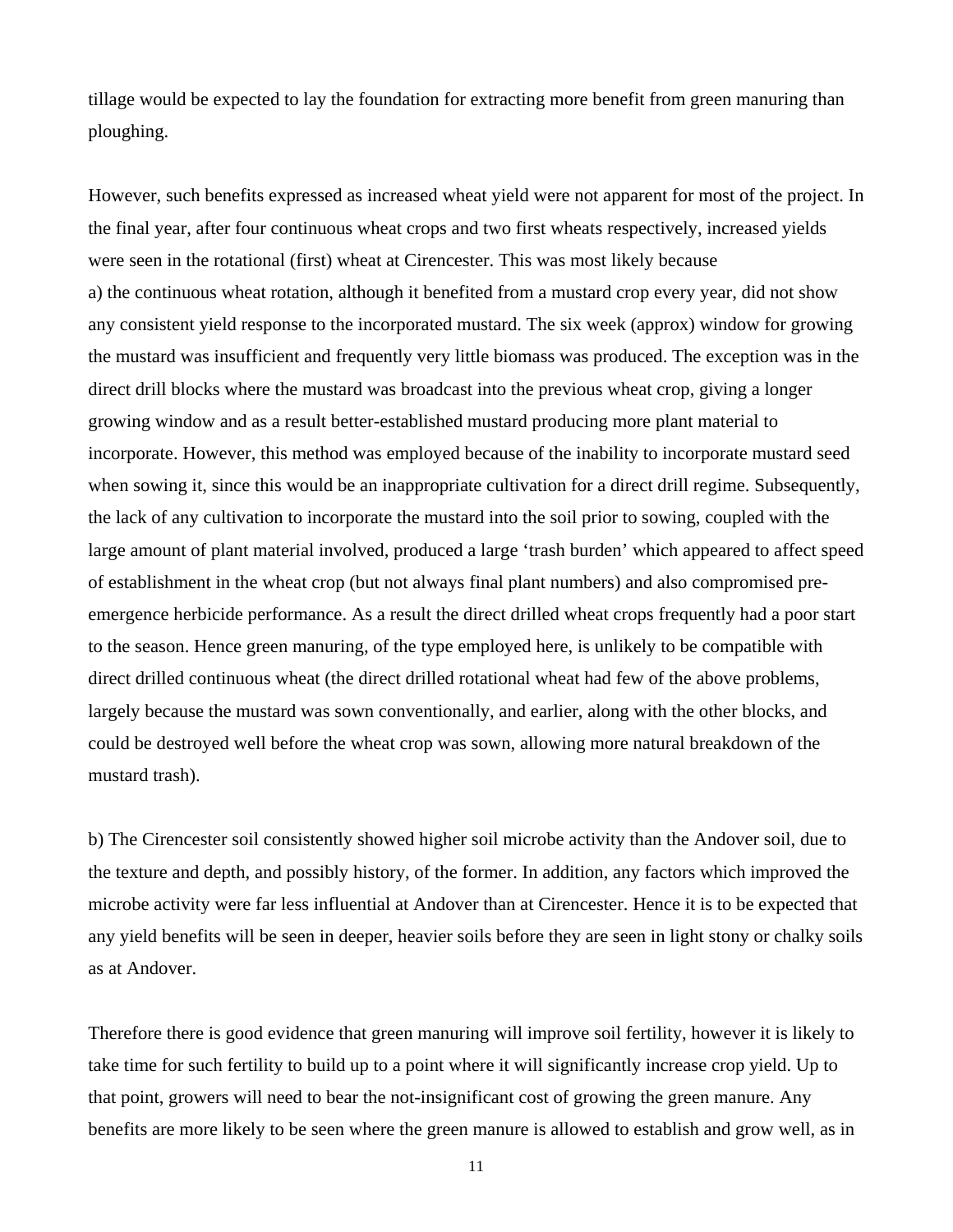tillage would be expected to lay the foundation for extracting more benefit from green manuring than ploughing.

However, such benefits expressed as increased wheat yield were not apparent for most of the project. In the final year, after four continuous wheat crops and two first wheats respectively, increased yields were seen in the rotational (first) wheat at Cirencester. This was most likely because

a) the continuous wheat rotation, although it benefited from a mustard crop every year, did not show any consistent yield response to the incorporated mustard. The six week (approx) window for growing the mustard was insufficient and frequently very little biomass was produced. The exception was in the direct drill blocks where the mustard was broadcast into the previous wheat crop, giving a longer growing window and as a result better-established mustard producing more plant material to incorporate. However, this method was employed because of the inability to incorporate mustard seed when sowing it, since this would be an inappropriate cultivation for a direct drill regime. Subsequently, the lack of any cultivation to incorporate the mustard into the soil prior to sowing, coupled with the large amount of plant material involved, produced a large ‘trash burden’ which appeared to affect speed of establishment in the wheat crop (but not always final plant numbers) and also compromised pre-emergence herbicide performance. As a result the direct drilled wheat crops frequently had a poor start to the season. Hence green manuring, of the type employed here, is unlikely to be compatible with direct drilled continuous wheat (the direct drilled rotational wheat had few of the above problems, largely because the mustard was sown conventionally, and earlier, along with the other blocks, and could be destroyed well before the wheat crop was sown, allowing more natural breakdown of the mustard trash).

b) The Cirencester soil consistently showed higher soil microbe activity than the Andover soil, due to the texture and depth, and possibly history, of the former. In addition, any factors which improved the microbe activity were far less influential at Andover than at Cirencester. Hence it is to be expected that any yield benefits will be seen in deeper, heavier soils before they are seen in light stony or chalky soils as at Andover.

Therefore there is good evidence that green manuring will improve soil fertility, however it is likely to take time for such fertility to build up to a point where it will significantly increase crop yield. Up to that point, growers will need to bear the not-insignificant cost of growing the green manure. Any benefits are more likely to be seen where the green manure is allowed to establish and grow well, as in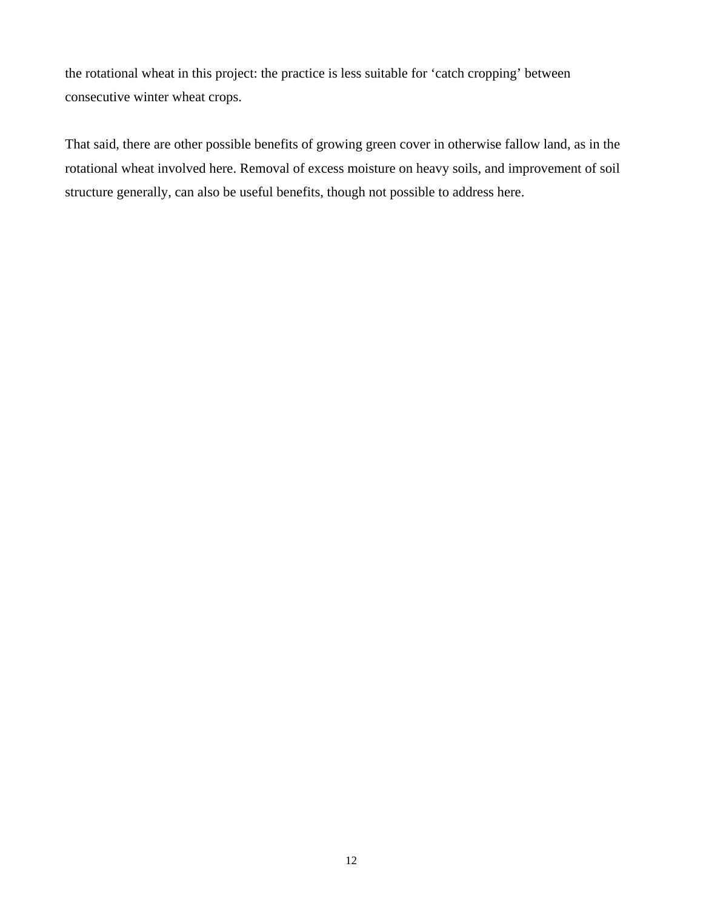the rotational wheat in this project: the practice is less suitable for 'catch cropping' between consecutive winter wheat crops.

That said, there are other possible benefits of growing green cover in otherwise fallow land, as in the rotational wheat involved here. Removal of excess moisture on heavy soils, and improvement of soil structure generally, can also be useful benefits, though not possible to address here.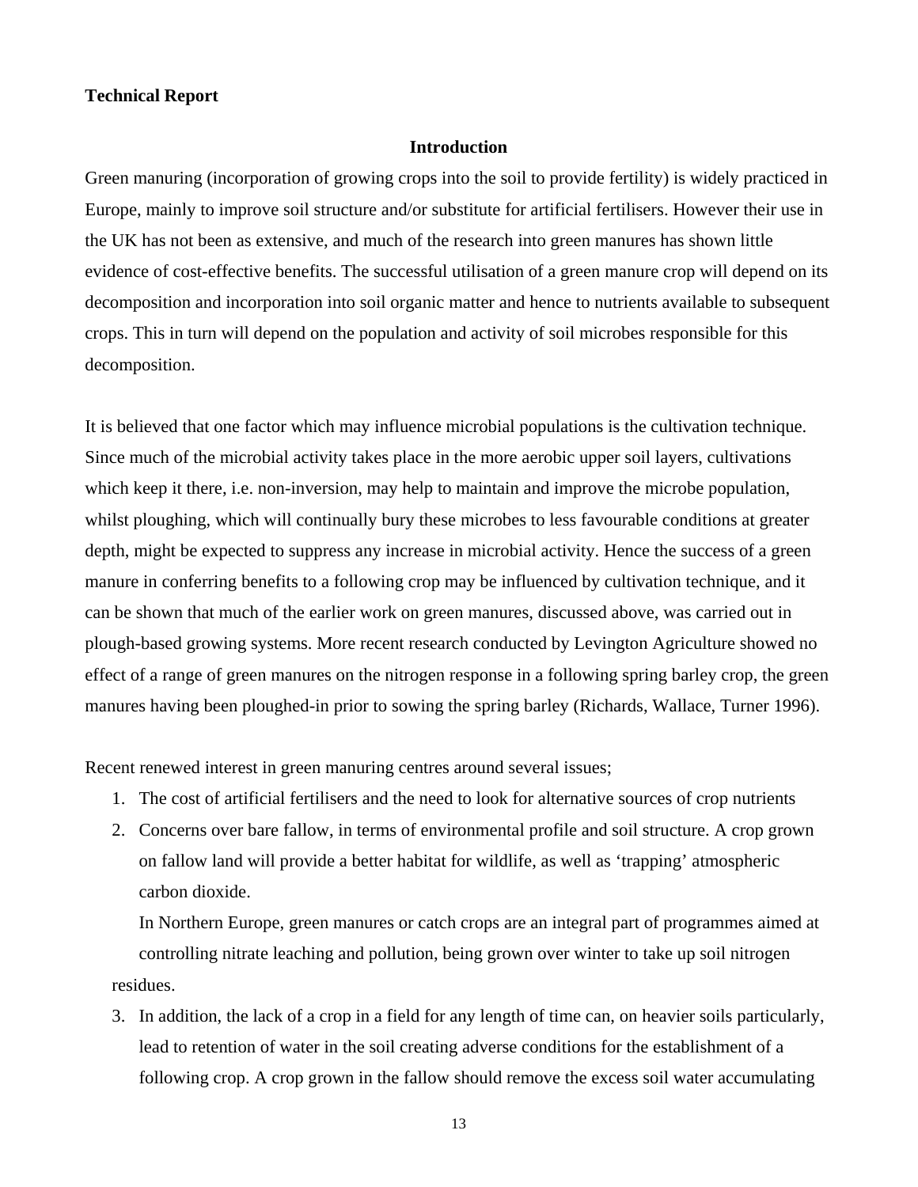**Technical Report**

## Introduction

Green manuring (incorporation of growing crops into the soil to provide fertility) is widely practiced in Europe, mainly to improve soil structure and/or substitute for artificial fertilisers. However their use in the UK has not been as extensive, and much of the research into green manures has shown little evidence of cost-effective benefits. The successful utilisation of a green manure crop will depend on its decomposition and incorporation into soil organic matter and hence to nutrients available to subsequent crops. This in turn will depend on the population and activity of soil microbes responsible for this decomposition.

It is believed that one factor which may influence microbial populations is the cultivation technique. Since much of the microbial activity takes place in the more aerobic upper soil layers, cultivations which keep it there, i.e. non-inversion, may help to maintain and improve the microbe population, whilst ploughing, which will continually bury these microbes to less favourable conditions at greater depth, might be expected to suppress any increase in microbial activity. Hence the success of a green manure in conferring benefits to a following crop may be influenced by cultivation technique, and it can be shown that much of the earlier work on green manures, discussed above, was carried out in plough-based growing systems. More recent research conducted by Levington Agriculture showed no effect of a range of green manures on the nitrogen response in a following spring barley crop, the green manures having been ploughed-in prior to sowing the spring barley (Richards, Wallace, Turner 1996).

Recent renewed interest in green manuring centres around several issues;

1. The cost of artificial fertilisers and the need to look for alternative sources of crop nutrients
2. Concerns over bare fallow, in terms of environmental profile and soil structure. A crop grown on fallow land will provide a better habitat for wildlife, as well as 'trapping' atmospheric carbon dioxide.

   In Northern Europe, green manures or catch crops are an integral part of programmes aimed at controlling nitrate leaching and pollution, being grown over winter to take up soil nitrogen residues.
3. In addition, the lack of a crop in a field for any length of time can, on heavier soils particularly, lead to retention of water in the soil creating adverse conditions for the establishment of a following crop. A crop grown in the fallow should remove the excess soil water accumulating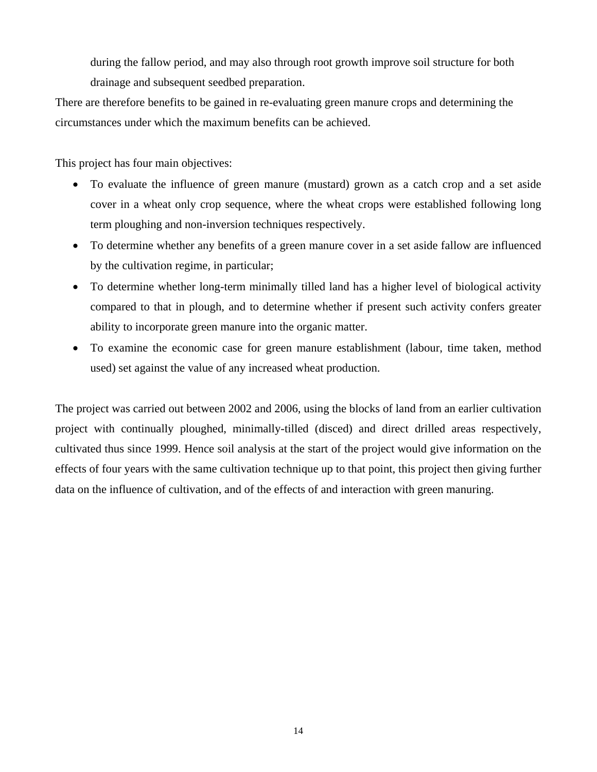during the fallow period, and may also through root growth improve soil structure for both drainage and subsequent seedbed preparation.

There are therefore benefits to be gained in re-evaluating green manure crops and determining the circumstances under which the maximum benefits can be achieved.

This project has four main objectives:

- To evaluate the influence of green manure (mustard) grown as a catch crop and a set aside cover in a wheat only crop sequence, where the wheat crops were established following long term ploughing and non-inversion techniques respectively.
- To determine whether any benefits of a green manure cover in a set aside fallow are influenced by the cultivation regime, in particular;
- To determine whether long-term minimally tilled land has a higher level of biological activity compared to that in plough, and to determine whether if present such activity confers greater ability to incorporate green manure into the organic matter.
- To examine the economic case for green manure establishment (labour, time taken, method used) set against the value of any increased wheat production.

The project was carried out between 2002 and 2006, using the blocks of land from an earlier cultivation project with continually ploughed, minimally-tilled (disced) and direct drilled areas respectively, cultivated thus since 1999. Hence soil analysis at the start of the project would give information on the effects of four years with the same cultivation technique up to that point, this project then giving further data on the influence of cultivation, and of the effects of and interaction with green manuring.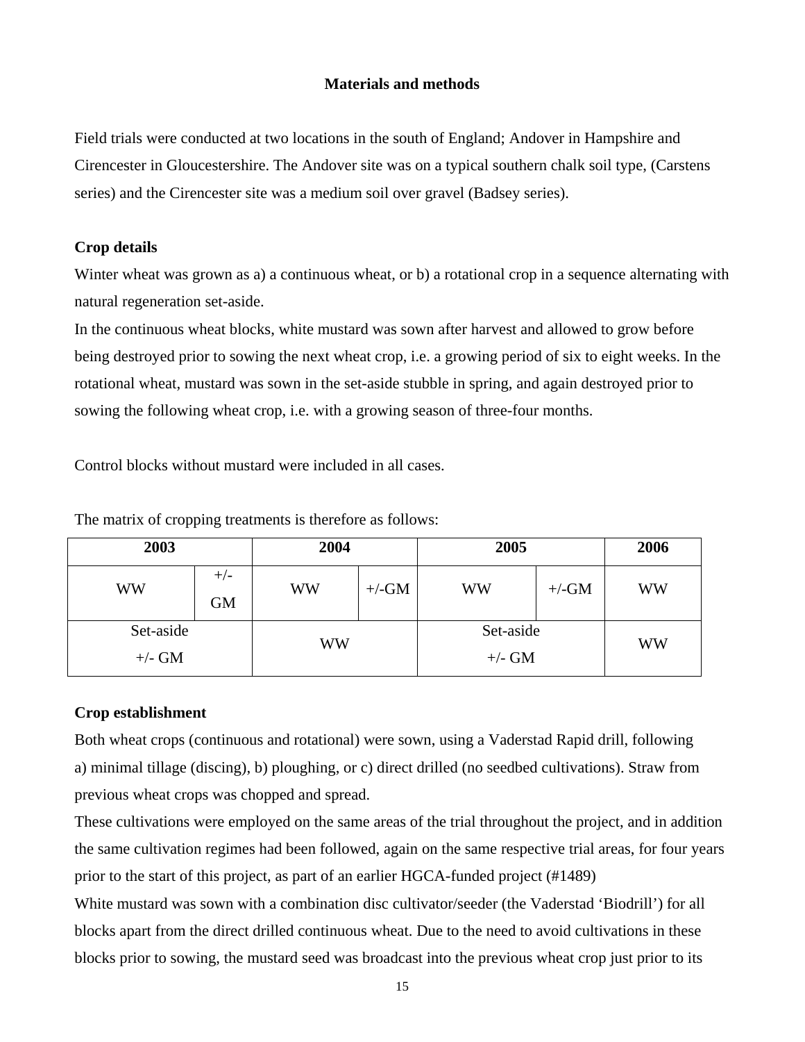## Materials and methods

Field trials were conducted at two locations in the south of England; Andover in Hampshire and Cirencester in Gloucestershire. The Andover site was on a typical southern chalk soil type, (Carstens series) and the Cirencester site was a medium soil over gravel (Badsey series).

### Crop details

Winter wheat was grown as a) a continuous wheat, or b) a rotational crop in a sequence alternating with natural regeneration set-aside.

In the continuous wheat blocks, white mustard was sown after harvest and allowed to grow before being destroyed prior to sowing the next wheat crop, i.e. a growing period of six to eight weeks. In the rotational wheat, mustard was sown in the set-aside stubble in spring, and again destroyed prior to sowing the following wheat crop, i.e. with a growing season of three-four months.

Control blocks without mustard were included in all cases.

The matrix of cropping treatments is therefore as follows:

| 2003 | | 2004 | | 2005 | | 2006 |
|---|---|---|---|---|---|---|
| WW | +/- GM | WW | +/-GM | WW | +/-GM | WW |
| Set-aside +/- GM | | WW | | Set-aside +/- GM | | WW |

### Crop establishment

Both wheat crops (continuous and rotational) were sown, using a Vaderstad Rapid drill, following a) minimal tillage (discing), b) ploughing, or c) direct drilled (no seedbed cultivations). Straw from previous wheat crops was chopped and spread.

These cultivations were employed on the same areas of the trial throughout the project, and in addition the same cultivation regimes had been followed, again on the same respective trial areas, for four years prior to the start of this project, as part of an earlier HGCA-funded project (#1489)

White mustard was sown with a combination disc cultivator/seeder (the Vaderstad 'Biodrill') for all blocks apart from the direct drilled continuous wheat. Due to the need to avoid cultivations in these blocks prior to sowing, the mustard seed was broadcast into the previous wheat crop just prior to its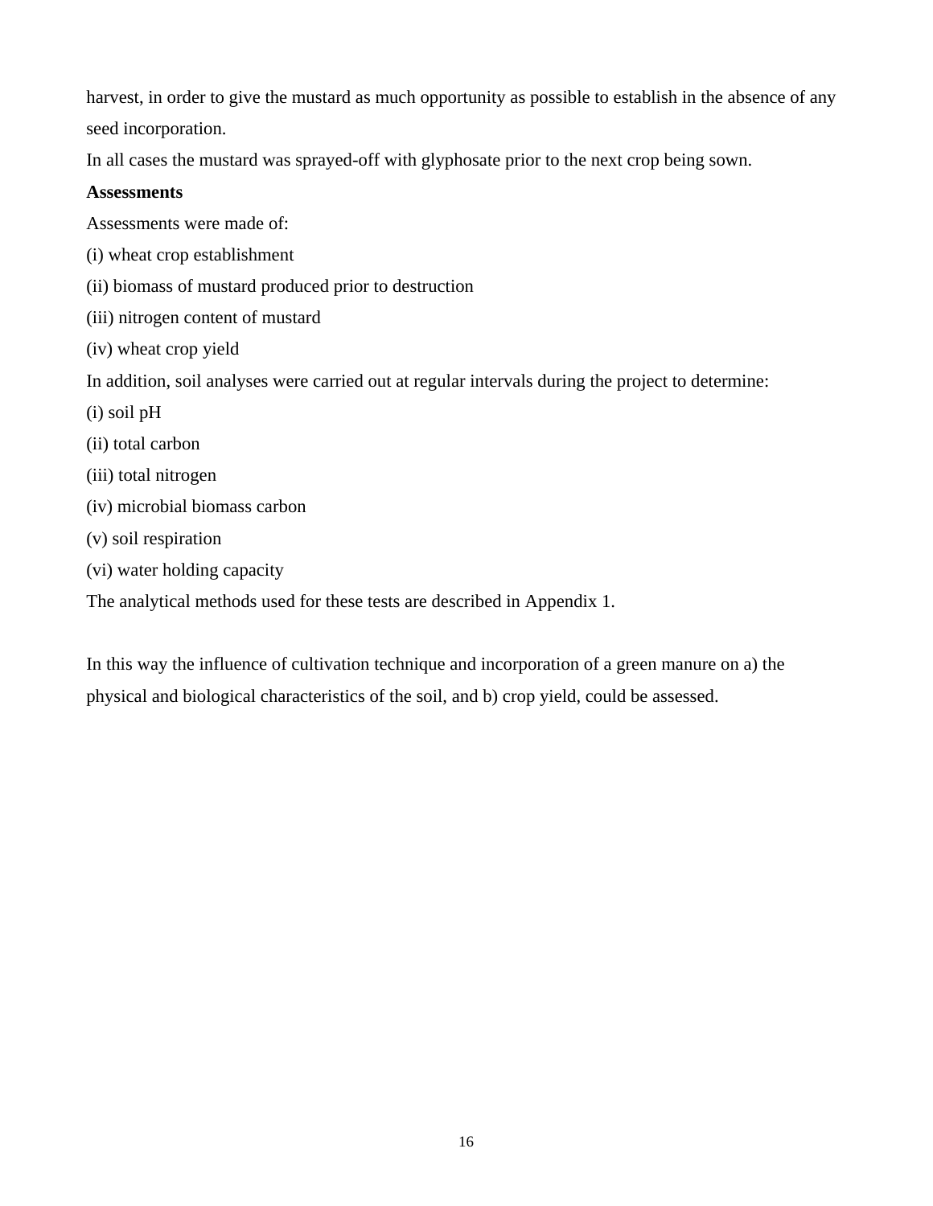harvest, in order to give the mustard as much opportunity as possible to establish in the absence of any seed incorporation.

In all cases the mustard was sprayed-off with glyphosate prior to the next crop being sown.

**Assessments**

Assessments were made of:

(i) wheat crop establishment

(ii) biomass of mustard produced prior to destruction

(iii) nitrogen content of mustard

(iv) wheat crop yield

In addition, soil analyses were carried out at regular intervals during the project to determine:

(i) soil pH

(ii) total carbon

(iii) total nitrogen

(iv) microbial biomass carbon

(v) soil respiration

(vi) water holding capacity

The analytical methods used for these tests are described in Appendix 1.

In this way the influence of cultivation technique and incorporation of a green manure on a) the physical and biological characteristics of the soil, and b) crop yield, could be assessed.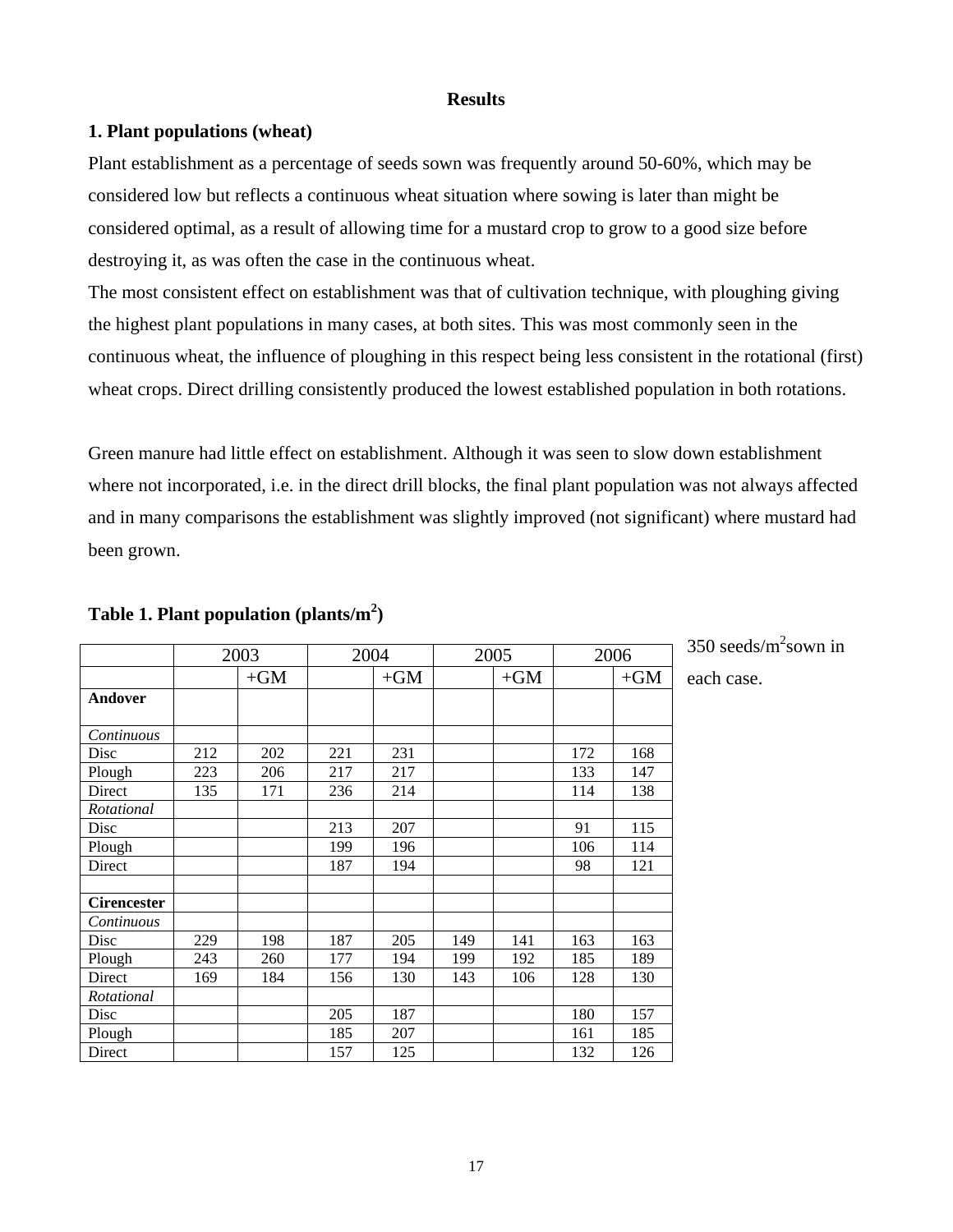## Results

### 1. Plant populations (wheat)

Plant establishment as a percentage of seeds sown was frequently around 50-60%, which may be considered low but reflects a continuous wheat situation where sowing is later than might be considered optimal, as a result of allowing time for a mustard crop to grow to a good size before destroying it, as was often the case in the continuous wheat.

The most consistent effect on establishment was that of cultivation technique, with ploughing giving the highest plant populations in many cases, at both sites. This was most commonly seen in the continuous wheat, the influence of ploughing in this respect being less consistent in the rotational (first) wheat crops. Direct drilling consistently produced the lowest established population in both rotations.

Green manure had little effect on establishment. Although it was seen to slow down establishment where not incorporated, i.e. in the direct drill blocks, the final plant population was not always affected and in many comparisons the establishment was slightly improved (not significant) where mustard had been grown.

**Table 1. Plant population (plants/m$^2$)**

| | 2003 | | 2004 | | 2005 | | 2006 | |
|---|---|---|---|---|---|---|---|---|
| | | +GM | | +GM | | +GM | | +GM |
| **Andover** | | | | | | | | |
| *Continuous* | | | | | | | | |
| Disc | 212 | 202 | 221 | 231 | | | 172 | 168 |
| Plough | 223 | 206 | 217 | 217 | | | 133 | 147 |
| Direct | 135 | 171 | 236 | 214 | | | 114 | 138 |
| *Rotational* | | | | | | | | |
| Disc | | | 213 | 207 | | | 91 | 115 |
| Plough | | | 199 | 196 | | | 106 | 114 |
| Direct | | | 187 | 194 | | | 98 | 121 |
| | | | | | | | | |
| **Cirencester** | | | | | | | | |
| *Continuous* | | | | | | | | |
| Disc | 229 | 198 | 187 | 205 | 149 | 141 | 163 | 163 |
| Plough | 243 | 260 | 177 | 194 | 199 | 192 | 185 | 189 |
| Direct | 169 | 184 | 156 | 130 | 143 | 106 | 128 | 130 |
| *Rotational* | | | | | | | | |
| Disc | | | 205 | 187 | | | 180 | 157 |
| Plough | | | 185 | 207 | | | 161 | 185 |
| Direct | | | 157 | 125 | | | 132 | 126 |

350 seeds/m$^2$ sown in each case.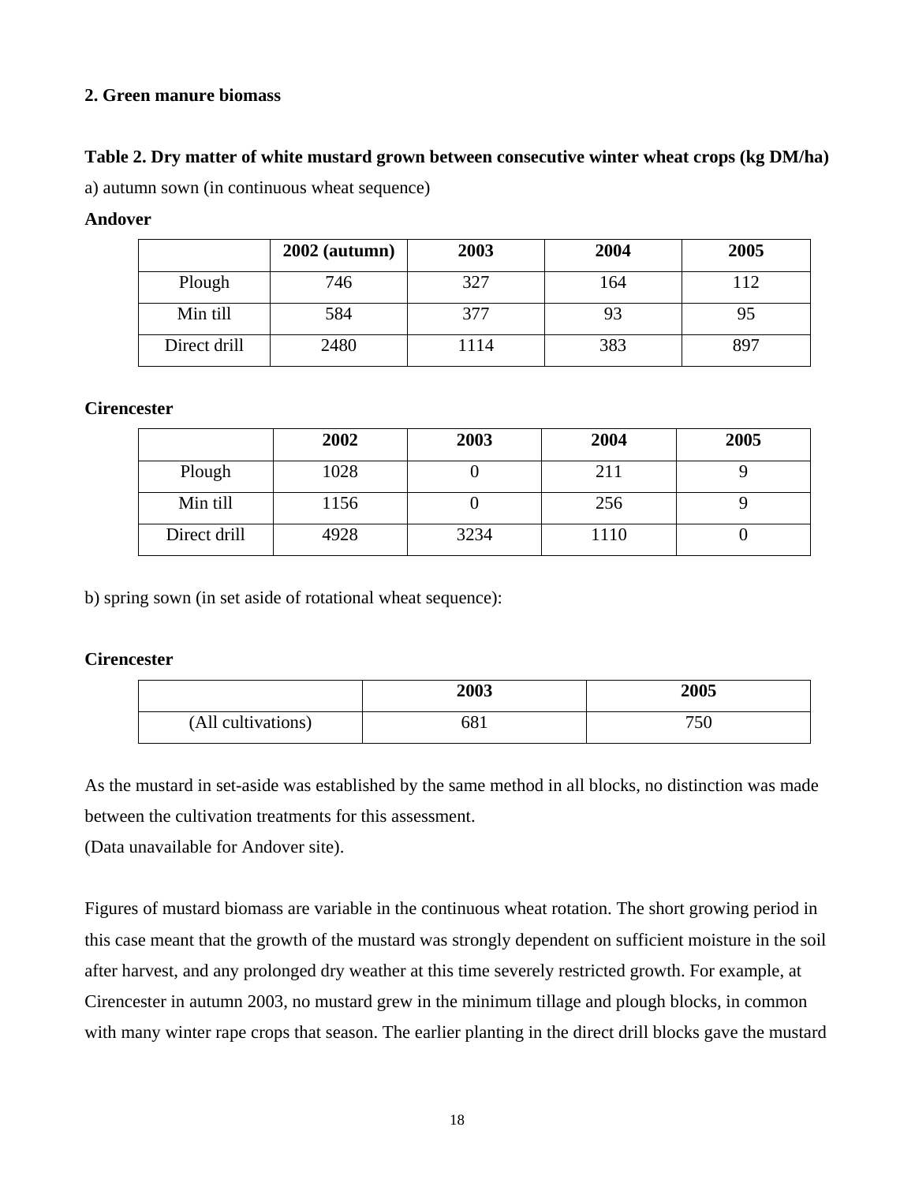## 2. Green manure biomass

**Table 2. Dry matter of white mustard grown between consecutive winter wheat crops (kg DM/ha)**

a) autumn sown (in continuous wheat sequence)

**Andover**

| | 2002 (autumn) | 2003 | 2004 | 2005 |
|---|---|---|---|---|
| Plough | 746 | 327 | 164 | 112 |
| Min till | 584 | 377 | 93 | 95 |
| Direct drill | 2480 | 1114 | 383 | 897 |

**Cirencester**

| | 2002 | 2003 | 2004 | 2005 |
|---|---|---|---|---|
| Plough | 1028 | 0 | 211 | 9 |
| Min till | 1156 | 0 | 256 | 9 |
| Direct drill | 4928 | 3234 | 1110 | 0 |

b) spring sown (in set aside of rotational wheat sequence):

**Cirencester**

| | 2003 | 2005 |
|---|---|---|
| (All cultivations) | 681 | 750 |

As the mustard in set-aside was established by the same method in all blocks, no distinction was made between the cultivation treatments for this assessment.

(Data unavailable for Andover site).

Figures of mustard biomass are variable in the continuous wheat rotation. The short growing period in this case meant that the growth of the mustard was strongly dependent on sufficient moisture in the soil after harvest, and any prolonged dry weather at this time severely restricted growth. For example, at Cirencester in autumn 2003, no mustard grew in the minimum tillage and plough blocks, in common with many winter rape crops that season. The earlier planting in the direct drill blocks gave the mustard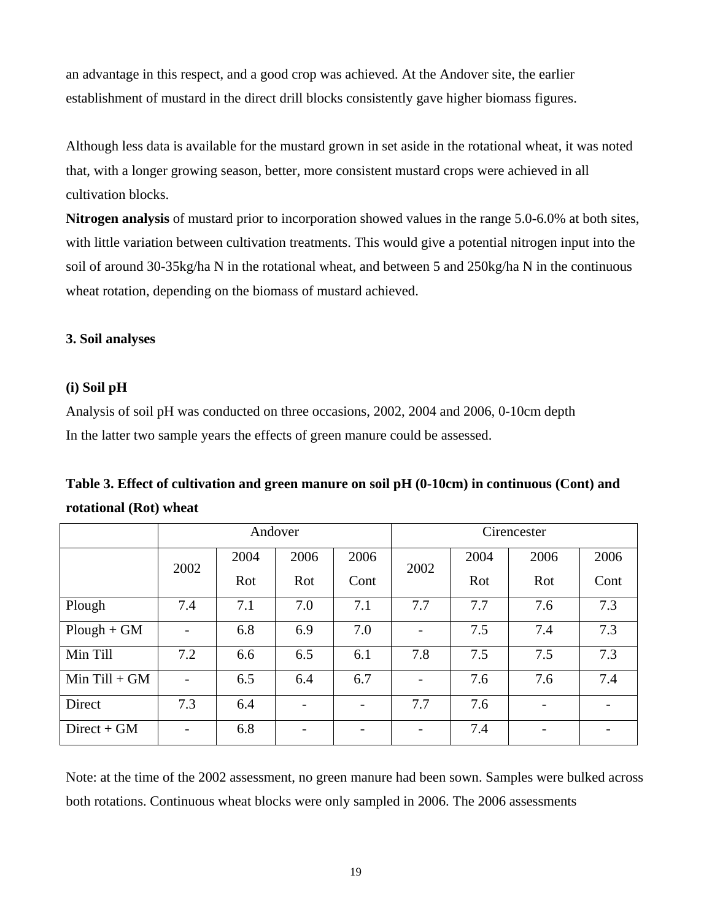an advantage in this respect, and a good crop was achieved. At the Andover site, the earlier establishment of mustard in the direct drill blocks consistently gave higher biomass figures.

Although less data is available for the mustard grown in set aside in the rotational wheat, it was noted that, with a longer growing season, better, more consistent mustard crops were achieved in all cultivation blocks.

**Nitrogen analysis** of mustard prior to incorporation showed values in the range 5.0-6.0% at both sites, with little variation between cultivation treatments. This would give a potential nitrogen input into the soil of around 30-35kg/ha N in the rotational wheat, and between 5 and 250kg/ha N in the continuous wheat rotation, depending on the biomass of mustard achieved.

### 3. Soil analyses

#### (i) Soil pH

Analysis of soil pH was conducted on three occasions, 2002, 2004 and 2006, 0-10cm depth
In the latter two sample years the effects of green manure could be assessed.

**Table 3. Effect of cultivation and green manure on soil pH (0-10cm) in continuous (Cont) and rotational (Rot) wheat**

| | Andover | | | | Cirencester | | | |
|---|---|---|---|---|---|---|---|---|
| | 2002 | 2004 Rot | 2006 Rot | 2006 Cont | 2002 | 2004 Rot | 2006 Rot | 2006 Cont |
| Plough | 7.4 | 7.1 | 7.0 | 7.1 | 7.7 | 7.7 | 7.6 | 7.3 |
| Plough + GM | - | 6.8 | 6.9 | 7.0 | - | 7.5 | 7.4 | 7.3 |
| Min Till | 7.2 | 6.6 | 6.5 | 6.1 | 7.8 | 7.5 | 7.5 | 7.3 |
| Min Till + GM | - | 6.5 | 6.4 | 6.7 | - | 7.6 | 7.6 | 7.4 |
| Direct | 7.3 | 6.4 | - | - | 7.7 | 7.6 | - | - |
| Direct + GM | - | 6.8 | - | - | - | 7.4 | - | - |

Note: at the time of the 2002 assessment, no green manure had been sown. Samples were bulked across both rotations. Continuous wheat blocks were only sampled in 2006. The 2006 assessments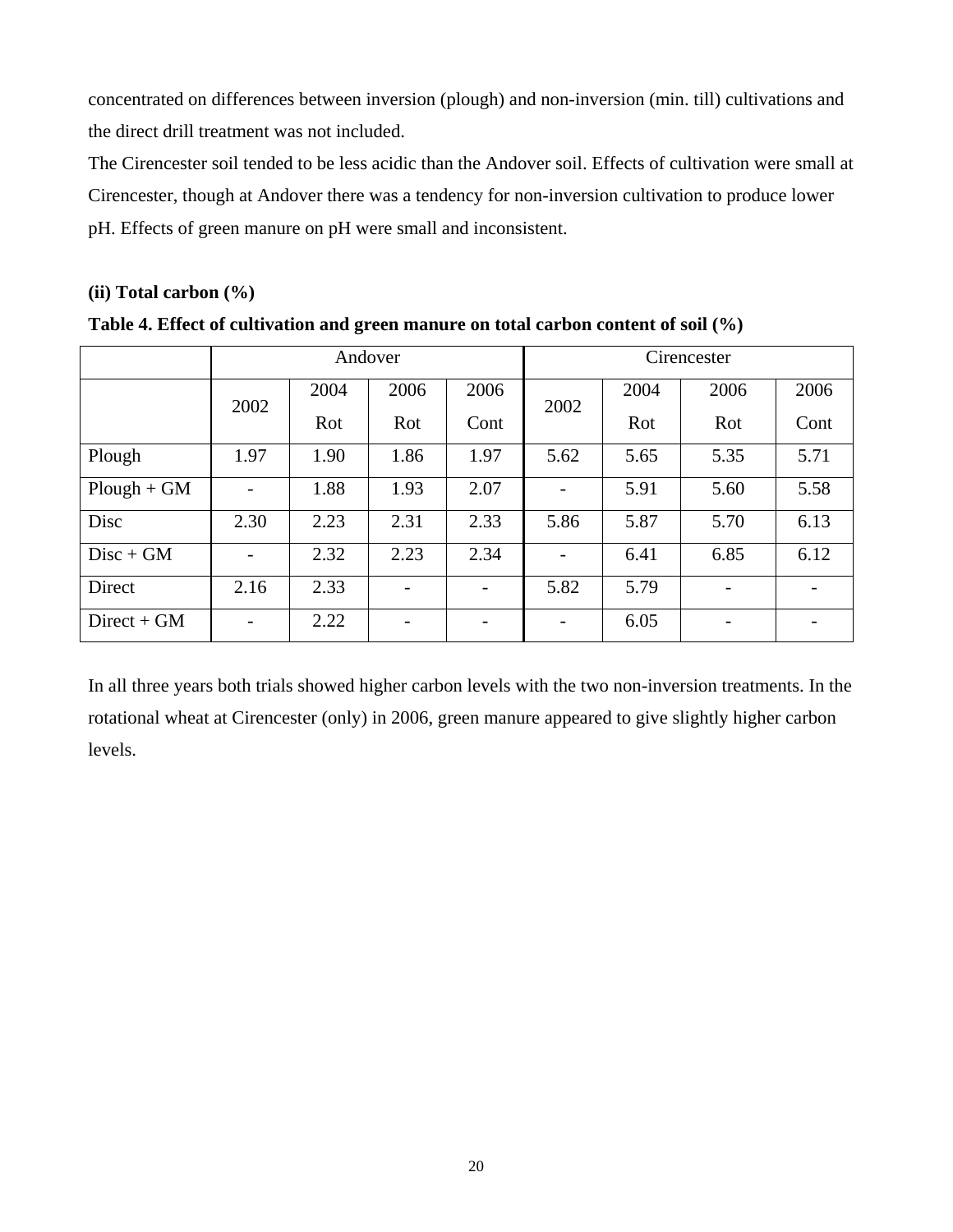concentrated on differences between inversion (plough) and non-inversion (min. till) cultivations and the direct drill treatment was not included.

The Cirencester soil tended to be less acidic than the Andover soil. Effects of cultivation were small at Cirencester, though at Andover there was a tendency for non-inversion cultivation to produce lower pH. Effects of green manure on pH were small and inconsistent.

**(ii) Total carbon (%)**

**Table 4. Effect of cultivation and green manure on total carbon content of soil (%)**

| | Andover | | | | Cirencester | | | |
|---|---|---|---|---|---|---|---|---|
| | 2002 | 2004 Rot | 2006 Rot | 2006 Cont | 2002 | 2004 Rot | 2006 Rot | 2006 Cont |
| Plough | 1.97 | 1.90 | 1.86 | 1.97 | 5.62 | 5.65 | 5.35 | 5.71 |
| Plough + GM | - | 1.88 | 1.93 | 2.07 | - | 5.91 | 5.60 | 5.58 |
| Disc | 2.30 | 2.23 | 2.31 | 2.33 | 5.86 | 5.87 | 5.70 | 6.13 |
| Disc + GM | - | 2.32 | 2.23 | 2.34 | - | 6.41 | 6.85 | 6.12 |
| Direct | 2.16 | 2.33 | - | - | 5.82 | 5.79 | - | - |
| Direct + GM | - | 2.22 | - | - | - | 6.05 | - | - |

In all three years both trials showed higher carbon levels with the two non-inversion treatments. In the rotational wheat at Cirencester (only) in 2006, green manure appeared to give slightly higher carbon levels.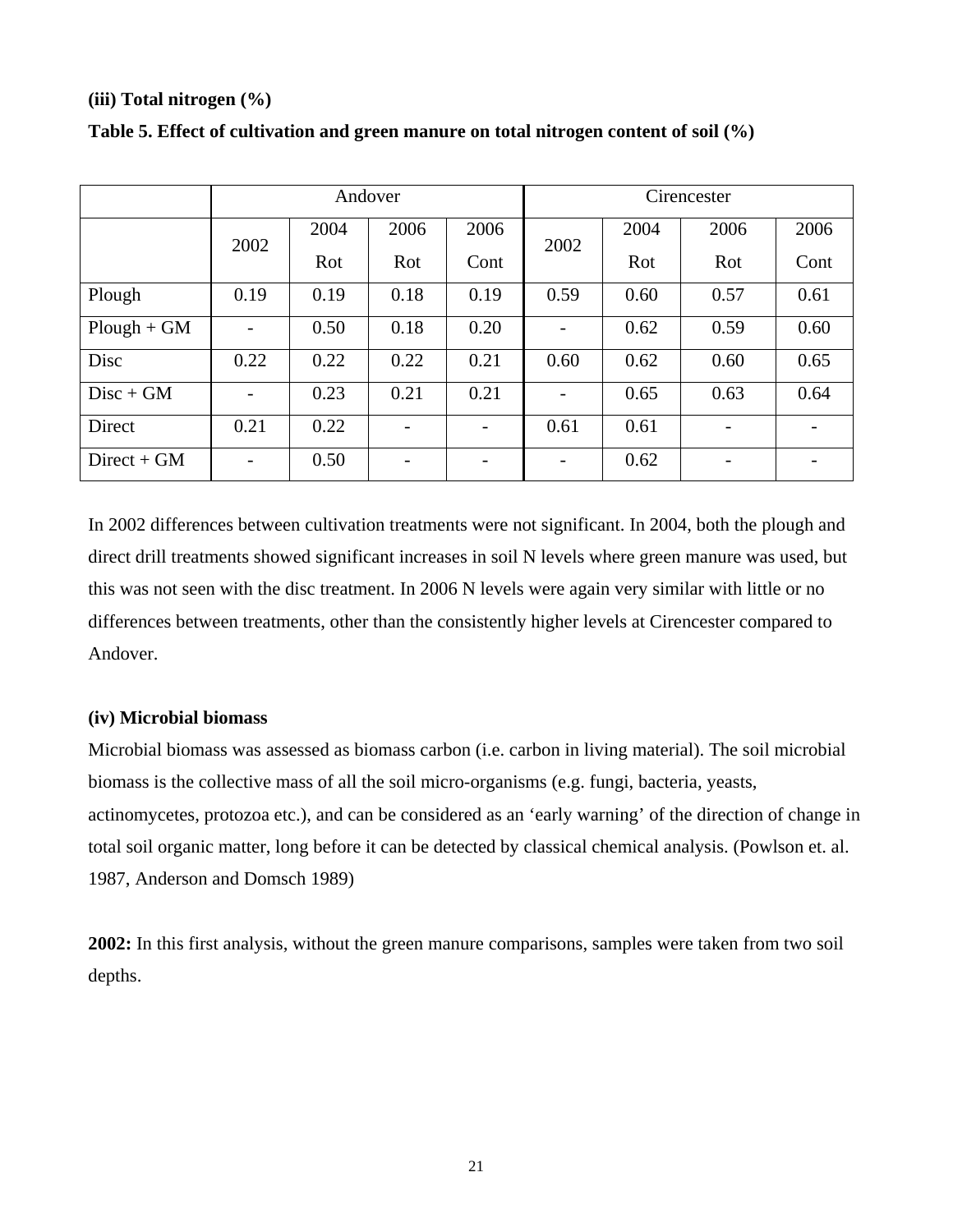**(iii) Total nitrogen (%)**

**Table 5. Effect of cultivation and green manure on total nitrogen content of soil (%)**

| | Andover | | | | Cirencester | | | |
|---|---|---|---|---|---|---|---|---|
| | 2002 | 2004 Rot | 2006 Rot | 2006 Cont | 2002 | 2004 Rot | 2006 Rot | 2006 Cont |
| Plough | 0.19 | 0.19 | 0.18 | 0.19 | 0.59 | 0.60 | 0.57 | 0.61 |
| Plough + GM | - | 0.50 | 0.18 | 0.20 | - | 0.62 | 0.59 | 0.60 |
| Disc | 0.22 | 0.22 | 0.22 | 0.21 | 0.60 | 0.62 | 0.60 | 0.65 |
| Disc + GM | - | 0.23 | 0.21 | 0.21 | - | 0.65 | 0.63 | 0.64 |
| Direct | 0.21 | 0.22 | - | - | 0.61 | 0.61 | - | - |
| Direct + GM | - | 0.50 | - | - | - | 0.62 | - | - |

In 2002 differences between cultivation treatments were not significant. In 2004, both the plough and direct drill treatments showed significant increases in soil N levels where green manure was used, but this was not seen with the disc treatment. In 2006 N levels were again very similar with little or no differences between treatments, other than the consistently higher levels at Cirencester compared to Andover.

**(iv) Microbial biomass**

Microbial biomass was assessed as biomass carbon (i.e. carbon in living material). The soil microbial biomass is the collective mass of all the soil micro-organisms (e.g. fungi, bacteria, yeasts, actinomycetes, protozoa etc.), and can be considered as an 'early warning' of the direction of change in total soil organic matter, long before it can be detected by classical chemical analysis. (Powlson et. al. 1987, Anderson and Domsch 1989)

**2002:** In this first analysis, without the green manure comparisons, samples were taken from two soil depths.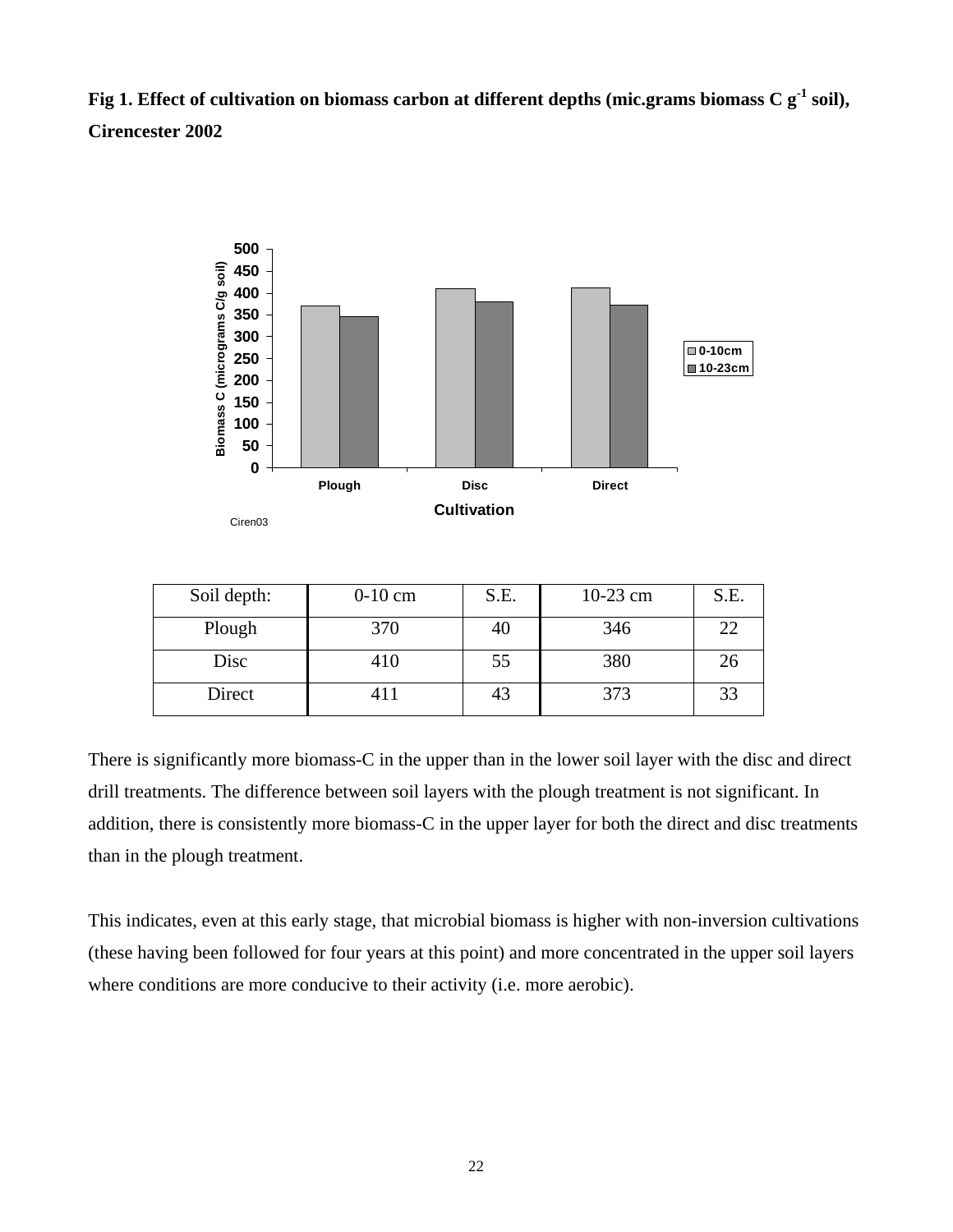**Fig 1. Effect of cultivation on biomass carbon at different depths (mic.grams biomass C $g^{-1}$ soil), Cirencester 2002**

| Soil depth: | 0-10 cm | S.E. | 10-23 cm | S.E. |
|---|---|---|---|---|
| Plough | 370 | 40 | 346 | 22 |
| Disc | 410 | 55 | 380 | 26 |
| Direct | 411 | 43 | 373 | 33 |

There is significantly more biomass-C in the upper than in the lower soil layer with the disc and direct drill treatments. The difference between soil layers with the plough treatment is not significant. In addition, there is consistently more biomass-C in the upper layer for both the direct and disc treatments than in the plough treatment.

This indicates, even at this early stage, that microbial biomass is higher with non-inversion cultivations (these having been followed for four years at this point) and more concentrated in the upper soil layers where conditions are more conducive to their activity (i.e. more aerobic).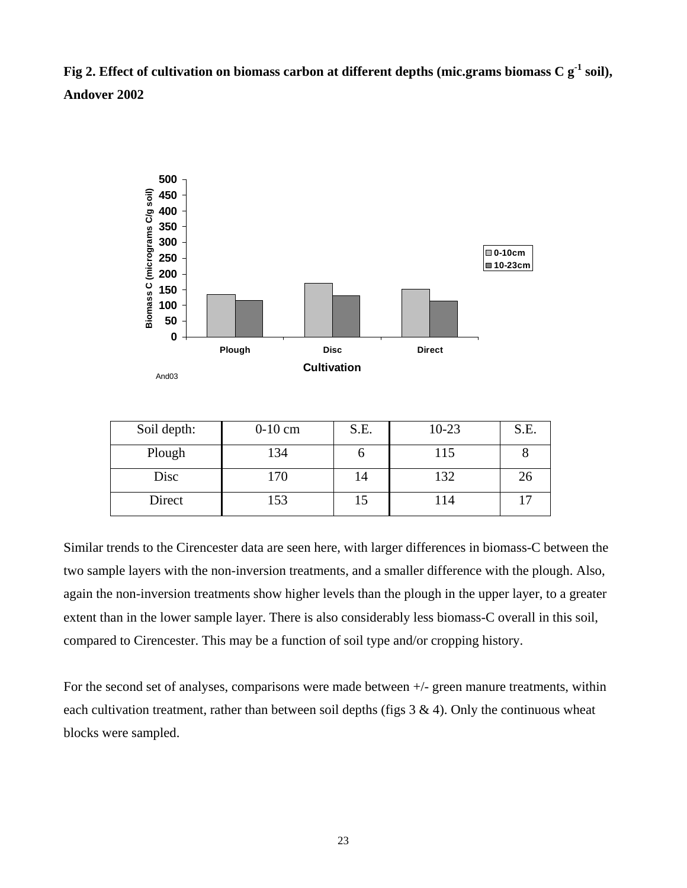**Fig 2. Effect of cultivation on biomass carbon at different depths (mic.grams biomass C $g^{-1}$ soil), Andover 2002**

| Soil depth: | 0-10 cm | S.E. | 10-23 | S.E. |
|---|---|---|---|---|
| Plough | 134 | 6 | 115 | 8 |
| Disc | 170 | 14 | 132 | 26 |
| Direct | 153 | 15 | 114 | 17 |

Similar trends to the Cirencester data are seen here, with larger differences in biomass-C between the two sample layers with the non-inversion treatments, and a smaller difference with the plough. Also, again the non-inversion treatments show higher levels than the plough in the upper layer, to a greater extent than in the lower sample layer. There is also considerably less biomass-C overall in this soil, compared to Cirencester. This may be a function of soil type and/or cropping history.

For the second set of analyses, comparisons were made between +/- green manure treatments, within each cultivation treatment, rather than between soil depths (figs 3 & 4). Only the continuous wheat blocks were sampled.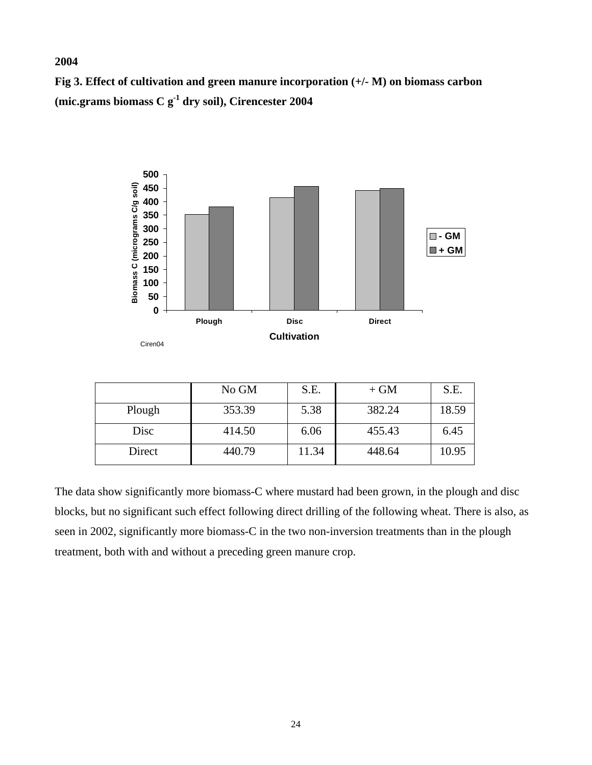**2004**

**Fig 3. Effect of cultivation and green manure incorporation (+/- M) on biomass carbon (mic.grams biomass C $g^{-1}$ dry soil), Cirencester 2004**

| | No GM | S.E. | + GM | S.E. |
|---|---|---|---|---|
| Plough | 353.39 | 5.38 | 382.24 | 18.59 |
| Disc | 414.50 | 6.06 | 455.43 | 6.45 |
| Direct | 440.79 | 11.34 | 448.64 | 10.95 |

The data show significantly more biomass-C where mustard had been grown, in the plough and disc blocks, but no significant such effect following direct drilling of the following wheat. There is also, as seen in 2002, significantly more biomass-C in the two non-inversion treatments than in the plough treatment, both with and without a preceding green manure crop.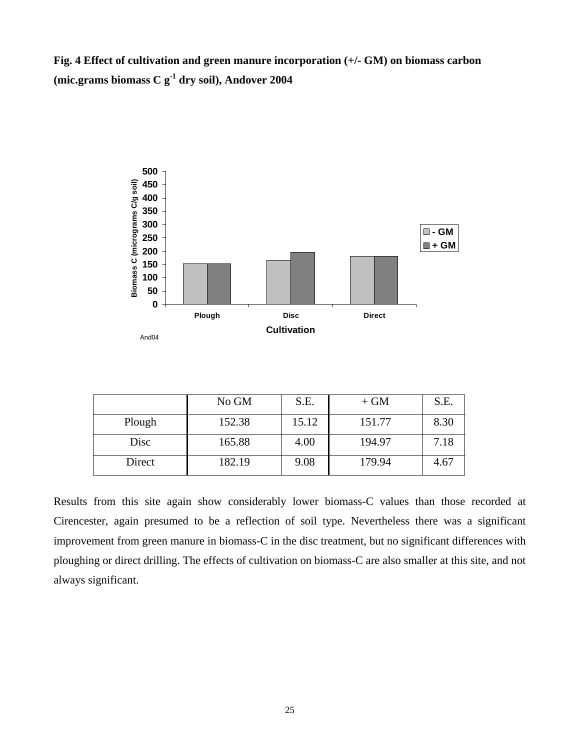**Fig. 4 Effect of cultivation and green manure incorporation (+/- GM) on biomass carbon (mic.grams biomass C $g^{-1}$ dry soil), Andover 2004**

|  | No GM | S.E. | + GM | S.E. |
|---|---|---|---|---|
| Plough | 152.38 | 15.12 | 151.77 | 8.30 |
| Disc | 165.88 | 4.00 | 194.97 | 7.18 |
| Direct | 182.19 | 9.08 | 179.94 | 4.67 |

Results from this site again show considerably lower biomass-C values than those recorded at Cirencester, again presumed to be a reflection of soil type. Nevertheless there was a significant improvement from green manure in biomass-C in the disc treatment, but no significant differences with ploughing or direct drilling. The effects of cultivation on biomass-C are also smaller at this site, and not always significant.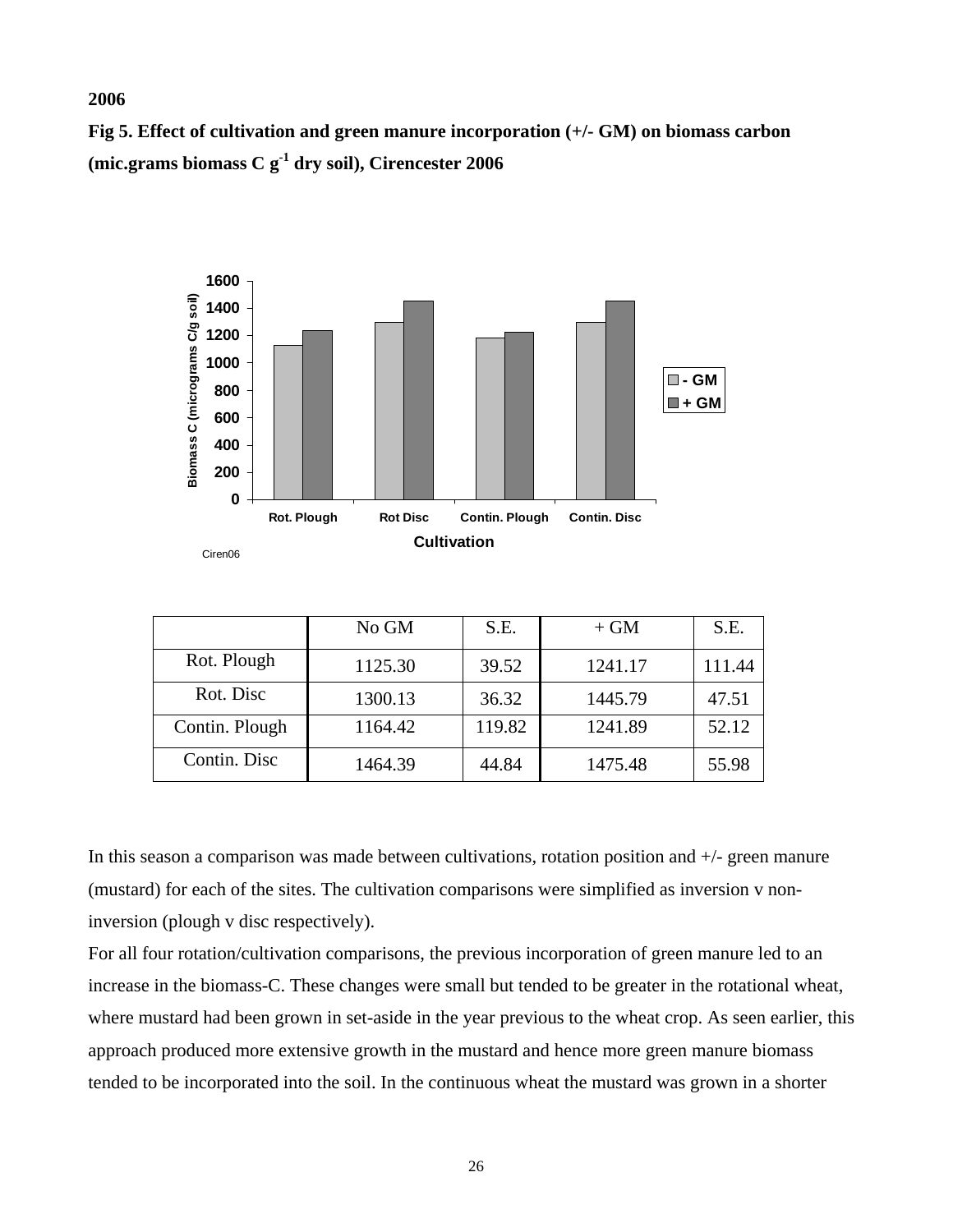**2006**

**Fig 5. Effect of cultivation and green manure incorporation (+/- GM) on biomass carbon (mic.grams biomass C $g^{-1}$ dry soil), Cirencester 2006**

| | No GM | S.E. | + GM | S.E. |
|---|---|---|---|---|
| Rot. Plough | 1125.30 | 39.52 | 1241.17 | 111.44 |
| Rot. Disc | 1300.13 | 36.32 | 1445.79 | 47.51 |
| Contin. Plough | 1164.42 | 119.82 | 1241.89 | 52.12 |
| Contin. Disc | 1464.39 | 44.84 | 1475.48 | 55.98 |

In this season a comparison was made between cultivations, rotation position and +/- green manure (mustard) for each of the sites. The cultivation comparisons were simplified as inversion v non-inversion (plough v disc respectively).

For all four rotation/cultivation comparisons, the previous incorporation of green manure led to an increase in the biomass-C. These changes were small but tended to be greater in the rotational wheat, where mustard had been grown in set-aside in the year previous to the wheat crop. As seen earlier, this approach produced more extensive growth in the mustard and hence more green manure biomass tended to be incorporated into the soil. In the continuous wheat the mustard was grown in a shorter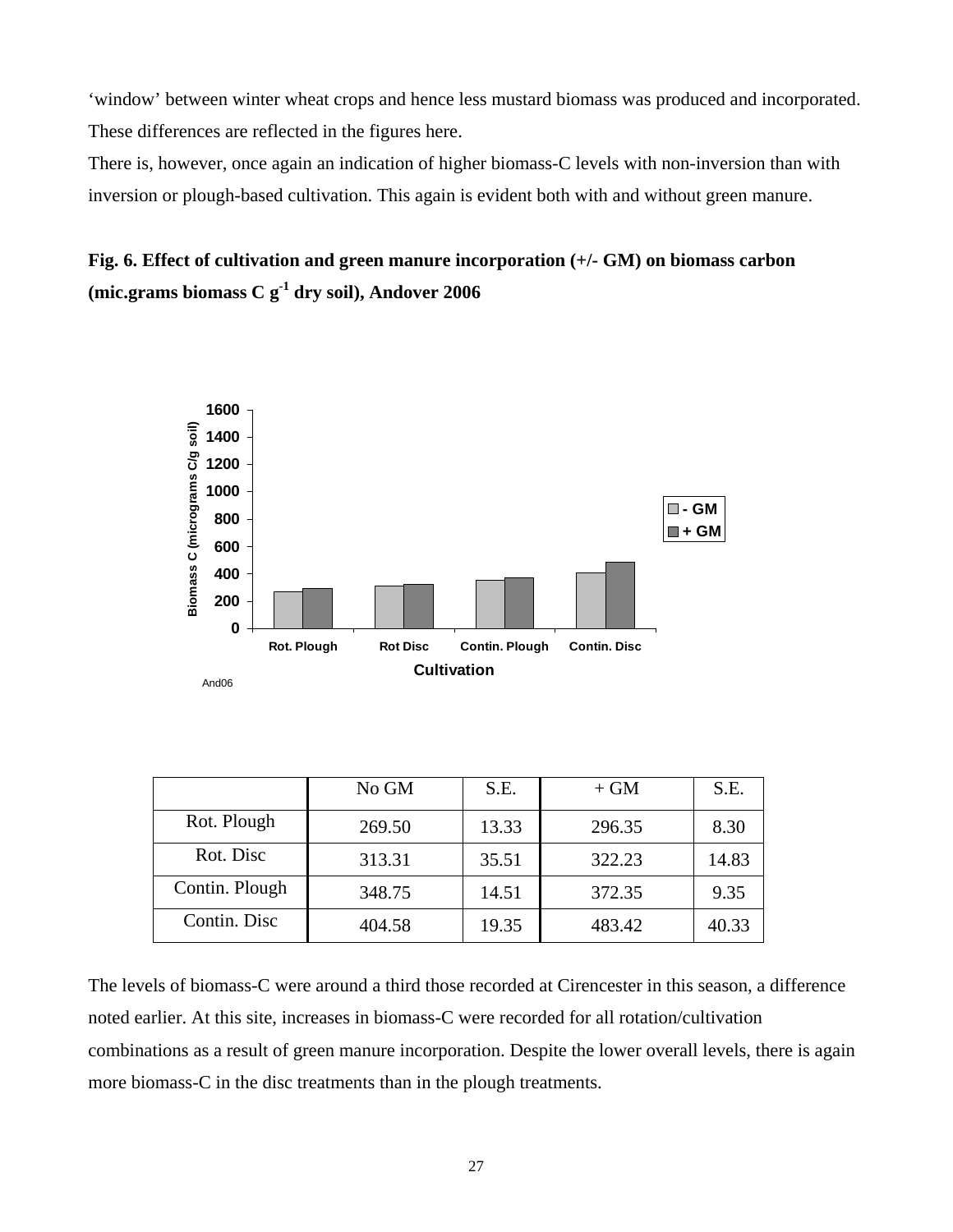'window' between winter wheat crops and hence less mustard biomass was produced and incorporated. These differences are reflected in the figures here.

There is, however, once again an indication of higher biomass-C levels with non-inversion than with inversion or plough-based cultivation. This again is evident both with and without green manure.

**Fig. 6. Effect of cultivation and green manure incorporation (+/- GM) on biomass carbon (mic.grams biomass C g$^{-1}$ dry soil), Andover 2006**

| | No GM | S.E. | + GM | S.E. |
|---|---|---|---|---|
| Rot. Plough | 269.50 | 13.33 | 296.35 | 8.30 |
| Rot. Disc | 313.31 | 35.51 | 322.23 | 14.83 |
| Contin. Plough | 348.75 | 14.51 | 372.35 | 9.35 |
| Contin. Disc | 404.58 | 19.35 | 483.42 | 40.33 |

The levels of biomass-C were around a third those recorded at Cirencester in this season, a difference noted earlier. At this site, increases in biomass-C were recorded for all rotation/cultivation combinations as a result of green manure incorporation. Despite the lower overall levels, there is again more biomass-C in the disc treatments than in the plough treatments.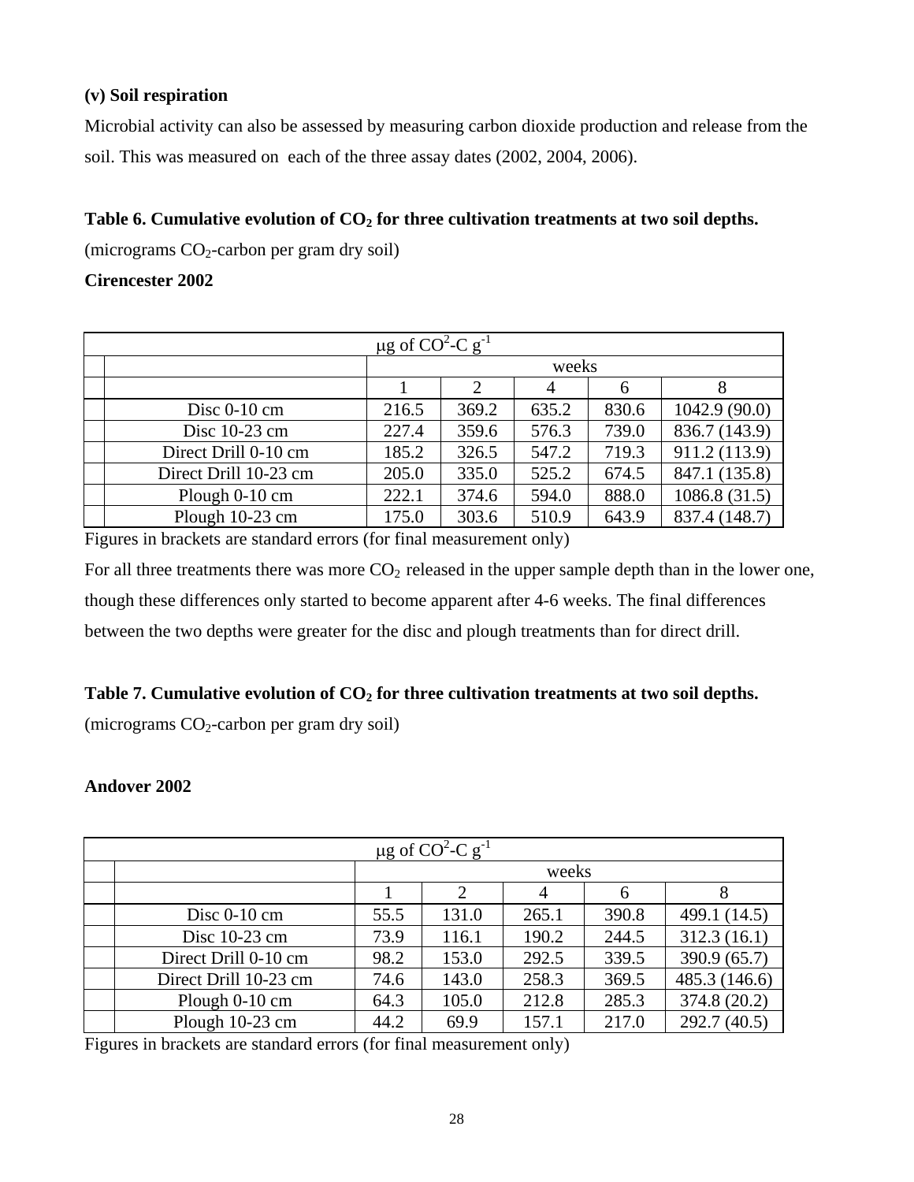**(v) Soil respiration**

Microbial activity can also be assessed by measuring carbon dioxide production and release from the soil. This was measured on each of the three assay dates (2002, 2004, 2006).

**Table 6. Cumulative evolution of $CO_2$ for three cultivation treatments at two soil depths.**

(micrograms $CO_2$-carbon per gram dry soil)

**Cirencester 2002**

| | μg of $CO^2$-C $g^{-1}$ | | | | |
|---|---|---|---|---|---|
| | weeks | | | | |
| | 1 | 2 | 4 | 6 | 8 |
| Disc 0-10 cm | 216.5 | 369.2 | 635.2 | 830.6 | 1042.9 (90.0) |
| Disc 10-23 cm | 227.4 | 359.6 | 576.3 | 739.0 | 836.7 (143.9) |
| Direct Drill 0-10 cm | 185.2 | 326.5 | 547.2 | 719.3 | 911.2 (113.9) |
| Direct Drill 10-23 cm | 205.0 | 335.0 | 525.2 | 674.5 | 847.1 (135.8) |
| Plough 0-10 cm | 222.1 | 374.6 | 594.0 | 888.0 | 1086.8 (31.5) |
| Plough 10-23 cm | 175.0 | 303.6 | 510.9 | 643.9 | 837.4 (148.7) |

Figures in brackets are standard errors (for final measurement only)

For all three treatments there was more $CO_2$ released in the upper sample depth than in the lower one, though these differences only started to become apparent after 4-6 weeks. The final differences between the two depths were greater for the disc and plough treatments than for direct drill.

**Table 7. Cumulative evolution of $CO_2$ for three cultivation treatments at two soil depths.**

(micrograms $CO_2$-carbon per gram dry soil)

**Andover 2002**

| | μg of $CO^2$-C $g^{-1}$ | | | | |
|---|---|---|---|---|---|
| | weeks | | | | |
| | 1 | 2 | 4 | 6 | 8 |
| Disc 0-10 cm | 55.5 | 131.0 | 265.1 | 390.8 | 499.1 (14.5) |
| Disc 10-23 cm | 73.9 | 116.1 | 190.2 | 244.5 | 312.3 (16.1) |
| Direct Drill 0-10 cm | 98.2 | 153.0 | 292.5 | 339.5 | 390.9 (65.7) |
| Direct Drill 10-23 cm | 74.6 | 143.0 | 258.3 | 369.5 | 485.3 (146.6) |
| Plough 0-10 cm | 64.3 | 105.0 | 212.8 | 285.3 | 374.8 (20.2) |
| Plough 10-23 cm | 44.2 | 69.9 | 157.1 | 217.0 | 292.7 (40.5) |

Figures in brackets are standard errors (for final measurement only)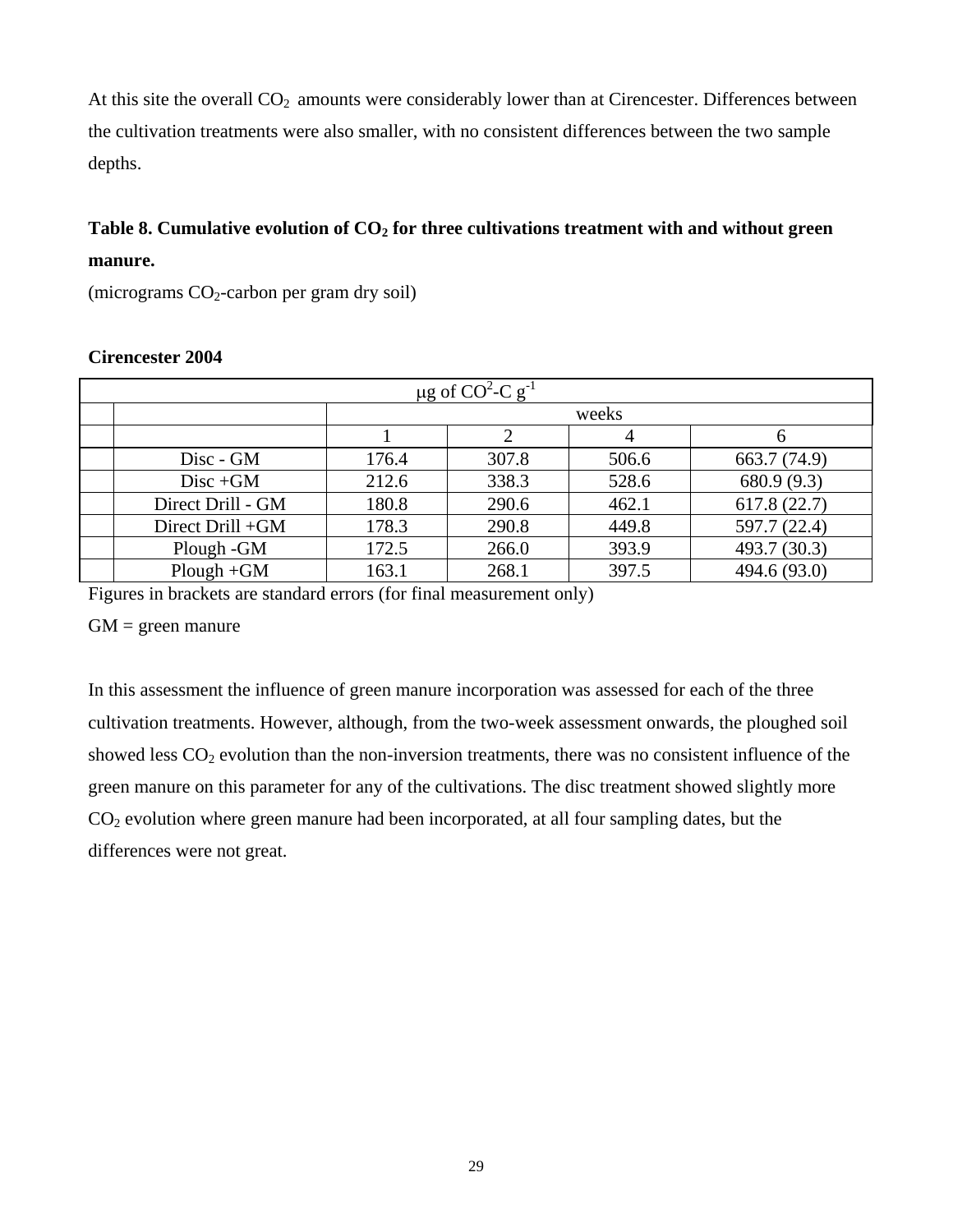At this site the overall $CO_2$ amounts were considerably lower than at Cirencester. Differences between the cultivation treatments were also smaller, with no consistent differences between the two sample depths.

**Table 8. Cumulative evolution of $CO_2$ for three cultivations treatment with and without green manure.**

(micrograms $CO_2$-carbon per gram dry soil)

**Cirencester 2004**

| | | μg of $CO^2$-C $g^{-1}$ | | | |
|---|---|---|---|---|---|
| | | weeks | | | |
| | | 1 | 2 | 4 | 6 |
| | Disc - GM | 176.4 | 307.8 | 506.6 | 663.7 (74.9) |
| | Disc +GM | 212.6 | 338.3 | 528.6 | 680.9 (9.3) |
| | Direct Drill - GM | 180.8 | 290.6 | 462.1 | 617.8 (22.7) |
| | Direct Drill +GM | 178.3 | 290.8 | 449.8 | 597.7 (22.4) |
| | Plough -GM | 172.5 | 266.0 | 393.9 | 493.7 (30.3) |
| | Plough +GM | 163.1 | 268.1 | 397.5 | 494.6 (93.0) |

Figures in brackets are standard errors (for final measurement only)

GM = green manure

In this assessment the influence of green manure incorporation was assessed for each of the three cultivation treatments. However, although, from the two-week assessment onwards, the ploughed soil showed less $CO_2$ evolution than the non-inversion treatments, there was no consistent influence of the green manure on this parameter for any of the cultivations. The disc treatment showed slightly more $CO_2$ evolution where green manure had been incorporated, at all four sampling dates, but the differences were not great.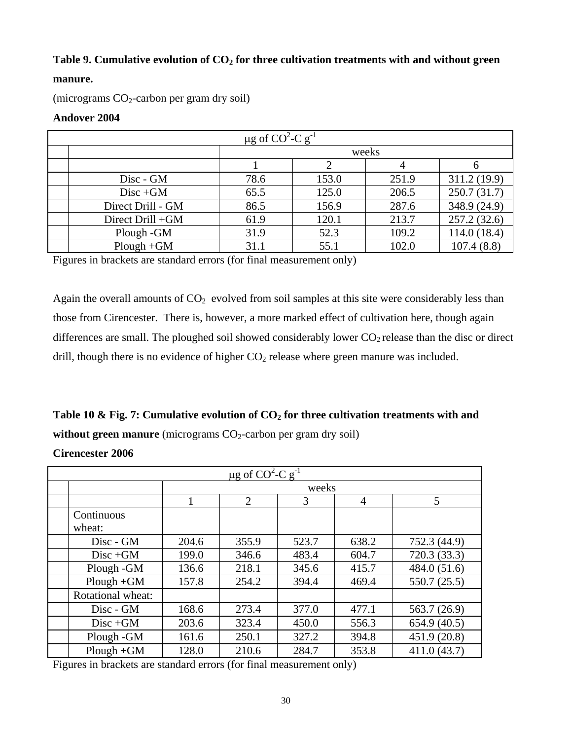**Table 9. Cumulative evolution of $CO_2$ for three cultivation treatments with and without green manure.**

(micrograms $CO_2$-carbon per gram dry soil)

**Andover 2004**

| | μg of $CO^2$-C $g^{-1}$ | | | | |
|---|---|---|---|---|---|
| | | weeks | | | |
| | | 1 | 2 | 4 | 6 |
| | Disc - GM | 78.6 | 153.0 | 251.9 | 311.2 (19.9) |
| | Disc +GM | 65.5 | 125.0 | 206.5 | 250.7 (31.7) |
| | Direct Drill - GM | 86.5 | 156.9 | 287.6 | 348.9 (24.9) |
| | Direct Drill +GM | 61.9 | 120.1 | 213.7 | 257.2 (32.6) |
| | Plough -GM | 31.9 | 52.3 | 109.2 | 114.0 (18.4) |
| | Plough +GM | 31.1 | 55.1 | 102.0 | 107.4 (8.8) |

Figures in brackets are standard errors (for final measurement only)

Again the overall amounts of $CO_2$ evolved from soil samples at this site were considerably less than those from Cirencester. There is, however, a more marked effect of cultivation here, though again differences are small. The ploughed soil showed considerably lower $CO_2$ release than the disc or direct drill, though there is no evidence of higher $CO_2$ release where green manure was included.

**Table 10 & Fig. 7: Cumulative evolution of $CO_2$ for three cultivation treatments with and without green manure** (micrograms $CO_2$-carbon per gram dry soil)

**Cirencester 2006**

| | μg of $CO^2$-C $g^{-1}$ | | | | | |
|---|---|---|---|---|---|---|
| | | weeks | | | | |
| | | 1 | 2 | 3 | 4 | 5 |
| | Continuous wheat: | | | | | |
| | Disc - GM | 204.6 | 355.9 | 523.7 | 638.2 | 752.3 (44.9) |
| | Disc +GM | 199.0 | 346.6 | 483.4 | 604.7 | 720.3 (33.3) |
| | Plough -GM | 136.6 | 218.1 | 345.6 | 415.7 | 484.0 (51.6) |
| | Plough +GM | 157.8 | 254.2 | 394.4 | 469.4 | 550.7 (25.5) |
| | Rotational wheat: | | | | | |
| | Disc - GM | 168.6 | 273.4 | 377.0 | 477.1 | 563.7 (26.9) |
| | Disc +GM | 203.6 | 323.4 | 450.0 | 556.3 | 654.9 (40.5) |
| | Plough -GM | 161.6 | 250.1 | 327.2 | 394.8 | 451.9 (20.8) |
| | Plough +GM | 128.0 | 210.6 | 284.7 | 353.8 | 411.0 (43.7) |

Figures in brackets are standard errors (for final measurement only)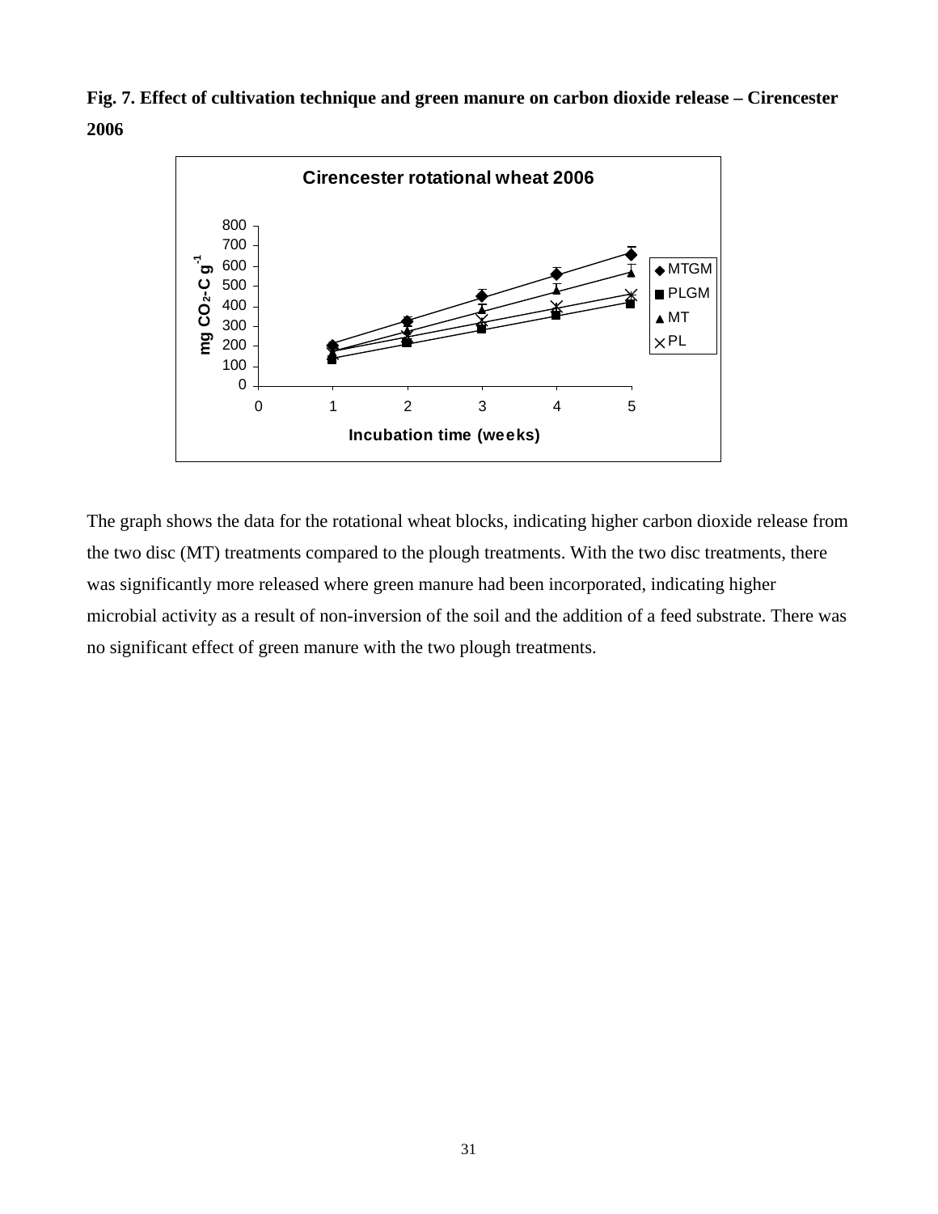**Fig. 7. Effect of cultivation technique and green manure on carbon dioxide release – Cirencester 2006**

The graph shows the data for the rotational wheat blocks, indicating higher carbon dioxide release from the two disc (MT) treatments compared to the plough treatments. With the two disc treatments, there was significantly more released where green manure had been incorporated, indicating higher microbial activity as a result of non-inversion of the soil and the addition of a feed substrate. There was no significant effect of green manure with the two plough treatments.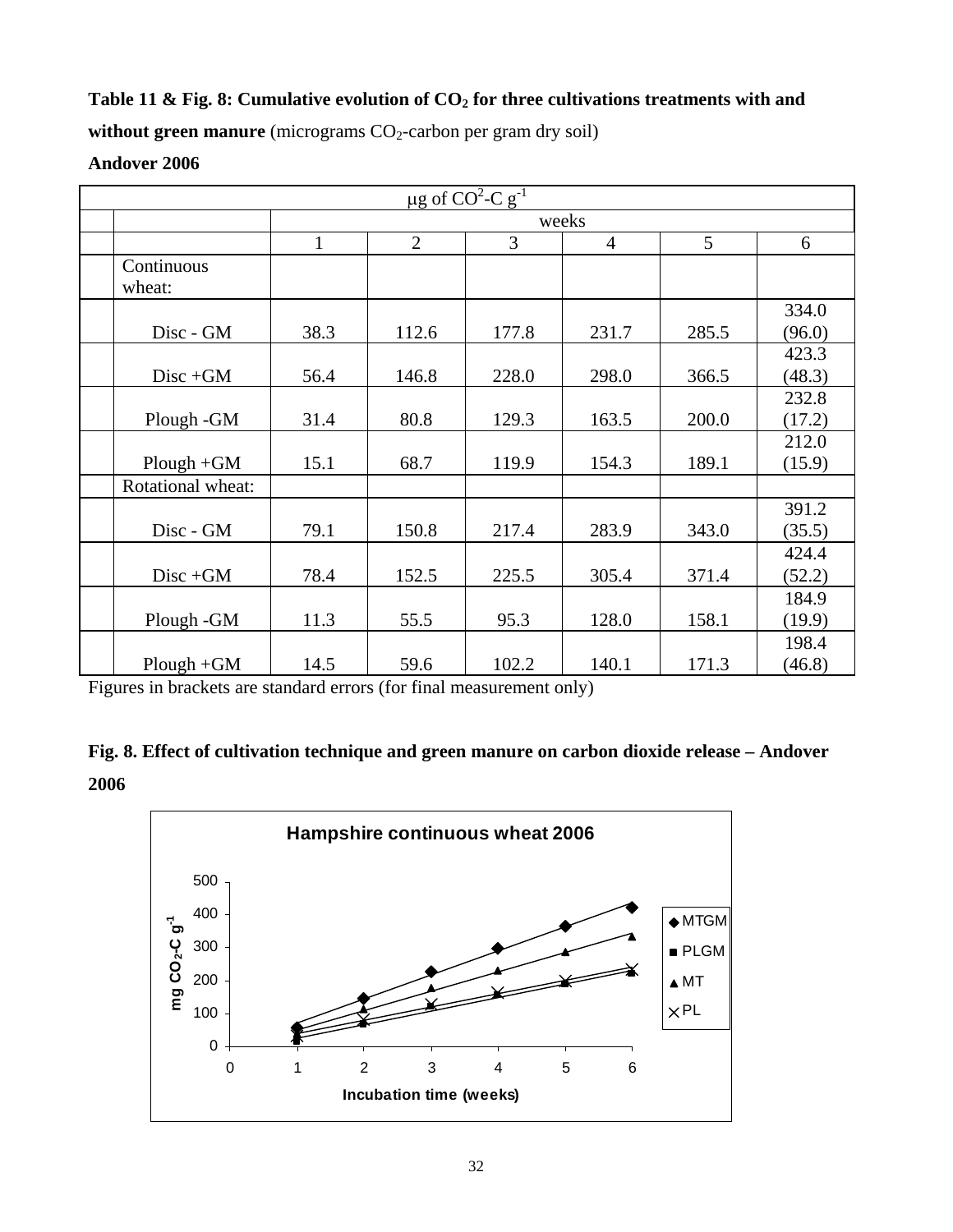**Table 11 & Fig. 8: Cumulative evolution of $CO_2$ for three cultivations treatments with and without green manure** (micrograms $CO_2$-carbon per gram dry soil)

**Andover 2006**

| | | μg of $CO^2$-C $g^{-1}$ | | | | | |
|---|---|---|---|---|---|---|---|
| | | weeks | | | | | |
| | | 1 | 2 | 3 | 4 | 5 | 6 |
| | Continuous wheat: | | | | | | |
| | Disc - GM | 38.3 | 112.6 | 177.8 | 231.7 | 285.5 | 334.0 (96.0) |
| | Disc +GM | 56.4 | 146.8 | 228.0 | 298.0 | 366.5 | 423.3 (48.3) |
| | Plough -GM | 31.4 | 80.8 | 129.3 | 163.5 | 200.0 | 232.8 (17.2) |
| | Plough +GM | 15.1 | 68.7 | 119.9 | 154.3 | 189.1 | 212.0 (15.9) |
| | Rotational wheat: | | | | | | |
| | Disc - GM | 79.1 | 150.8 | 217.4 | 283.9 | 343.0 | 391.2 (35.5) |
| | Disc +GM | 78.4 | 152.5 | 225.5 | 305.4 | 371.4 | 424.4 (52.2) |
| | Plough -GM | 11.3 | 55.5 | 95.3 | 128.0 | 158.1 | 184.9 (19.9) |
| | Plough +GM | 14.5 | 59.6 | 102.2 | 140.1 | 171.3 | 198.4 (46.8) |

Figures in brackets are standard errors (for final measurement only)

**Fig. 8. Effect of cultivation technique and green manure on carbon dioxide release – Andover 2006**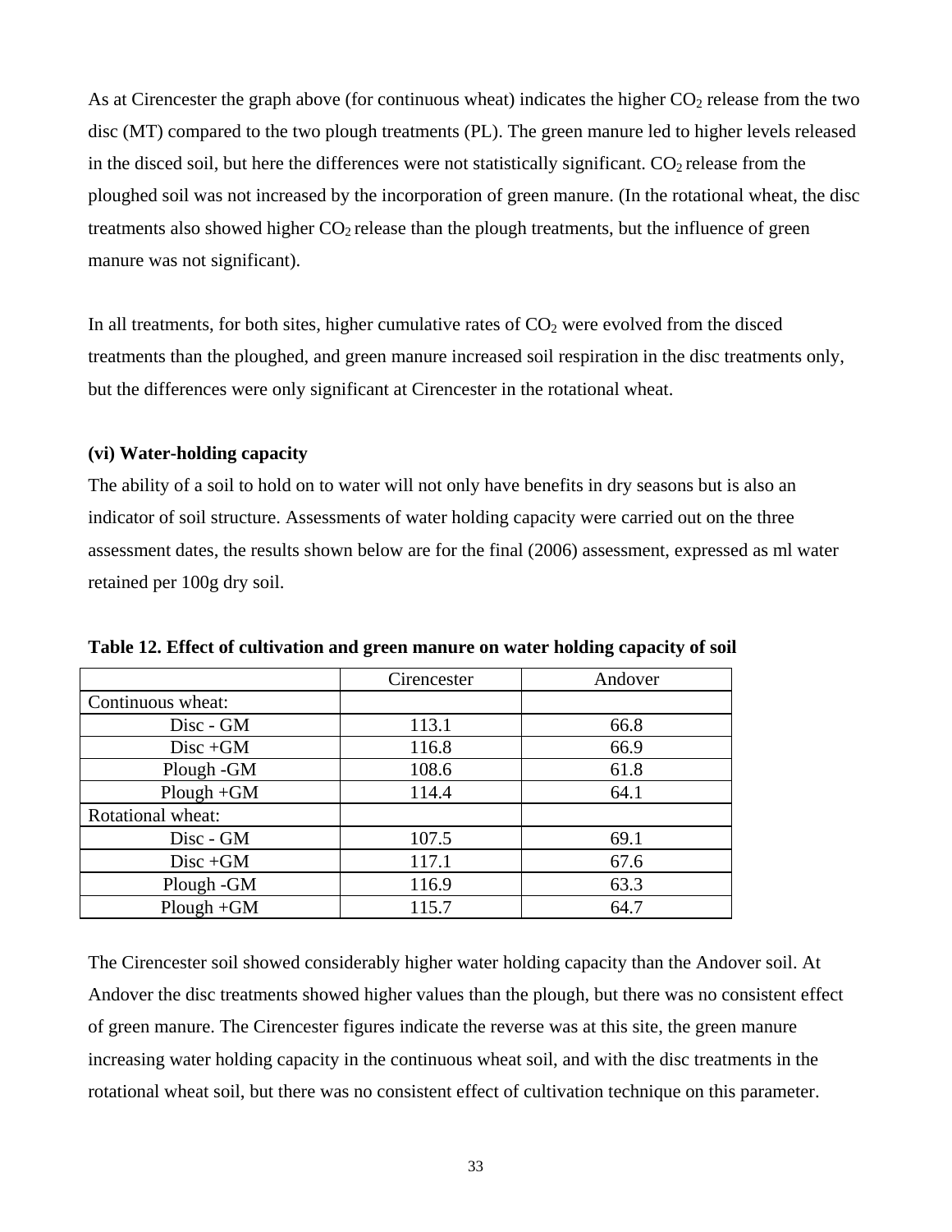As at Cirencester the graph above (for continuous wheat) indicates the higher $CO_2$ release from the two disc (MT) compared to the two plough treatments (PL). The green manure led to higher levels released in the disced soil, but here the differences were not statistically significant. $CO_2$ release from the ploughed soil was not increased by the incorporation of green manure. (In the rotational wheat, the disc treatments also showed higher $CO_2$ release than the plough treatments, but the influence of green manure was not significant).

In all treatments, for both sites, higher cumulative rates of $CO_2$ were evolved from the disced treatments than the ploughed, and green manure increased soil respiration in the disc treatments only, but the differences were only significant at Cirencester in the rotational wheat.

**(vi) Water-holding capacity**

The ability of a soil to hold on to water will not only have benefits in dry seasons but is also an indicator of soil structure. Assessments of water holding capacity were carried out on the three assessment dates, the results shown below are for the final (2006) assessment, expressed as ml water retained per 100g dry soil.

**Table 12. Effect of cultivation and green manure on water holding capacity of soil**

| | Cirencester | Andover |
|---|---|---|
| Continuous wheat: | | |
| Disc - GM | 113.1 | 66.8 |
| Disc +GM | 116.8 | 66.9 |
| Plough -GM | 108.6 | 61.8 |
| Plough +GM | 114.4 | 64.1 |
| Rotational wheat: | | |
| Disc - GM | 107.5 | 69.1 |
| Disc +GM | 117.1 | 67.6 |
| Plough -GM | 116.9 | 63.3 |
| Plough +GM | 115.7 | 64.7 |

The Cirencester soil showed considerably higher water holding capacity than the Andover soil. At Andover the disc treatments showed higher values than the plough, but there was no consistent effect of green manure. The Cirencester figures indicate the reverse was at this site, the green manure increasing water holding capacity in the continuous wheat soil, and with the disc treatments in the rotational wheat soil, but there was no consistent effect of cultivation technique on this parameter.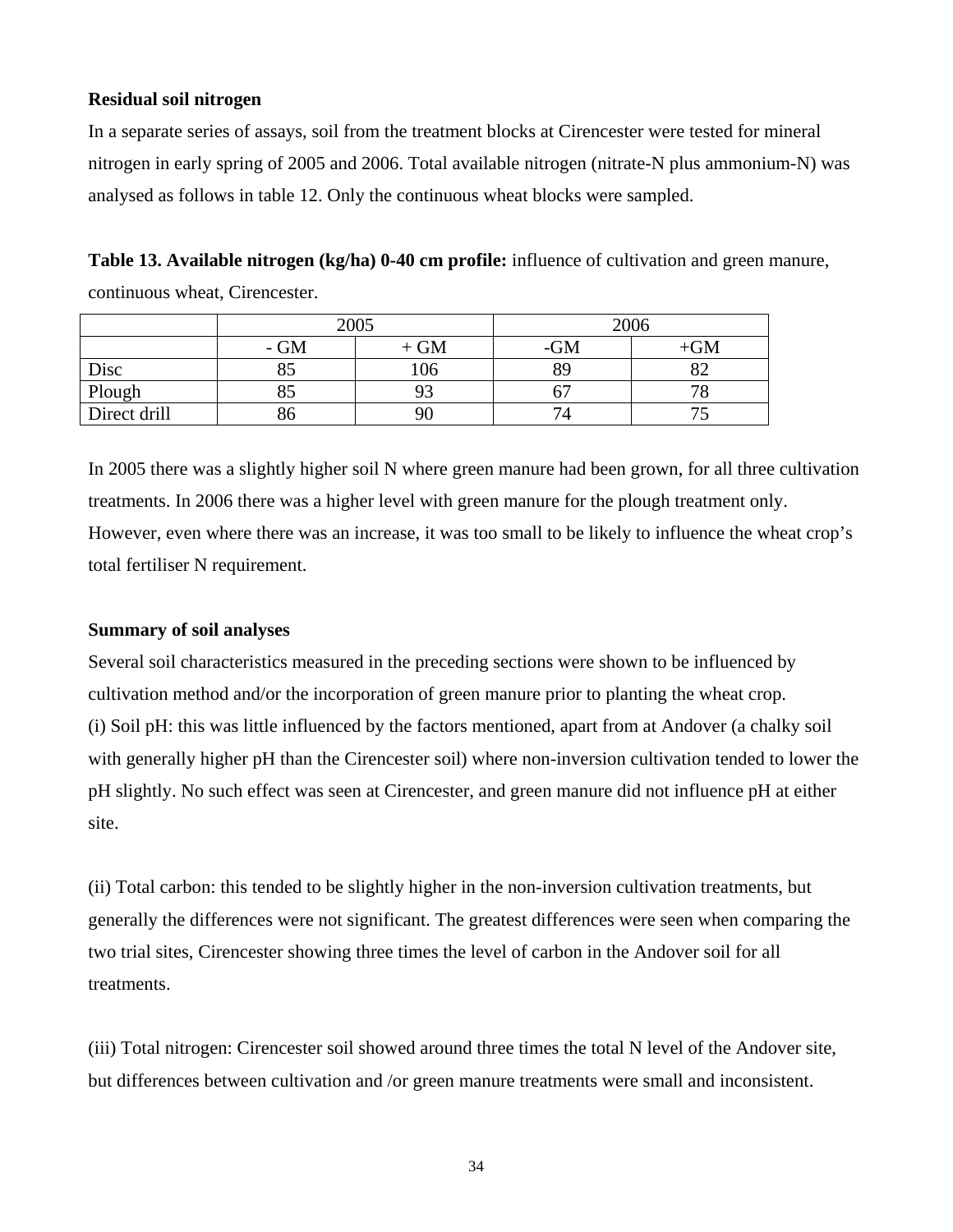**Residual soil nitrogen**

In a separate series of assays, soil from the treatment blocks at Cirencester were tested for mineral nitrogen in early spring of 2005 and 2006. Total available nitrogen (nitrate-N plus ammonium-N) was analysed as follows in table 12. Only the continuous wheat blocks were sampled.

**Table 13. Available nitrogen (kg/ha) 0-40 cm profile:** influence of cultivation and green manure, continuous wheat, Cirencester.

| | 2005 | | 2006 | |
|---|---|---|---|---|
| | - GM | + GM | -GM | +GM |
| Disc | 85 | 106 | 89 | 82 |
| Plough | 85 | 93 | 67 | 78 |
| Direct drill | 86 | 90 | 74 | 75 |

In 2005 there was a slightly higher soil N where green manure had been grown, for all three cultivation treatments. In 2006 there was a higher level with green manure for the plough treatment only. However, even where there was an increase, it was too small to be likely to influence the wheat crop's total fertiliser N requirement.

**Summary of soil analyses**

Several soil characteristics measured in the preceding sections were shown to be influenced by cultivation method and/or the incorporation of green manure prior to planting the wheat crop.
(i) Soil pH: this was little influenced by the factors mentioned, apart from at Andover (a chalky soil with generally higher pH than the Cirencester soil) where non-inversion cultivation tended to lower the pH slightly. No such effect was seen at Cirencester, and green manure did not influence pH at either site.

(ii) Total carbon: this tended to be slightly higher in the non-inversion cultivation treatments, but generally the differences were not significant. The greatest differences were seen when comparing the two trial sites, Cirencester showing three times the level of carbon in the Andover soil for all treatments.

(iii) Total nitrogen: Cirencester soil showed around three times the total N level of the Andover site, but differences between cultivation and /or green manure treatments were small and inconsistent.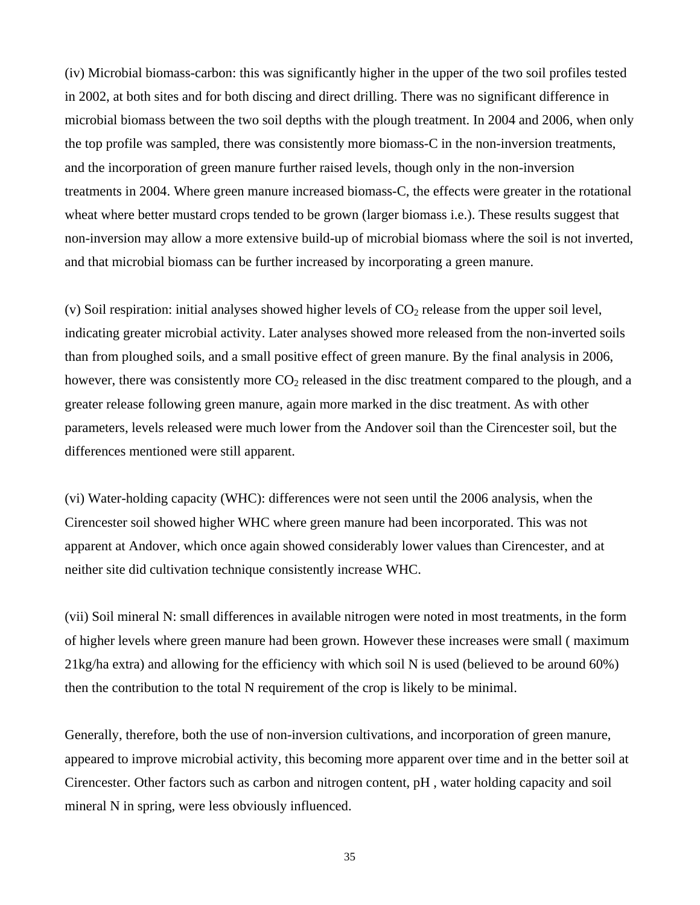(iv) Microbial biomass-carbon: this was significantly higher in the upper of the two soil profiles tested in 2002, at both sites and for both discing and direct drilling. There was no significant difference in microbial biomass between the two soil depths with the plough treatment. In 2004 and 2006, when only the top profile was sampled, there was consistently more biomass-C in the non-inversion treatments, and the incorporation of green manure further raised levels, though only in the non-inversion treatments in 2004. Where green manure increased biomass-C, the effects were greater in the rotational wheat where better mustard crops tended to be grown (larger biomass i.e.). These results suggest that non-inversion may allow a more extensive build-up of microbial biomass where the soil is not inverted, and that microbial biomass can be further increased by incorporating a green manure.

(v) Soil respiration: initial analyses showed higher levels of $CO_2$ release from the upper soil level, indicating greater microbial activity. Later analyses showed more released from the non-inverted soils than from ploughed soils, and a small positive effect of green manure. By the final analysis in 2006, however, there was consistently more $CO_2$ released in the disc treatment compared to the plough, and a greater release following green manure, again more marked in the disc treatment. As with other parameters, levels released were much lower from the Andover soil than the Cirencester soil, but the differences mentioned were still apparent.

(vi) Water-holding capacity (WHC): differences were not seen until the 2006 analysis, when the Cirencester soil showed higher WHC where green manure had been incorporated. This was not apparent at Andover, which once again showed considerably lower values than Cirencester, and at neither site did cultivation technique consistently increase WHC.

(vii) Soil mineral N: small differences in available nitrogen were noted in most treatments, in the form of higher levels where green manure had been grown. However these increases were small ( maximum 21kg/ha extra) and allowing for the efficiency with which soil N is used (believed to be around 60%) then the contribution to the total N requirement of the crop is likely to be minimal.

Generally, therefore, both the use of non-inversion cultivations, and incorporation of green manure, appeared to improve microbial activity, this becoming more apparent over time and in the better soil at Cirencester. Other factors such as carbon and nitrogen content, pH , water holding capacity and soil mineral N in spring, were less obviously influenced.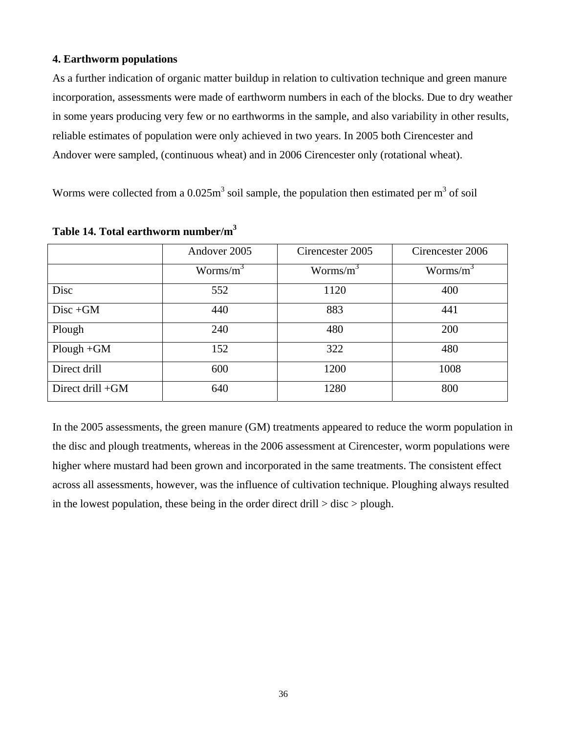### 4. Earthworm populations

As a further indication of organic matter buildup in relation to cultivation technique and green manure incorporation, assessments were made of earthworm numbers in each of the blocks. Due to dry weather in some years producing very few or no earthworms in the sample, and also variability in other results, reliable estimates of population were only achieved in two years. In 2005 both Cirencester and Andover were sampled, (continuous wheat) and in 2006 Cirencester only (rotational wheat).

Worms were collected from a 0.025m$^3$ soil sample, the population then estimated per m$^3$ of soil

**Table 14. Total earthworm number/m$^3$**

| | Andover 2005 | Cirencester 2005 | Cirencester 2006 |
|---|---|---|---|
| | Worms/m$^3$ | Worms/m$^3$ | Worms/m$^3$ |
| Disc | 552 | 1120 | 400 |
| Disc +GM | 440 | 883 | 441 |
| Plough | 240 | 480 | 200 |
| Plough +GM | 152 | 322 | 480 |
| Direct drill | 600 | 1200 | 1008 |
| Direct drill +GM | 640 | 1280 | 800 |

In the 2005 assessments, the green manure (GM) treatments appeared to reduce the worm population in the disc and plough treatments, whereas in the 2006 assessment at Cirencester, worm populations were higher where mustard had been grown and incorporated in the same treatments. The consistent effect across all assessments, however, was the influence of cultivation technique. Ploughing always resulted in the lowest population, these being in the order direct drill > disc > plough.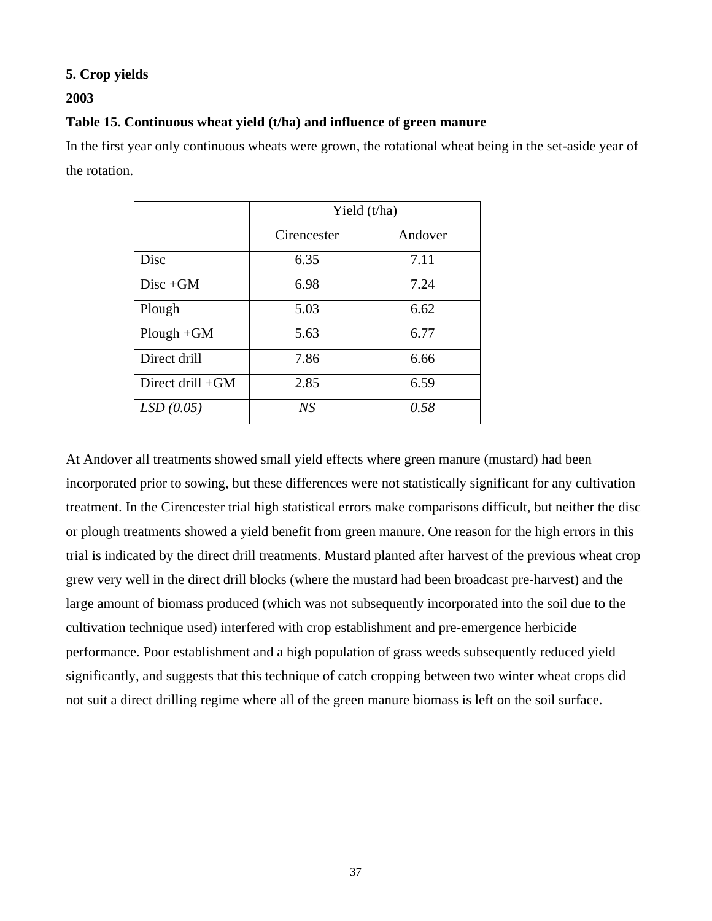**5. Crop yields**

**2003**

**Table 15. Continuous wheat yield (t/ha) and influence of green manure**

In the first year only continuous wheats were grown, the rotational wheat being in the set-aside year of the rotation.

| | Yield (t/ha) | |
|---|---|---|
| | Cirencester | Andover |
| Disc | 6.35 | 7.11 |
| Disc +GM | 6.98 | 7.24 |
| Plough | 5.03 | 6.62 |
| Plough +GM | 5.63 | 6.77 |
| Direct drill | 7.86 | 6.66 |
| Direct drill +GM | 2.85 | 6.59 |
| *LSD (0.05)* | *NS* | *0.58* |

At Andover all treatments showed small yield effects where green manure (mustard) had been incorporated prior to sowing, but these differences were not statistically significant for any cultivation treatment. In the Cirencester trial high statistical errors make comparisons difficult, but neither the disc or plough treatments showed a yield benefit from green manure. One reason for the high errors in this trial is indicated by the direct drill treatments. Mustard planted after harvest of the previous wheat crop grew very well in the direct drill blocks (where the mustard had been broadcast pre-harvest) and the large amount of biomass produced (which was not subsequently incorporated into the soil due to the cultivation technique used) interfered with crop establishment and pre-emergence herbicide performance. Poor establishment and a high population of grass weeds subsequently reduced yield significantly, and suggests that this technique of catch cropping between two winter wheat crops did not suit a direct drilling regime where all of the green manure biomass is left on the soil surface.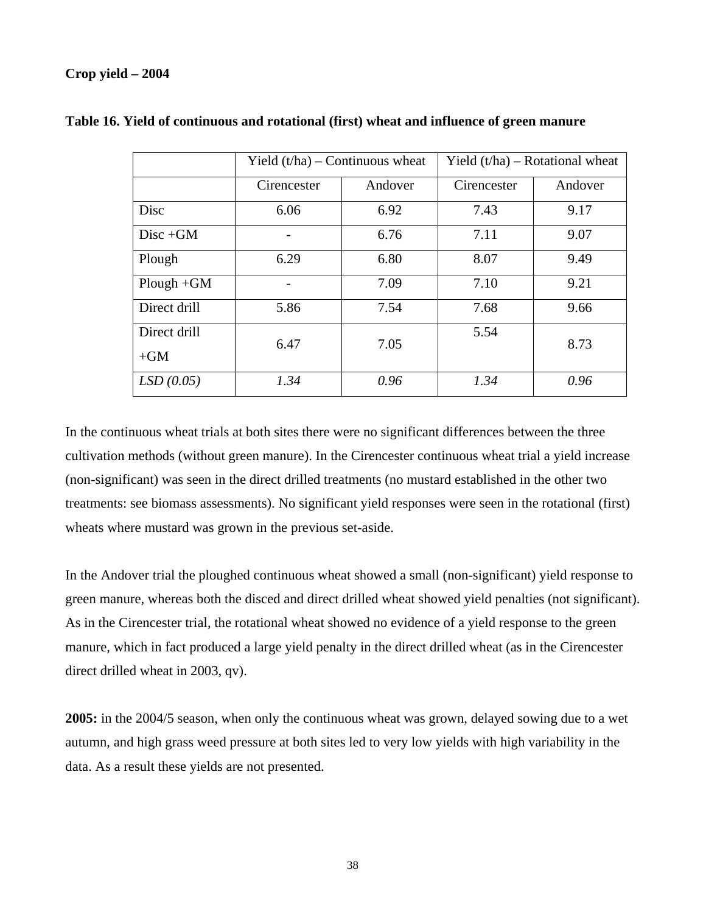**Crop yield – 2004**

**Table 16. Yield of continuous and rotational (first) wheat and influence of green manure**

| | Yield (t/ha) – Continuous wheat | | Yield (t/ha) – Rotational wheat | |
|---|---|---|---|---|
| | Cirencester | Andover | Cirencester | Andover |
| Disc | 6.06 | 6.92 | 7.43 | 9.17 |
| Disc +GM | - | 6.76 | 7.11 | 9.07 |
| Plough | 6.29 | 6.80 | 8.07 | 9.49 |
| Plough +GM | - | 7.09 | 7.10 | 9.21 |
| Direct drill | 5.86 | 7.54 | 7.68 | 9.66 |
| Direct drill +GM | 6.47 | 7.05 | 5.54 | 8.73 |
| *LSD (0.05)* | *1.34* | *0.96* | *1.34* | *0.96* |

In the continuous wheat trials at both sites there were no significant differences between the three cultivation methods (without green manure). In the Cirencester continuous wheat trial a yield increase (non-significant) was seen in the direct drilled treatments (no mustard established in the other two treatments: see biomass assessments). No significant yield responses were seen in the rotational (first) wheats where mustard was grown in the previous set-aside.

In the Andover trial the ploughed continuous wheat showed a small (non-significant) yield response to green manure, whereas both the disced and direct drilled wheat showed yield penalties (not significant). As in the Cirencester trial, the rotational wheat showed no evidence of a yield response to the green manure, which in fact produced a large yield penalty in the direct drilled wheat (as in the Cirencester direct drilled wheat in 2003, qv).

**2005:** in the 2004/5 season, when only the continuous wheat was grown, delayed sowing due to a wet autumn, and high grass weed pressure at both sites led to very low yields with high variability in the data. As a result these yields are not presented.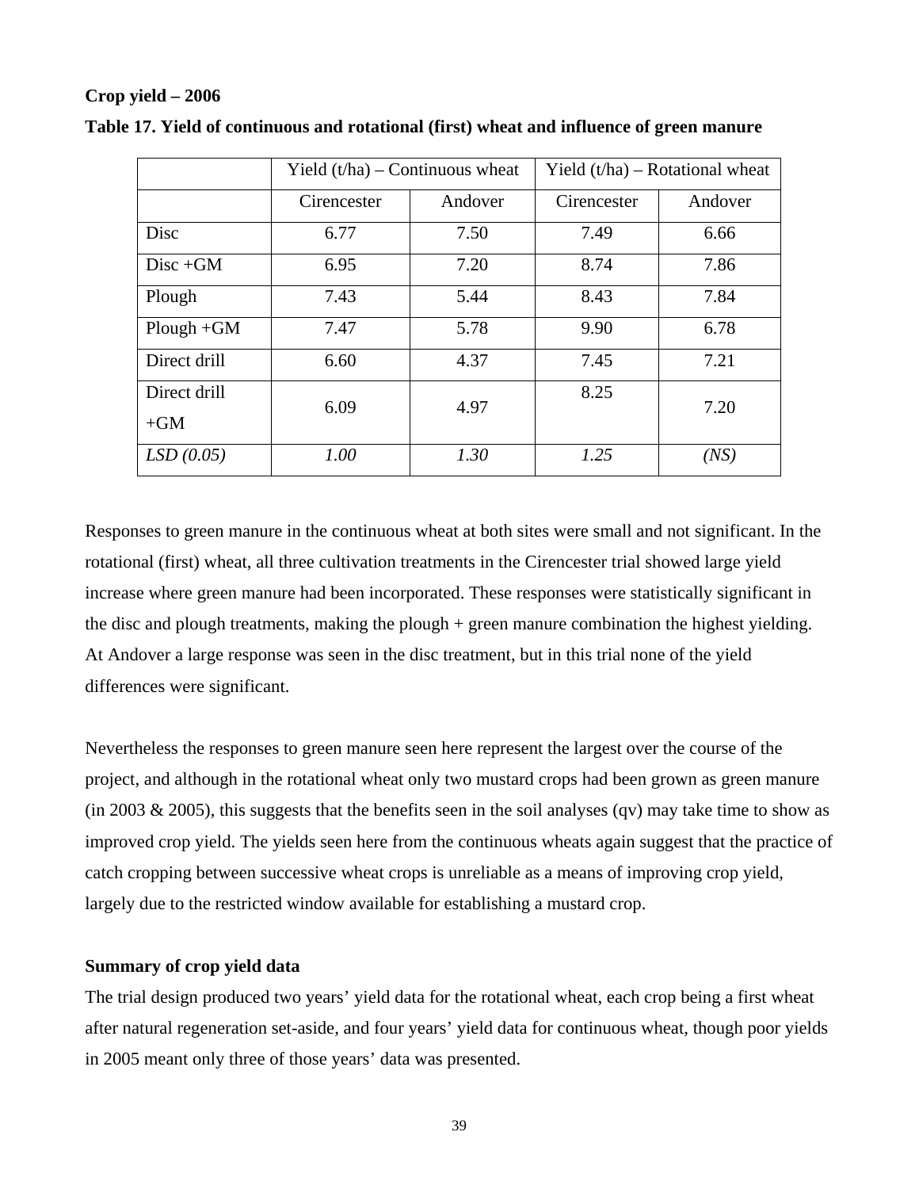**Crop yield – 2006**

**Table 17. Yield of continuous and rotational (first) wheat and influence of green manure**

| | Yield (t/ha) – Continuous wheat | | Yield (t/ha) – Rotational wheat | |
|---|---|---|---|---|
| | Cirencester | Andover | Cirencester | Andover |
| Disc | 6.77 | 7.50 | 7.49 | 6.66 |
| Disc +GM | 6.95 | 7.20 | 8.74 | 7.86 |
| Plough | 7.43 | 5.44 | 8.43 | 7.84 |
| Plough +GM | 7.47 | 5.78 | 9.90 | 6.78 |
| Direct drill | 6.60 | 4.37 | 7.45 | 7.21 |
| Direct drill +GM | 6.09 | 4.97 | 8.25 | 7.20 |
| *LSD (0.05)* | *1.00* | *1.30* | *1.25* | *(NS)* |

Responses to green manure in the continuous wheat at both sites were small and not significant. In the rotational (first) wheat, all three cultivation treatments in the Cirencester trial showed large yield increase where green manure had been incorporated. These responses were statistically significant in the disc and plough treatments, making the plough + green manure combination the highest yielding. At Andover a large response was seen in the disc treatment, but in this trial none of the yield differences were significant.

Nevertheless the responses to green manure seen here represent the largest over the course of the project, and although in the rotational wheat only two mustard crops had been grown as green manure (in 2003 & 2005), this suggests that the benefits seen in the soil analyses (qv) may take time to show as improved crop yield. The yields seen here from the continuous wheats again suggest that the practice of catch cropping between successive wheat crops is unreliable as a means of improving crop yield, largely due to the restricted window available for establishing a mustard crop.

**Summary of crop yield data**

The trial design produced two years' yield data for the rotational wheat, each crop being a first wheat after natural regeneration set-aside, and four years' yield data for continuous wheat, though poor yields in 2005 meant only three of those years' data was presented.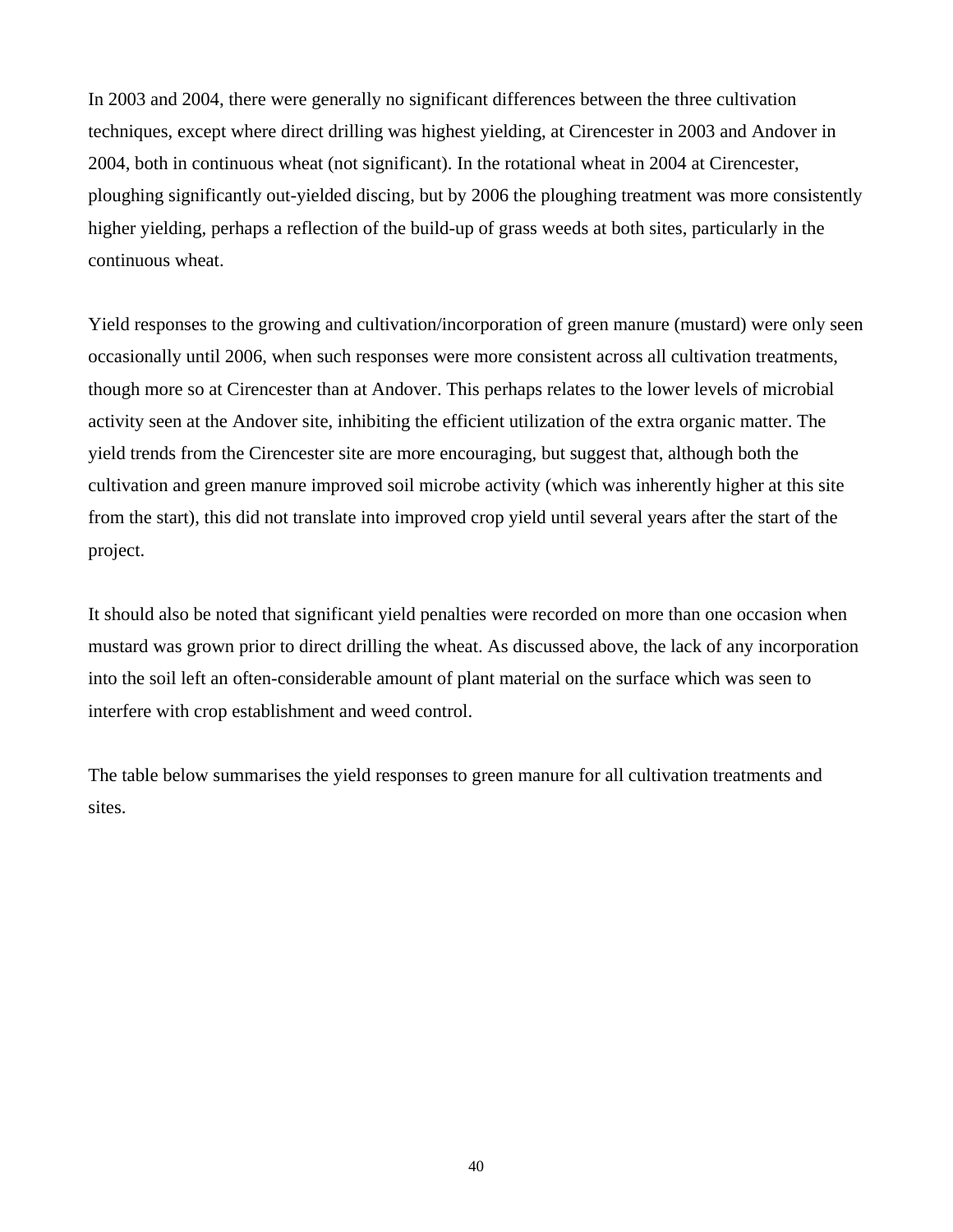In 2003 and 2004, there were generally no significant differences between the three cultivation techniques, except where direct drilling was highest yielding, at Cirencester in 2003 and Andover in 2004, both in continuous wheat (not significant). In the rotational wheat in 2004 at Cirencester, ploughing significantly out-yielded discing, but by 2006 the ploughing treatment was more consistently higher yielding, perhaps a reflection of the build-up of grass weeds at both sites, particularly in the continuous wheat.

Yield responses to the growing and cultivation/incorporation of green manure (mustard) were only seen occasionally until 2006, when such responses were more consistent across all cultivation treatments, though more so at Cirencester than at Andover. This perhaps relates to the lower levels of microbial activity seen at the Andover site, inhibiting the efficient utilization of the extra organic matter. The yield trends from the Cirencester site are more encouraging, but suggest that, although both the cultivation and green manure improved soil microbe activity (which was inherently higher at this site from the start), this did not translate into improved crop yield until several years after the start of the project.

It should also be noted that significant yield penalties were recorded on more than one occasion when mustard was grown prior to direct drilling the wheat. As discussed above, the lack of any incorporation into the soil left an often-considerable amount of plant material on the surface which was seen to interfere with crop establishment and weed control.

The table below summarises the yield responses to green manure for all cultivation treatments and sites.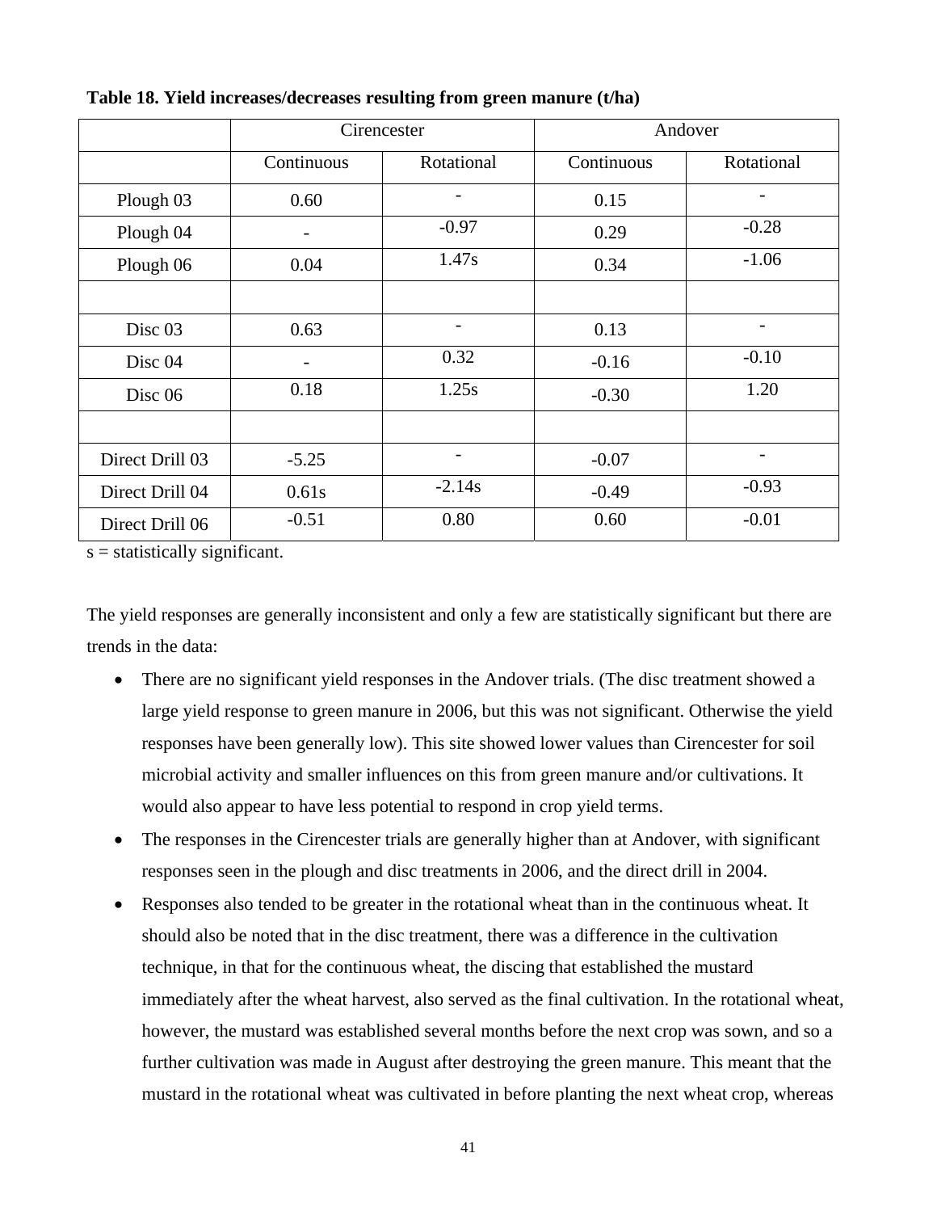**Table 18. Yield increases/decreases resulting from green manure (t/ha)**

| | Cirencester | | Andover | |
|---|---|---|---|---|
| | Continuous | Rotational | Continuous | Rotational |
| Plough 03 | 0.60 | - | 0.15 | - |
| Plough 04 | - | -0.97 | 0.29 | -0.28 |
| Plough 06 | 0.04 | 1.47s | 0.34 | -1.06 |
| | | | | |
| Disc 03 | 0.63 | - | 0.13 | - |
| Disc 04 | - | 0.32 | -0.16 | -0.10 |
| Disc 06 | 0.18 | 1.25s | -0.30 | 1.20 |
| | | | | |
| Direct Drill 03 | -5.25 | - | -0.07 | - |
| Direct Drill 04 | 0.61s | -2.14s | -0.49 | -0.93 |
| Direct Drill 06 | -0.51 | 0.80 | 0.60 | -0.01 |

s = statistically significant.

The yield responses are generally inconsistent and only a few are statistically significant but there are trends in the data:

- There are no significant yield responses in the Andover trials. (The disc treatment showed a large yield response to green manure in 2006, but this was not significant. Otherwise the yield responses have been generally low). This site showed lower values than Cirencester for soil microbial activity and smaller influences on this from green manure and/or cultivations. It would also appear to have less potential to respond in crop yield terms.
- The responses in the Cirencester trials are generally higher than at Andover, with significant responses seen in the plough and disc treatments in 2006, and the direct drill in 2004.
- Responses also tended to be greater in the rotational wheat than in the continuous wheat. It should also be noted that in the disc treatment, there was a difference in the cultivation technique, in that for the continuous wheat, the discing that established the mustard immediately after the wheat harvest, also served as the final cultivation. In the rotational wheat, however, the mustard was established several months before the next crop was sown, and so a further cultivation was made in August after destroying the green manure. This meant that the mustard in the rotational wheat was cultivated in before planting the next wheat crop, whereas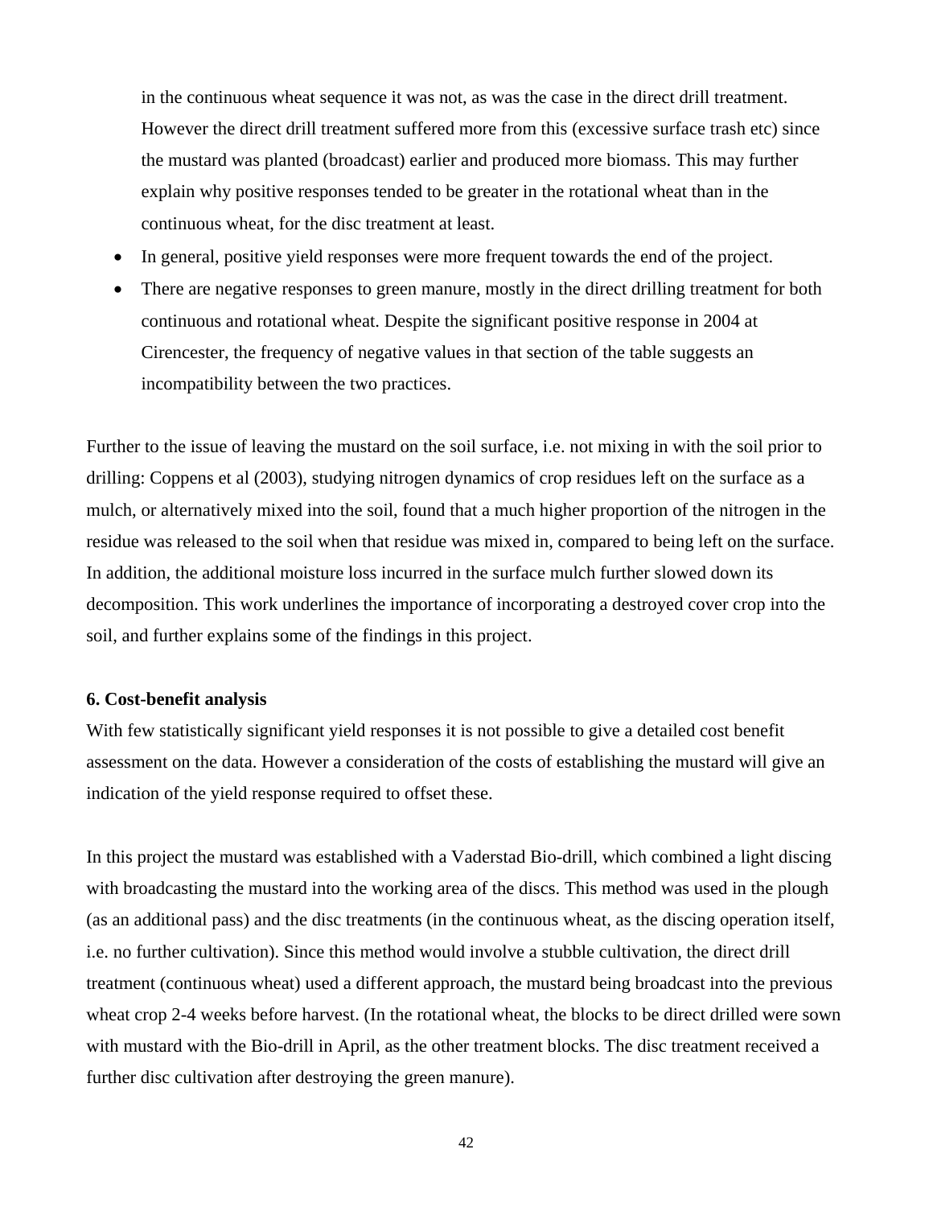in the continuous wheat sequence it was not, as was the case in the direct drill treatment. However the direct drill treatment suffered more from this (excessive surface trash etc) since the mustard was planted (broadcast) earlier and produced more biomass. This may further explain why positive responses tended to be greater in the rotational wheat than in the continuous wheat, for the disc treatment at least.

- In general, positive yield responses were more frequent towards the end of the project.
- There are negative responses to green manure, mostly in the direct drilling treatment for both continuous and rotational wheat. Despite the significant positive response in 2004 at Cirencester, the frequency of negative values in that section of the table suggests an incompatibility between the two practices.

Further to the issue of leaving the mustard on the soil surface, i.e. not mixing in with the soil prior to drilling: Coppens et al (2003), studying nitrogen dynamics of crop residues left on the surface as a mulch, or alternatively mixed into the soil, found that a much higher proportion of the nitrogen in the residue was released to the soil when that residue was mixed in, compared to being left on the surface. In addition, the additional moisture loss incurred in the surface mulch further slowed down its decomposition. This work underlines the importance of incorporating a destroyed cover crop into the soil, and further explains some of the findings in this project.

**6. Cost-benefit analysis**

With few statistically significant yield responses it is not possible to give a detailed cost benefit assessment on the data. However a consideration of the costs of establishing the mustard will give an indication of the yield response required to offset these.

In this project the mustard was established with a Vaderstad Bio-drill, which combined a light discing with broadcasting the mustard into the working area of the discs. This method was used in the plough (as an additional pass) and the disc treatments (in the continuous wheat, as the discing operation itself, i.e. no further cultivation). Since this method would involve a stubble cultivation, the direct drill treatment (continuous wheat) used a different approach, the mustard being broadcast into the previous wheat crop 2-4 weeks before harvest. (In the rotational wheat, the blocks to be direct drilled were sown with mustard with the Bio-drill in April, as the other treatment blocks. The disc treatment received a further disc cultivation after destroying the green manure).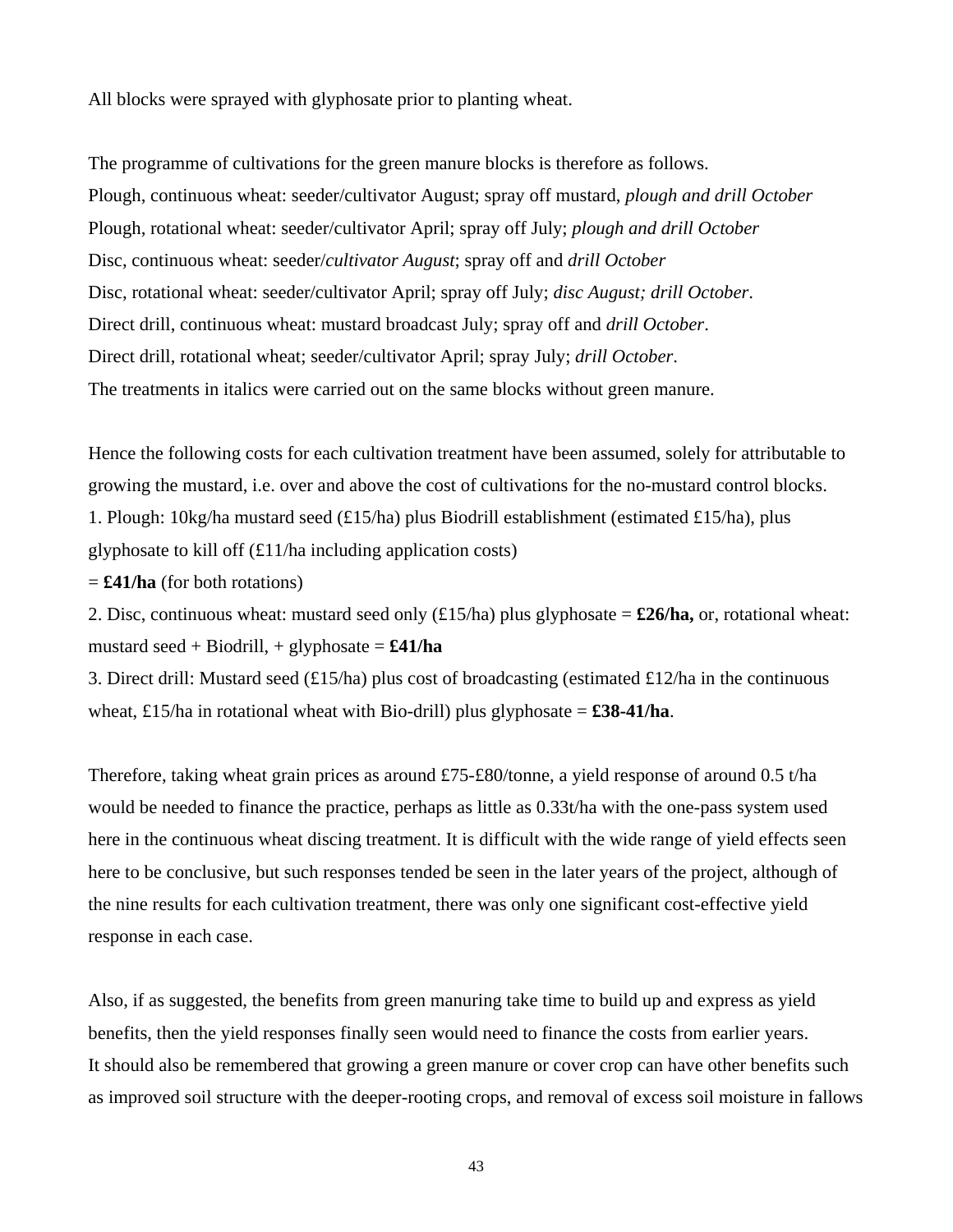All blocks were sprayed with glyphosate prior to planting wheat.

The programme of cultivations for the green manure blocks is therefore as follows.
Plough, continuous wheat: seeder/cultivator August; spray off mustard, *plough and drill October*
Plough, rotational wheat: seeder/cultivator April; spray off July; *plough and drill October*
Disc, continuous wheat: seeder/*cultivator August*; spray off and *drill October*
Disc, rotational wheat: seeder/cultivator April; spray off July; *disc August; drill October.*
Direct drill, continuous wheat: mustard broadcast July; spray off and *drill October*.
Direct drill, rotational wheat; seeder/cultivator April; spray July; *drill October*.
The treatments in italics were carried out on the same blocks without green manure.

Hence the following costs for each cultivation treatment have been assumed, solely for attributable to growing the mustard, i.e. over and above the cost of cultivations for the no-mustard control blocks.
1. Plough: 10kg/ha mustard seed (£15/ha) plus Biodrill establishment (estimated £15/ha), plus glyphosate to kill off (£11/ha including application costs)
= **£41/ha** (for both rotations)
2. Disc, continuous wheat: mustard seed only (£15/ha) plus glyphosate = **£26/ha,** or, rotational wheat: mustard seed + Biodrill, + glyphosate = **£41/ha**
3. Direct drill: Mustard seed (£15/ha) plus cost of broadcasting (estimated £12/ha in the continuous wheat, £15/ha in rotational wheat with Bio-drill) plus glyphosate = **£38-41/ha**.

Therefore, taking wheat grain prices as around £75-£80/tonne, a yield response of around 0.5 t/ha would be needed to finance the practice, perhaps as little as 0.33t/ha with the one-pass system used here in the continuous wheat discing treatment. It is difficult with the wide range of yield effects seen here to be conclusive, but such responses tended be seen in the later years of the project, although of the nine results for each cultivation treatment, there was only one significant cost-effective yield response in each case.

Also, if as suggested, the benefits from green manuring take time to build up and express as yield benefits, then the yield responses finally seen would need to finance the costs from earlier years.
It should also be remembered that growing a green manure or cover crop can have other benefits such as improved soil structure with the deeper-rooting crops, and removal of excess soil moisture in fallows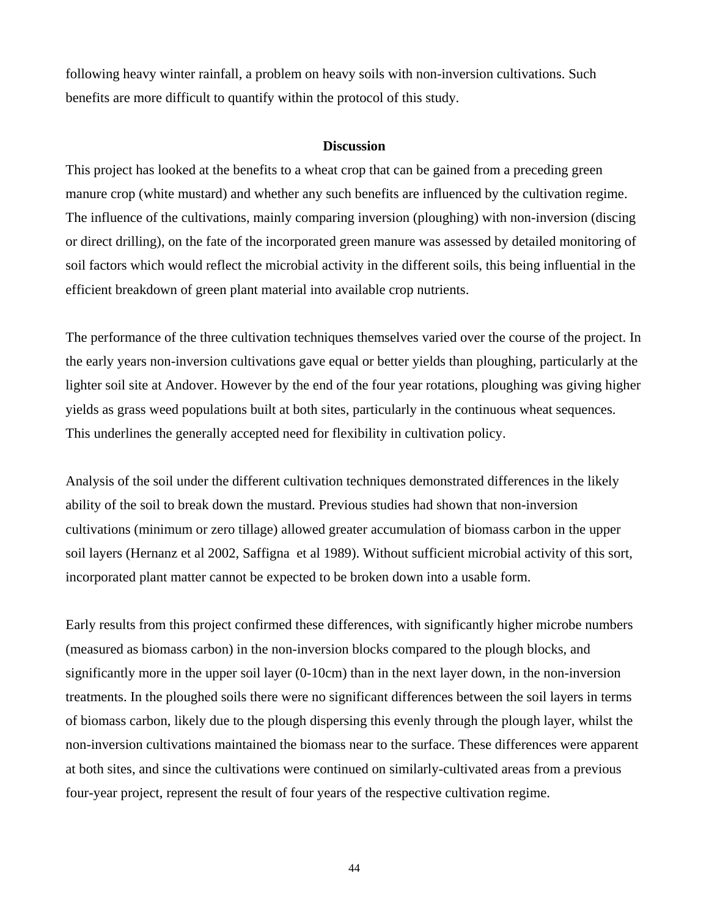following heavy winter rainfall, a problem on heavy soils with non-inversion cultivations. Such benefits are more difficult to quantify within the protocol of this study.

## Discussion

This project has looked at the benefits to a wheat crop that can be gained from a preceding green manure crop (white mustard) and whether any such benefits are influenced by the cultivation regime. The influence of the cultivations, mainly comparing inversion (ploughing) with non-inversion (discing or direct drilling), on the fate of the incorporated green manure was assessed by detailed monitoring of soil factors which would reflect the microbial activity in the different soils, this being influential in the efficient breakdown of green plant material into available crop nutrients.

The performance of the three cultivation techniques themselves varied over the course of the project. In the early years non-inversion cultivations gave equal or better yields than ploughing, particularly at the lighter soil site at Andover. However by the end of the four year rotations, ploughing was giving higher yields as grass weed populations built at both sites, particularly in the continuous wheat sequences. This underlines the generally accepted need for flexibility in cultivation policy.

Analysis of the soil under the different cultivation techniques demonstrated differences in the likely ability of the soil to break down the mustard. Previous studies had shown that non-inversion cultivations (minimum or zero tillage) allowed greater accumulation of biomass carbon in the upper soil layers (Hernanz et al 2002, Saffigna et al 1989). Without sufficient microbial activity of this sort, incorporated plant matter cannot be expected to be broken down into a usable form.

Early results from this project confirmed these differences, with significantly higher microbe numbers (measured as biomass carbon) in the non-inversion blocks compared to the plough blocks, and significantly more in the upper soil layer (0-10cm) than in the next layer down, in the non-inversion treatments. In the ploughed soils there were no significant differences between the soil layers in terms of biomass carbon, likely due to the plough dispersing this evenly through the plough layer, whilst the non-inversion cultivations maintained the biomass near to the surface. These differences were apparent at both sites, and since the cultivations were continued on similarly-cultivated areas from a previous four-year project, represent the result of four years of the respective cultivation regime.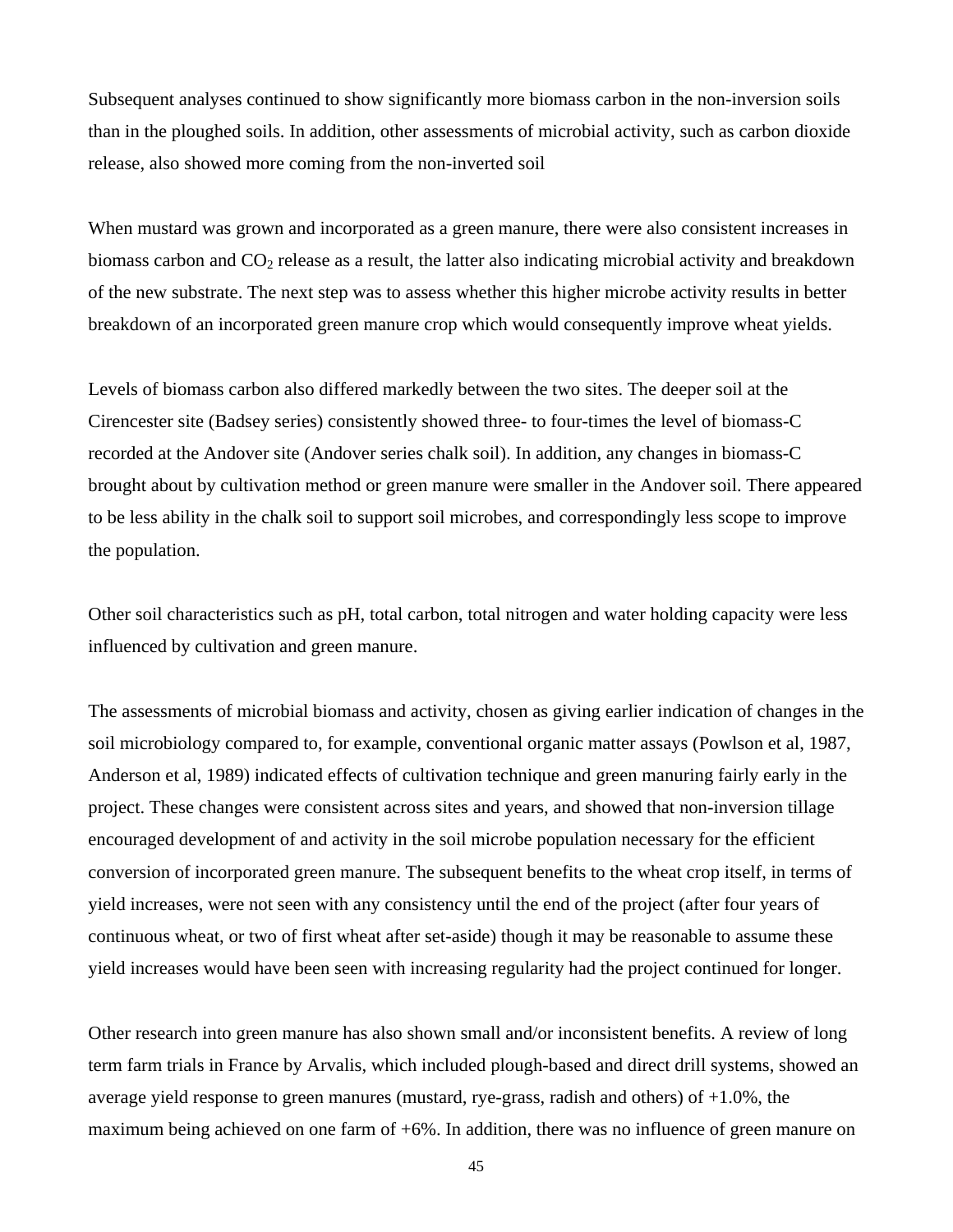Subsequent analyses continued to show significantly more biomass carbon in the non-inversion soils than in the ploughed soils. In addition, other assessments of microbial activity, such as carbon dioxide release, also showed more coming from the non-inverted soil

When mustard was grown and incorporated as a green manure, there were also consistent increases in biomass carbon and $CO_2$ release as a result, the latter also indicating microbial activity and breakdown of the new substrate. The next step was to assess whether this higher microbe activity results in better breakdown of an incorporated green manure crop which would consequently improve wheat yields.

Levels of biomass carbon also differed markedly between the two sites. The deeper soil at the Cirencester site (Badsey series) consistently showed three- to four-times the level of biomass-C recorded at the Andover site (Andover series chalk soil). In addition, any changes in biomass-C brought about by cultivation method or green manure were smaller in the Andover soil. There appeared to be less ability in the chalk soil to support soil microbes, and correspondingly less scope to improve the population.

Other soil characteristics such as pH, total carbon, total nitrogen and water holding capacity were less influenced by cultivation and green manure.

The assessments of microbial biomass and activity, chosen as giving earlier indication of changes in the soil microbiology compared to, for example, conventional organic matter assays (Powlson et al, 1987, Anderson et al, 1989) indicated effects of cultivation technique and green manuring fairly early in the project. These changes were consistent across sites and years, and showed that non-inversion tillage encouraged development of and activity in the soil microbe population necessary for the efficient conversion of incorporated green manure. The subsequent benefits to the wheat crop itself, in terms of yield increases, were not seen with any consistency until the end of the project (after four years of continuous wheat, or two of first wheat after set-aside) though it may be reasonable to assume these yield increases would have been seen with increasing regularity had the project continued for longer.

Other research into green manure has also shown small and/or inconsistent benefits. A review of long term farm trials in France by Arvalis, which included plough-based and direct drill systems, showed an average yield response to green manures (mustard, rye-grass, radish and others) of +1.0%, the maximum being achieved on one farm of +6%. In addition, there was no influence of green manure on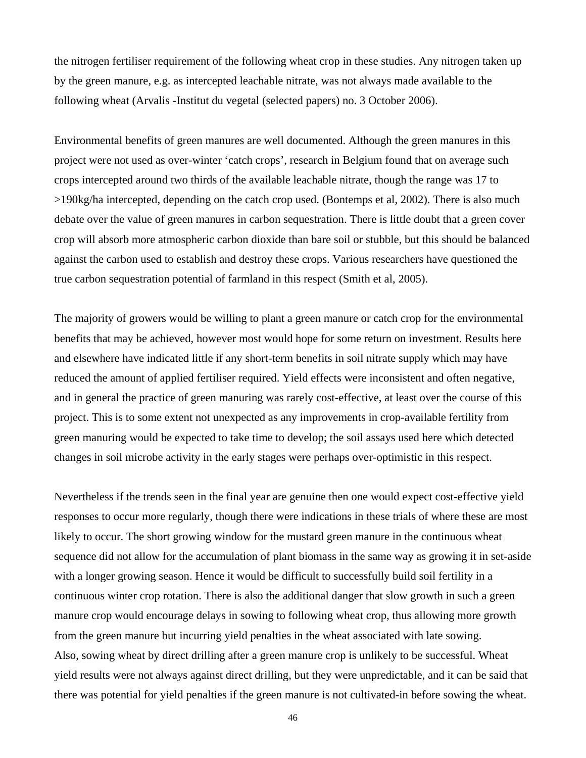the nitrogen fertiliser requirement of the following wheat crop in these studies. Any nitrogen taken up by the green manure, e.g. as intercepted leachable nitrate, was not always made available to the following wheat (Arvalis -Institut du vegetal (selected papers) no. 3 October 2006).

Environmental benefits of green manures are well documented. Although the green manures in this project were not used as over-winter 'catch crops', research in Belgium found that on average such crops intercepted around two thirds of the available leachable nitrate, though the range was 17 to >190kg/ha intercepted, depending on the catch crop used. (Bontemps et al, 2002). There is also much debate over the value of green manures in carbon sequestration. There is little doubt that a green cover crop will absorb more atmospheric carbon dioxide than bare soil or stubble, but this should be balanced against the carbon used to establish and destroy these crops. Various researchers have questioned the true carbon sequestration potential of farmland in this respect (Smith et al, 2005).

The majority of growers would be willing to plant a green manure or catch crop for the environmental benefits that may be achieved, however most would hope for some return on investment. Results here and elsewhere have indicated little if any short-term benefits in soil nitrate supply which may have reduced the amount of applied fertiliser required. Yield effects were inconsistent and often negative, and in general the practice of green manuring was rarely cost-effective, at least over the course of this project. This is to some extent not unexpected as any improvements in crop-available fertility from green manuring would be expected to take time to develop; the soil assays used here which detected changes in soil microbe activity in the early stages were perhaps over-optimistic in this respect.

Nevertheless if the trends seen in the final year are genuine then one would expect cost-effective yield responses to occur more regularly, though there were indications in these trials of where these are most likely to occur. The short growing window for the mustard green manure in the continuous wheat sequence did not allow for the accumulation of plant biomass in the same way as growing it in set-aside with a longer growing season. Hence it would be difficult to successfully build soil fertility in a continuous winter crop rotation. There is also the additional danger that slow growth in such a green manure crop would encourage delays in sowing to following wheat crop, thus allowing more growth from the green manure but incurring yield penalties in the wheat associated with late sowing.
Also, sowing wheat by direct drilling after a green manure crop is unlikely to be successful. Wheat yield results were not always against direct drilling, but they were unpredictable, and it can be said that there was potential for yield penalties if the green manure is not cultivated-in before sowing the wheat.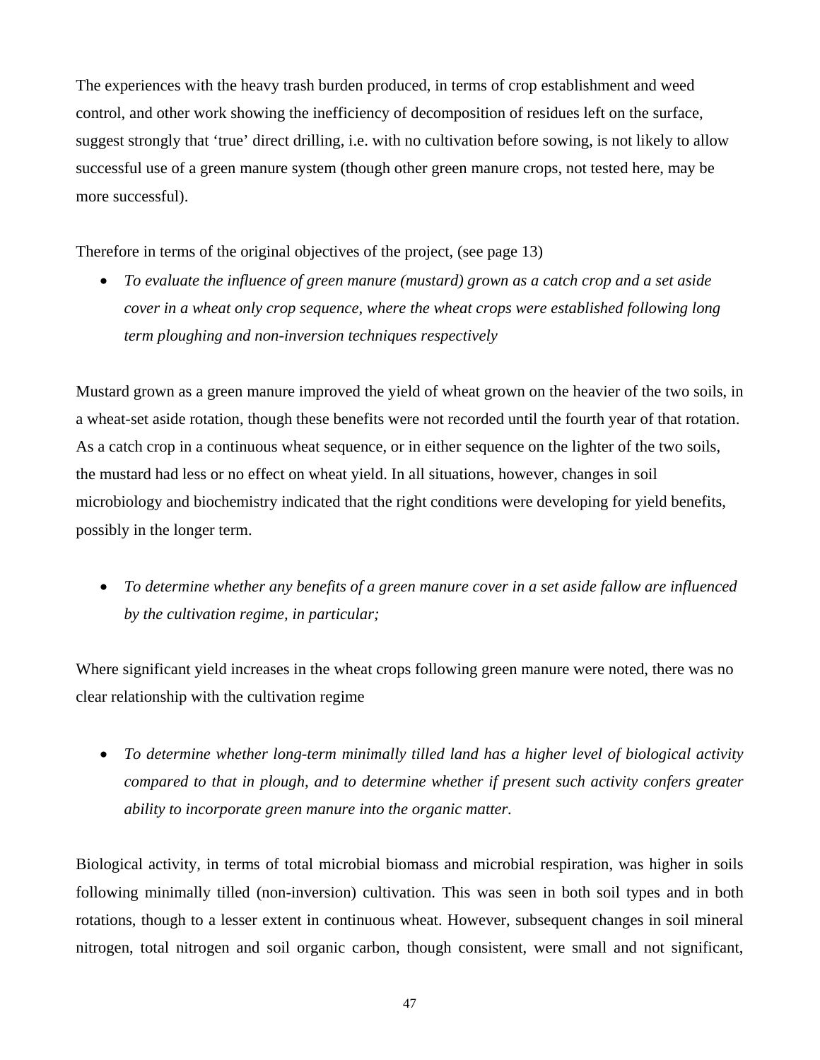The experiences with the heavy trash burden produced, in terms of crop establishment and weed control, and other work showing the inefficiency of decomposition of residues left on the surface, suggest strongly that 'true' direct drilling, i.e. with no cultivation before sowing, is not likely to allow successful use of a green manure system (though other green manure crops, not tested here, may be more successful).

Therefore in terms of the original objectives of the project, (see page 13)

- *To evaluate the influence of green manure (mustard) grown as a catch crop and a set aside cover in a wheat only crop sequence, where the wheat crops were established following long term ploughing and non-inversion techniques respectively*

Mustard grown as a green manure improved the yield of wheat grown on the heavier of the two soils, in a wheat-set aside rotation, though these benefits were not recorded until the fourth year of that rotation. As a catch crop in a continuous wheat sequence, or in either sequence on the lighter of the two soils, the mustard had less or no effect on wheat yield. In all situations, however, changes in soil microbiology and biochemistry indicated that the right conditions were developing for yield benefits, possibly in the longer term.

- *To determine whether any benefits of a green manure cover in a set aside fallow are influenced by the cultivation regime, in particular;*

Where significant yield increases in the wheat crops following green manure were noted, there was no clear relationship with the cultivation regime

- *To determine whether long-term minimally tilled land has a higher level of biological activity compared to that in plough, and to determine whether if present such activity confers greater ability to incorporate green manure into the organic matter.*

Biological activity, in terms of total microbial biomass and microbial respiration, was higher in soils following minimally tilled (non-inversion) cultivation. This was seen in both soil types and in both rotations, though to a lesser extent in continuous wheat. However, subsequent changes in soil mineral nitrogen, total nitrogen and soil organic carbon, though consistent, were small and not significant,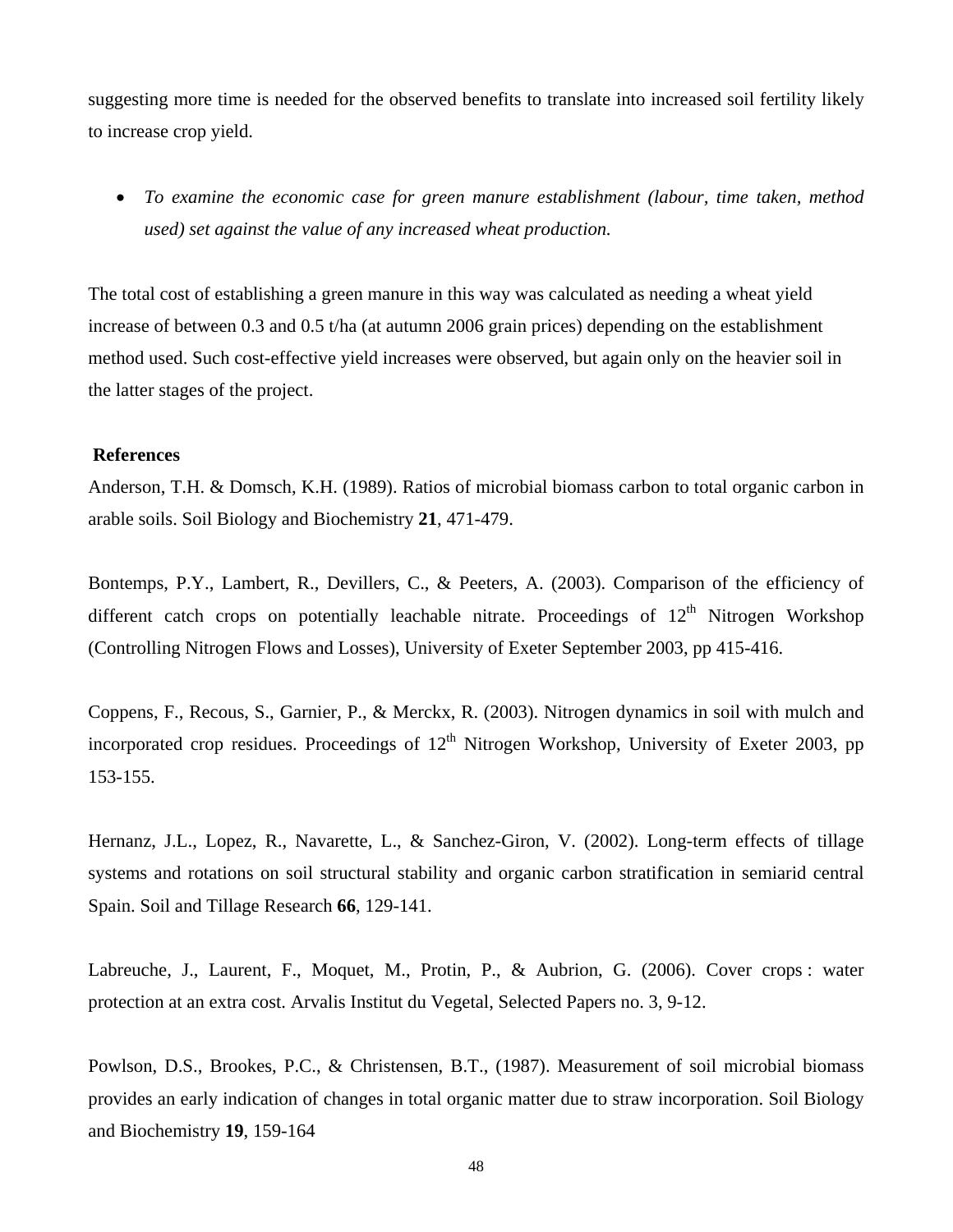suggesting more time is needed for the observed benefits to translate into increased soil fertility likely to increase crop yield.

- *To examine the economic case for green manure establishment (labour, time taken, method used) set against the value of any increased wheat production.*

The total cost of establishing a green manure in this way was calculated as needing a wheat yield increase of between 0.3 and 0.5 t/ha (at autumn 2006 grain prices) depending on the establishment method used. Such cost-effective yield increases were observed, but again only on the heavier soil in the latter stages of the project.

**References**

Anderson, T.H. & Domsch, K.H. (1989). Ratios of microbial biomass carbon to total organic carbon in arable soils. Soil Biology and Biochemistry **21**, 471-479.

Bontemps, P.Y., Lambert, R., Devillers, C., & Peeters, A. (2003). Comparison of the efficiency of different catch crops on potentially leachable nitrate. Proceedings of 12th Nitrogen Workshop (Controlling Nitrogen Flows and Losses), University of Exeter September 2003, pp 415-416.

Coppens, F., Recous, S., Garnier, P., & Merckx, R. (2003). Nitrogen dynamics in soil with mulch and incorporated crop residues. Proceedings of 12th Nitrogen Workshop, University of Exeter 2003, pp 153-155.

Hernanz, J.L., Lopez, R., Navarette, L., & Sanchez-Giron, V. (2002). Long-term effects of tillage systems and rotations on soil structural stability and organic carbon stratification in semiarid central Spain. Soil and Tillage Research **66**, 129-141.

Labreuche, J., Laurent, F., Moquet, M., Protin, P., & Aubrion, G. (2006). Cover crops : water protection at an extra cost. Arvalis Institut du Vegetal, Selected Papers no. 3, 9-12.

Powlson, D.S., Brookes, P.C., & Christensen, B.T., (1987). Measurement of soil microbial biomass provides an early indication of changes in total organic matter due to straw incorporation. Soil Biology and Biochemistry **19**, 159-164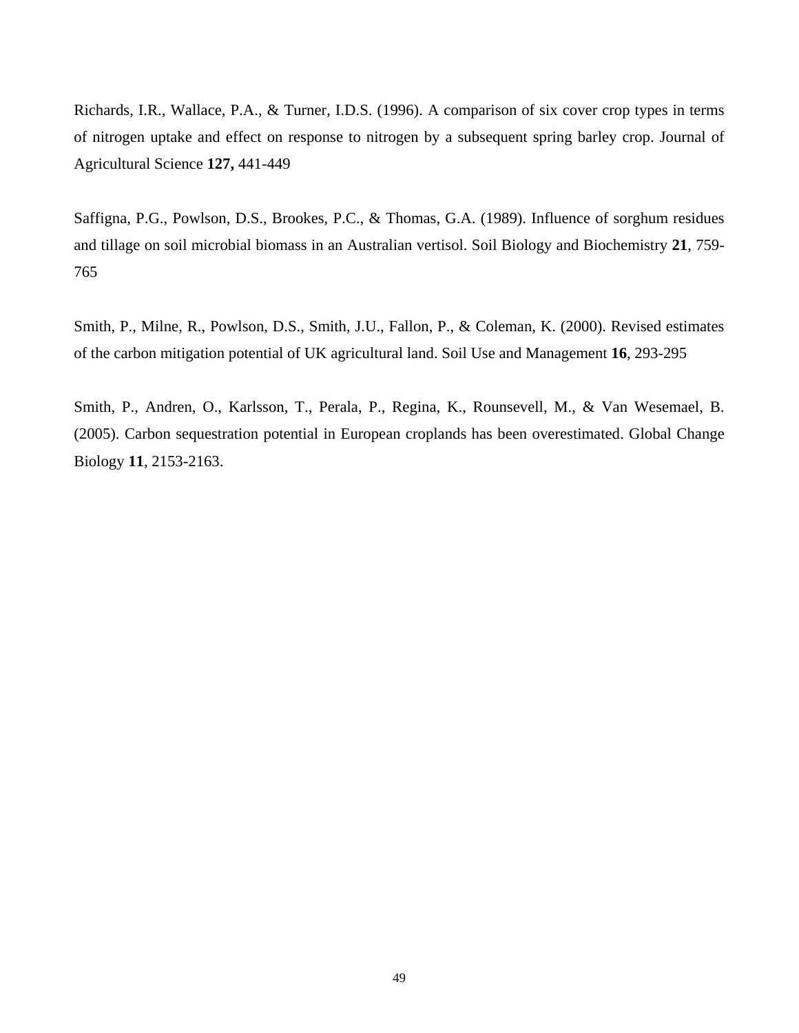Richards, I.R., Wallace, P.A., & Turner, I.D.S. (1996). A comparison of six cover crop types in terms of nitrogen uptake and effect on response to nitrogen by a subsequent spring barley crop. Journal of Agricultural Science **127,** 441-449

Saffigna, P.G., Powlson, D.S., Brookes, P.C., & Thomas, G.A. (1989). Influence of sorghum residues and tillage on soil microbial biomass in an Australian vertisol. Soil Biology and Biochemistry **21**, 759-765

Smith, P., Milne, R., Powlson, D.S., Smith, J.U., Fallon, P., & Coleman, K. (2000). Revised estimates of the carbon mitigation potential of UK agricultural land. Soil Use and Management **16**, 293-295

Smith, P., Andren, O., Karlsson, T., Perala, P., Regina, K., Rounsevell, M., & Van Wesemael, B. (2005). Carbon sequestration potential in European croplands has been overestimated. Global Change Biology **11**, 2153-2163.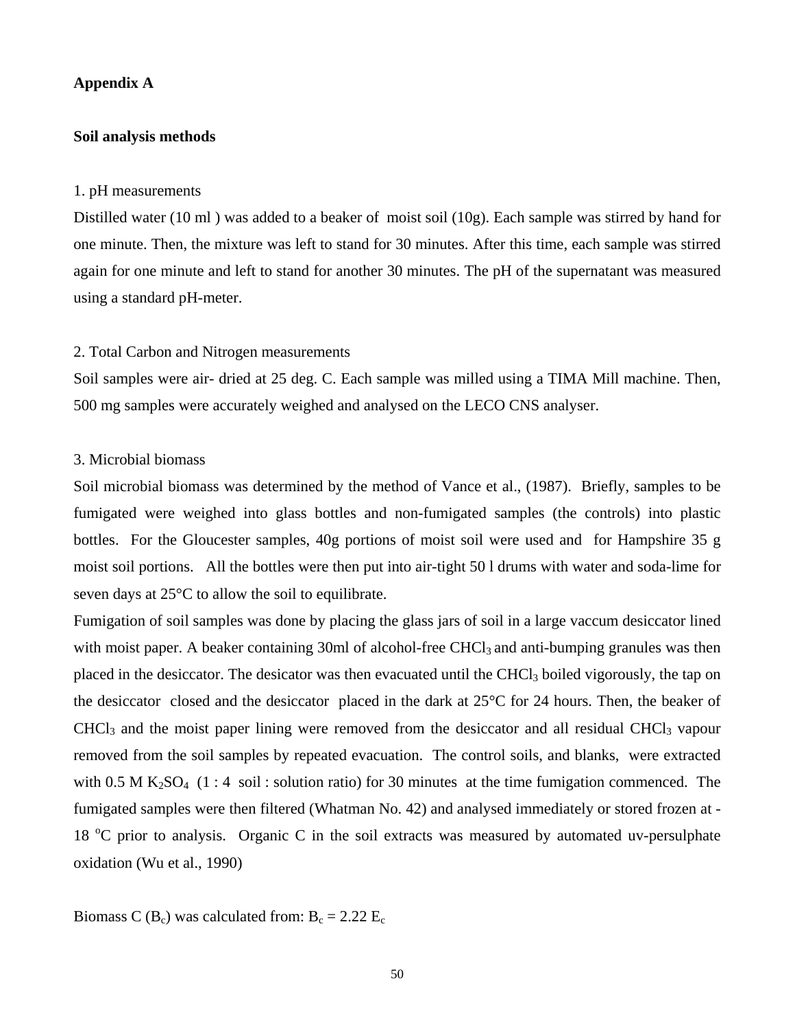**Appendix A**

**Soil analysis methods**

1. pH measurements

Distilled water (10 ml ) was added to a beaker of moist soil (10g). Each sample was stirred by hand for one minute. Then, the mixture was left to stand for 30 minutes. After this time, each sample was stirred again for one minute and left to stand for another 30 minutes. The pH of the supernatant was measured using a standard pH-meter.

2. Total Carbon and Nitrogen measurements

Soil samples were air- dried at 25 deg. C. Each sample was milled using a TIMA Mill machine. Then, 500 mg samples were accurately weighed and analysed on the LECO CNS analyser.

3. Microbial biomass

Soil microbial biomass was determined by the method of Vance et al., (1987). Briefly, samples to be fumigated were weighed into glass bottles and non-fumigated samples (the controls) into plastic bottles. For the Gloucester samples, 40g portions of moist soil were used and for Hampshire 35 g moist soil portions. All the bottles were then put into air-tight 50 l drums with water and soda-lime for seven days at 25°C to allow the soil to equilibrate.

Fumigation of soil samples was done by placing the glass jars of soil in a large vaccum desiccator lined with moist paper. A beaker containing 30ml of alcohol-free $CHCl_3$ and anti-bumping granules was then placed in the desiccator. The desicator was then evacuated until the $CHCl_3$ boiled vigorously, the tap on the desiccator closed and the desiccator placed in the dark at 25°C for 24 hours. Then, the beaker of $CHCl_3$ and the moist paper lining were removed from the desiccator and all residual $CHCl_3$ vapour removed from the soil samples by repeated evacuation. The control soils, and blanks, were extracted with 0.5 M $K_2SO_4$ (1 : 4 soil : solution ratio) for 30 minutes at the time fumigation commenced. The fumigated samples were then filtered (Whatman No. 42) and analysed immediately or stored frozen at -18 $^oC$ prior to analysis. Organic C in the soil extracts was measured by automated uv-persulphate oxidation (Wu et al., 1990)

Biomass C ($B_c$) was calculated from: $B_c = 2.22\ E_c$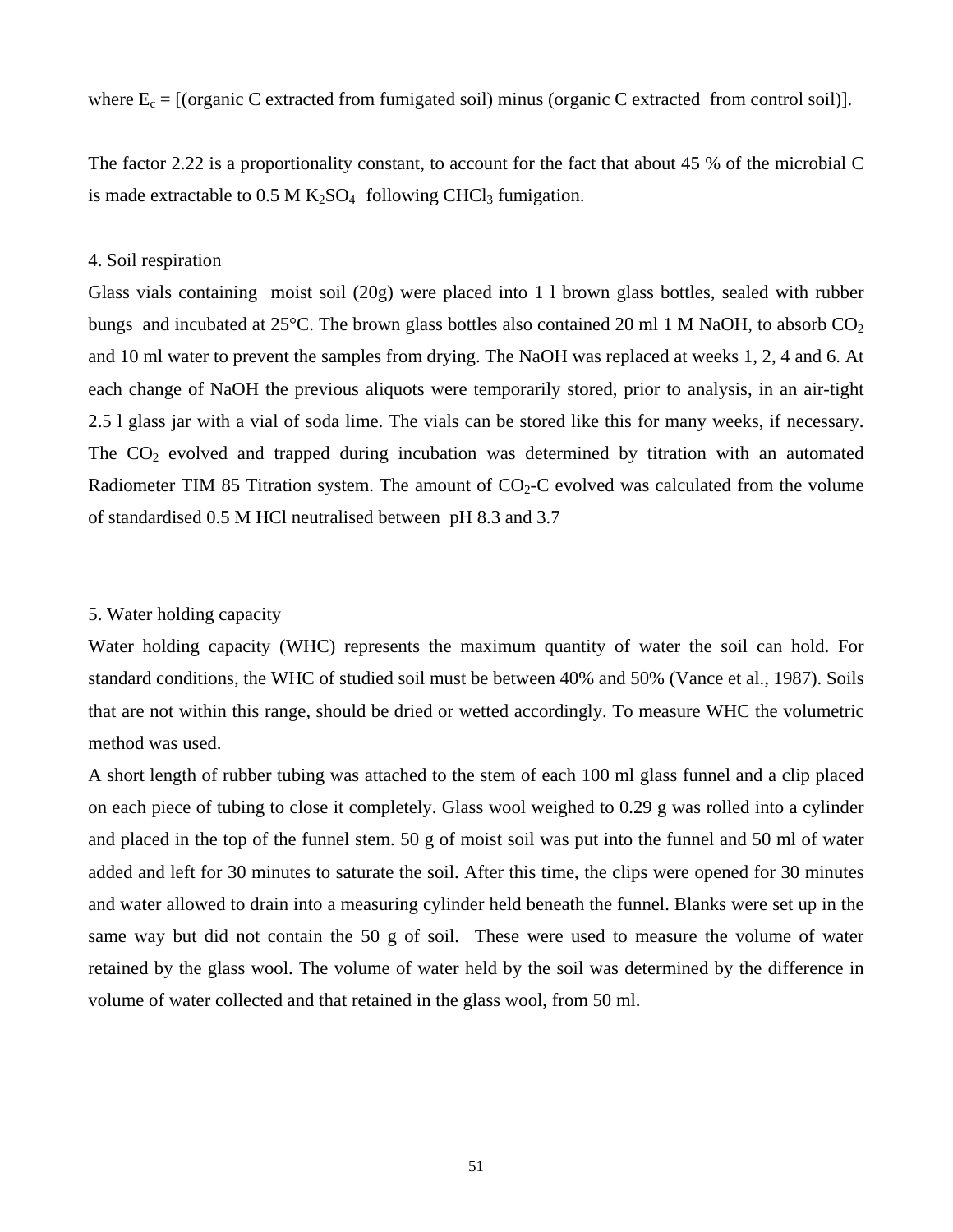where $E_c$ = [(organic C extracted from fumigated soil) minus (organic C extracted from control soil)].

The factor 2.22 is a proportionality constant, to account for the fact that about 45 % of the microbial C is made extractable to 0.5 M $K_2SO_4$ following $CHCl_3$ fumigation.

4. Soil respiration

Glass vials containing moist soil (20g) were placed into 1 l brown glass bottles, sealed with rubber bungs and incubated at 25°C. The brown glass bottles also contained 20 ml 1 M NaOH, to absorb $CO_2$ and 10 ml water to prevent the samples from drying. The NaOH was replaced at weeks 1, 2, 4 and 6. At each change of NaOH the previous aliquots were temporarily stored, prior to analysis, in an air-tight 2.5 l glass jar with a vial of soda lime. The vials can be stored like this for many weeks, if necessary. The $CO_2$ evolved and trapped during incubation was determined by titration with an automated Radiometer TIM 85 Titration system. The amount of $CO_2$-C evolved was calculated from the volume of standardised 0.5 M HCl neutralised between pH 8.3 and 3.7

5. Water holding capacity

Water holding capacity (WHC) represents the maximum quantity of water the soil can hold. For standard conditions, the WHC of studied soil must be between 40% and 50% (Vance et al., 1987). Soils that are not within this range, should be dried or wetted accordingly. To measure WHC the volumetric method was used.

A short length of rubber tubing was attached to the stem of each 100 ml glass funnel and a clip placed on each piece of tubing to close it completely. Glass wool weighed to 0.29 g was rolled into a cylinder and placed in the top of the funnel stem. 50 g of moist soil was put into the funnel and 50 ml of water added and left for 30 minutes to saturate the soil. After this time, the clips were opened for 30 minutes and water allowed to drain into a measuring cylinder held beneath the funnel. Blanks were set up in the same way but did not contain the 50 g of soil. These were used to measure the volume of water retained by the glass wool. The volume of water held by the soil was determined by the difference in volume of water collected and that retained in the glass wool, from 50 ml.